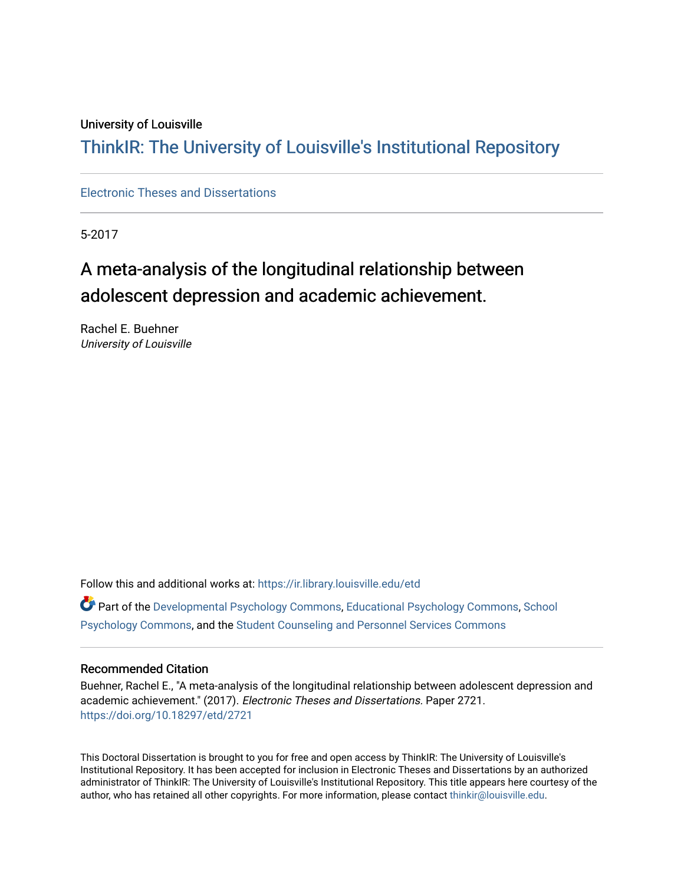University of Louisville

# ThinkIR: The University of Louisville's Institutional Repository

Electronic Theses and Dissertations

5-2017

## A meta-analysis of the longitudinal relationship between adolescent depression and academic achievement.

Rachel E. Buehner
*University of Louisville*

Follow this and additional works at: https://ir.library.louisville.edu/etd

Part of the Developmental Psychology Commons, Educational Psychology Commons, School Psychology Commons, and the Student Counseling and Personnel Services Commons

### Recommended Citation

Buehner, Rachel E., "A meta-analysis of the longitudinal relationship between adolescent depression and academic achievement." (2017). *Electronic Theses and Dissertations.* Paper 2721.
https://doi.org/10.18297/etd/2721

This Doctoral Dissertation is brought to you for free and open access by ThinkIR: The University of Louisville's Institutional Repository. It has been accepted for inclusion in Electronic Theses and Dissertations by an authorized administrator of ThinkIR: The University of Louisville's Institutional Repository. This title appears here courtesy of the author, who has retained all other copyrights. For more information, please contact thinkir@louisville.edu.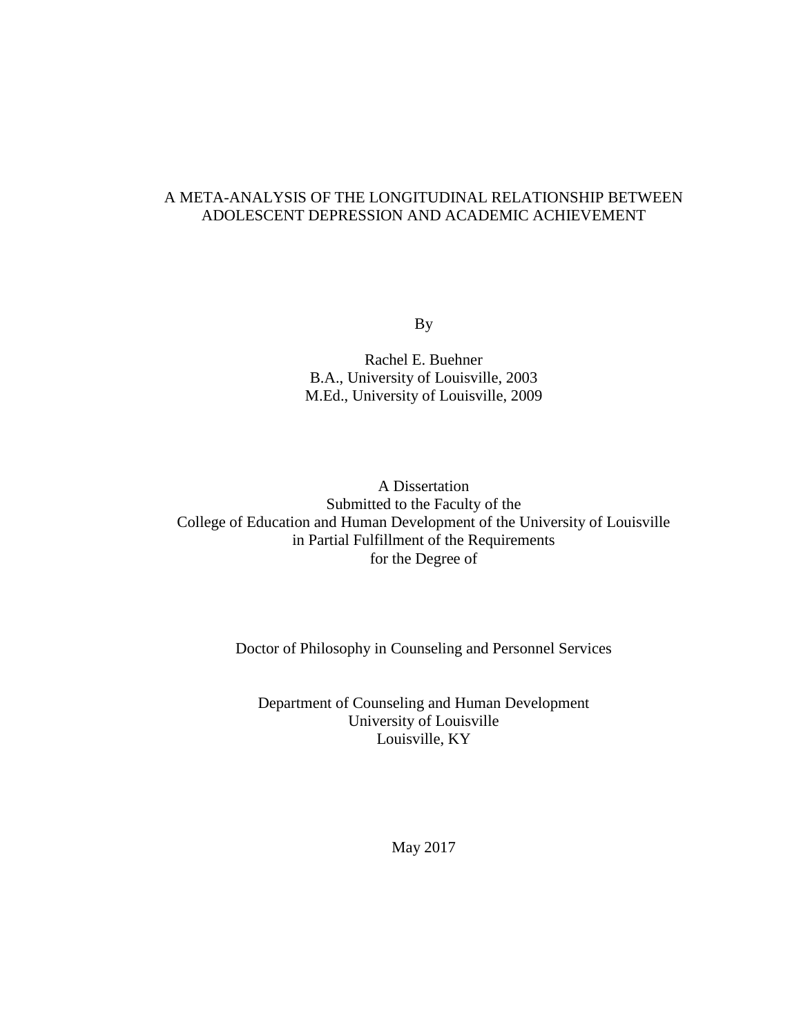# A META-ANALYSIS OF THE LONGITUDINAL RELATIONSHIP BETWEEN ADOLESCENT DEPRESSION AND ACADEMIC ACHIEVEMENT

By

Rachel E. Buehner
B.A., University of Louisville, 2003
M.Ed., University of Louisville, 2009

A Dissertation
Submitted to the Faculty of the
College of Education and Human Development of the University of Louisville
in Partial Fulfillment of the Requirements
for the Degree of

Doctor of Philosophy in Counseling and Personnel Services

Department of Counseling and Human Development
University of Louisville
Louisville, KY

May 2017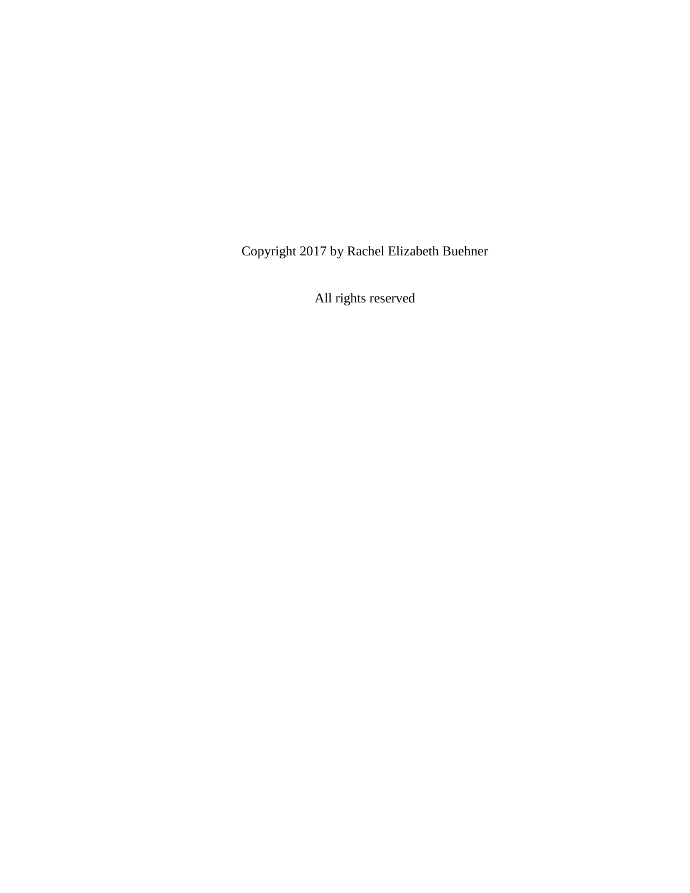Copyright 2017 by Rachel Elizabeth Buehner

All rights reserved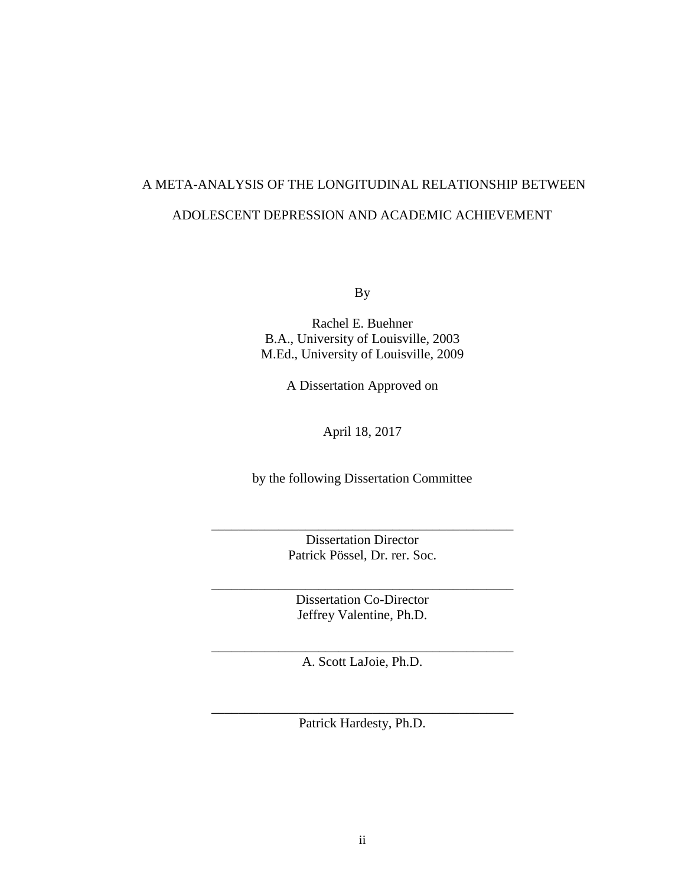A META-ANALYSIS OF THE LONGITUDINAL RELATIONSHIP BETWEEN

ADOLESCENT DEPRESSION AND ACADEMIC ACHIEVEMENT

By

Rachel E. Buehner
B.A., University of Louisville, 2003
M.Ed., University of Louisville, 2009

A Dissertation Approved on

April 18, 2017

by the following Dissertation Committee

\_\_\_\_\_\_\_\_\_\_\_\_\_\_\_\_\_\_\_\_\_\_\_\_\_\_\_\_\_\_\_\_\_\_\_\_\_\_\_\_\_\_\_\_\_\_
Dissertation Director
Patrick Pössel, Dr. rer. Soc.

\_\_\_\_\_\_\_\_\_\_\_\_\_\_\_\_\_\_\_\_\_\_\_\_\_\_\_\_\_\_\_\_\_\_\_\_\_\_\_\_\_\_\_\_\_\_
Dissertation Co-Director
Jeffrey Valentine, Ph.D.

\_\_\_\_\_\_\_\_\_\_\_\_\_\_\_\_\_\_\_\_\_\_\_\_\_\_\_\_\_\_\_\_\_\_\_\_\_\_\_\_\_\_\_\_\_\_
A. Scott LaJoie, Ph.D.

\_\_\_\_\_\_\_\_\_\_\_\_\_\_\_\_\_\_\_\_\_\_\_\_\_\_\_\_\_\_\_\_\_\_\_\_\_\_\_\_\_\_\_\_\_\_
Patrick Hardesty, Ph.D.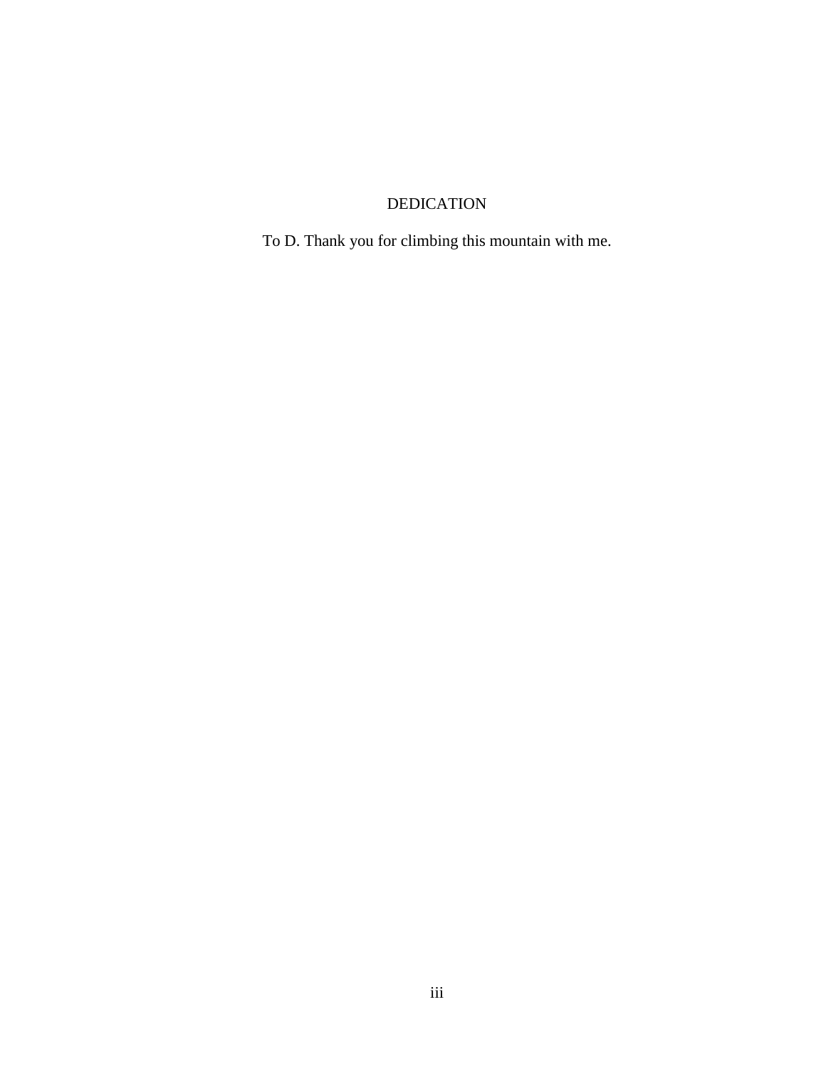# DEDICATION

To D. Thank you for climbing this mountain with me.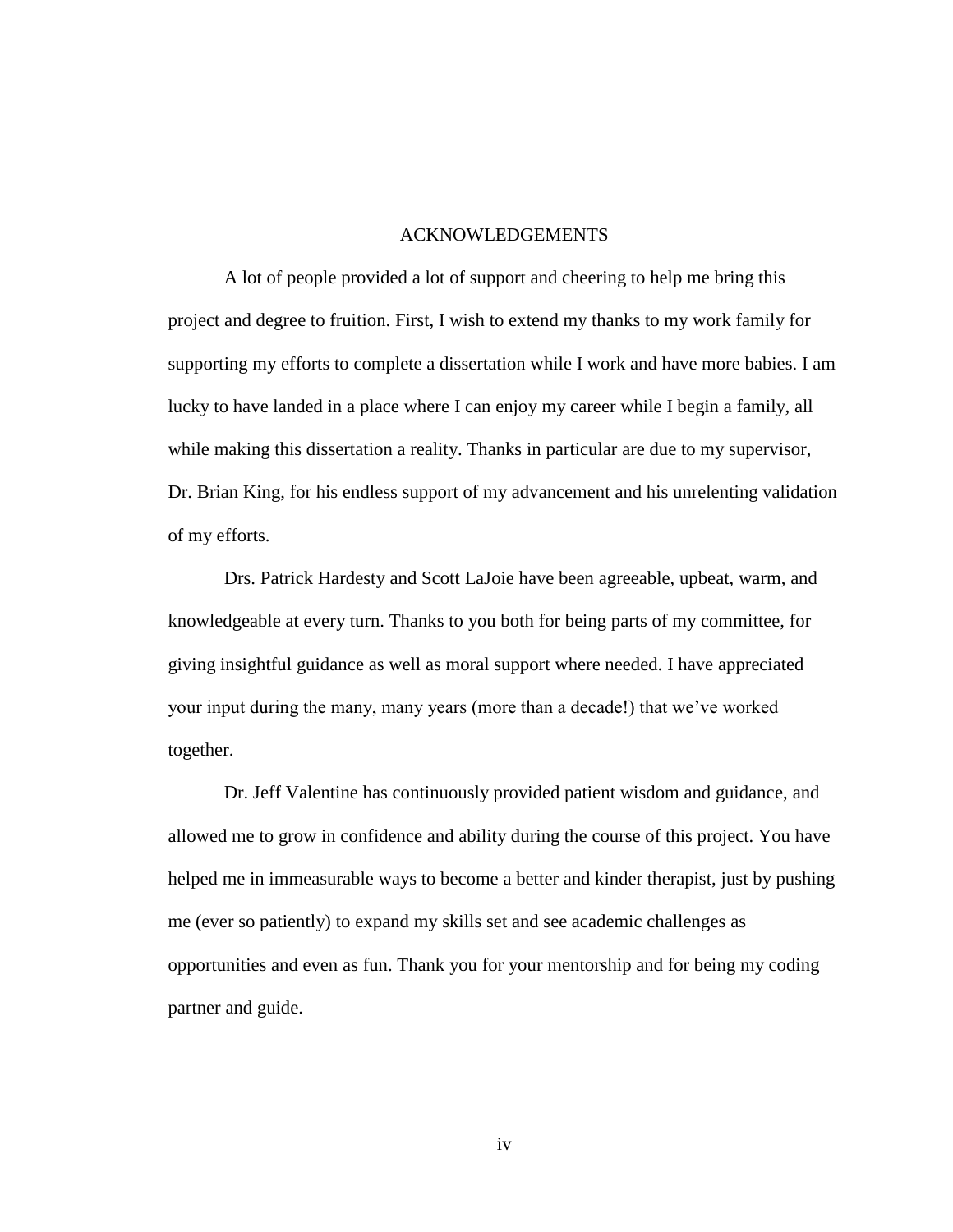# ACKNOWLEDGEMENTS

A lot of people provided a lot of support and cheering to help me bring this project and degree to fruition. First, I wish to extend my thanks to my work family for supporting my efforts to complete a dissertation while I work and have more babies. I am lucky to have landed in a place where I can enjoy my career while I begin a family, all while making this dissertation a reality. Thanks in particular are due to my supervisor, Dr. Brian King, for his endless support of my advancement and his unrelenting validation of my efforts.

Drs. Patrick Hardesty and Scott LaJoie have been agreeable, upbeat, warm, and knowledgeable at every turn. Thanks to you both for being parts of my committee, for giving insightful guidance as well as moral support where needed. I have appreciated your input during the many, many years (more than a decade!) that we've worked together.

Dr. Jeff Valentine has continuously provided patient wisdom and guidance, and allowed me to grow in confidence and ability during the course of this project. You have helped me in immeasurable ways to become a better and kinder therapist, just by pushing me (ever so patiently) to expand my skills set and see academic challenges as opportunities and even as fun. Thank you for your mentorship and for being my coding partner and guide.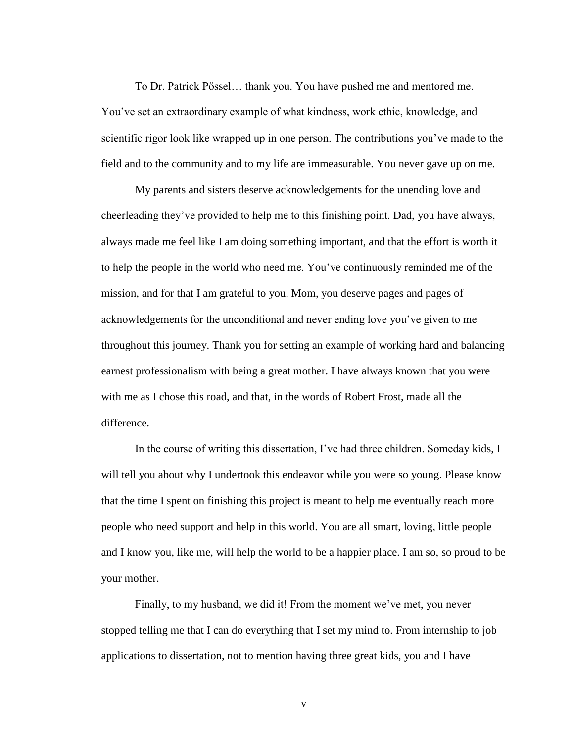To Dr. Patrick Pössel… thank you. You have pushed me and mentored me. You've set an extraordinary example of what kindness, work ethic, knowledge, and scientific rigor look like wrapped up in one person. The contributions you've made to the field and to the community and to my life are immeasurable. You never gave up on me.

My parents and sisters deserve acknowledgements for the unending love and cheerleading they've provided to help me to this finishing point. Dad, you have always, always made me feel like I am doing something important, and that the effort is worth it to help the people in the world who need me. You've continuously reminded me of the mission, and for that I am grateful to you. Mom, you deserve pages and pages of acknowledgements for the unconditional and never ending love you've given to me throughout this journey. Thank you for setting an example of working hard and balancing earnest professionalism with being a great mother. I have always known that you were with me as I chose this road, and that, in the words of Robert Frost, made all the difference.

In the course of writing this dissertation, I've had three children. Someday kids, I will tell you about why I undertook this endeavor while you were so young. Please know that the time I spent on finishing this project is meant to help me eventually reach more people who need support and help in this world. You are all smart, loving, little people and I know you, like me, will help the world to be a happier place. I am so, so proud to be your mother.

Finally, to my husband, we did it! From the moment we've met, you never stopped telling me that I can do everything that I set my mind to. From internship to job applications to dissertation, not to mention having three great kids, you and I have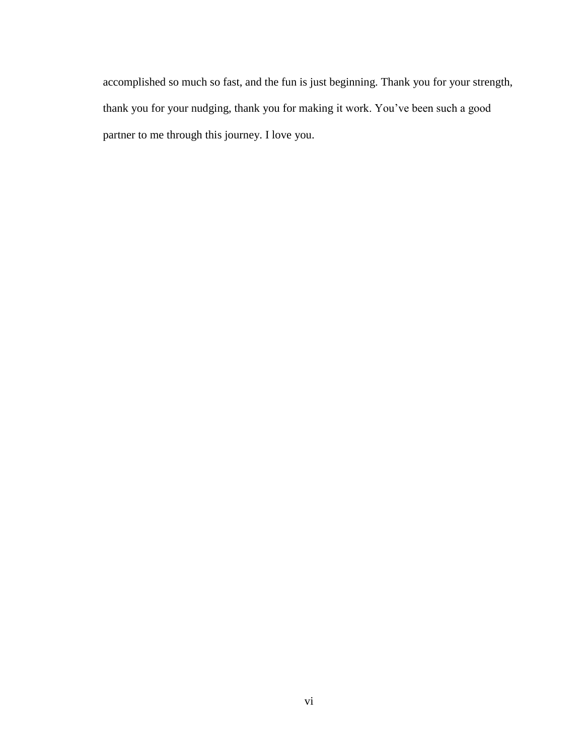accomplished so much so fast, and the fun is just beginning. Thank you for your strength, thank you for your nudging, thank you for making it work. You've been such a good partner to me through this journey. I love you.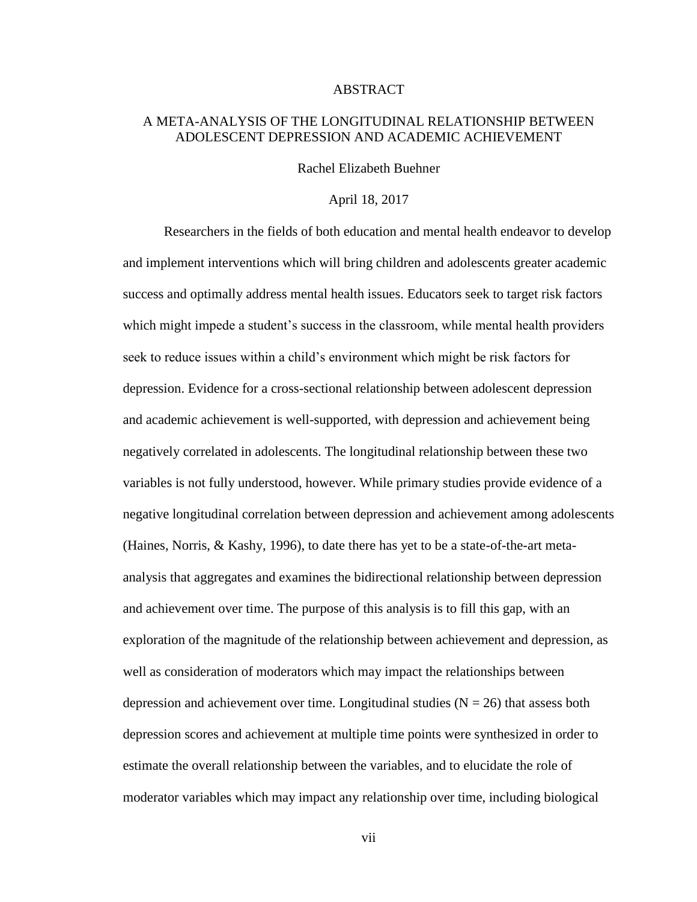# ABSTRACT

## A META-ANALYSIS OF THE LONGITUDINAL RELATIONSHIP BETWEEN ADOLESCENT DEPRESSION AND ACADEMIC ACHIEVEMENT

Rachel Elizabeth Buehner

April 18, 2017

Researchers in the fields of both education and mental health endeavor to develop and implement interventions which will bring children and adolescents greater academic success and optimally address mental health issues. Educators seek to target risk factors which might impede a student's success in the classroom, while mental health providers seek to reduce issues within a child's environment which might be risk factors for depression. Evidence for a cross-sectional relationship between adolescent depression and academic achievement is well-supported, with depression and achievement being negatively correlated in adolescents. The longitudinal relationship between these two variables is not fully understood, however. While primary studies provide evidence of a negative longitudinal correlation between depression and achievement among adolescents (Haines, Norris, & Kashy, 1996), to date there has yet to be a state-of-the-art meta-analysis that aggregates and examines the bidirectional relationship between depression and achievement over time. The purpose of this analysis is to fill this gap, with an exploration of the magnitude of the relationship between achievement and depression, as well as consideration of moderators which may impact the relationships between depression and achievement over time. Longitudinal studies ($N = 26$) that assess both depression scores and achievement at multiple time points were synthesized in order to estimate the overall relationship between the variables, and to elucidate the role of moderator variables which may impact any relationship over time, including biological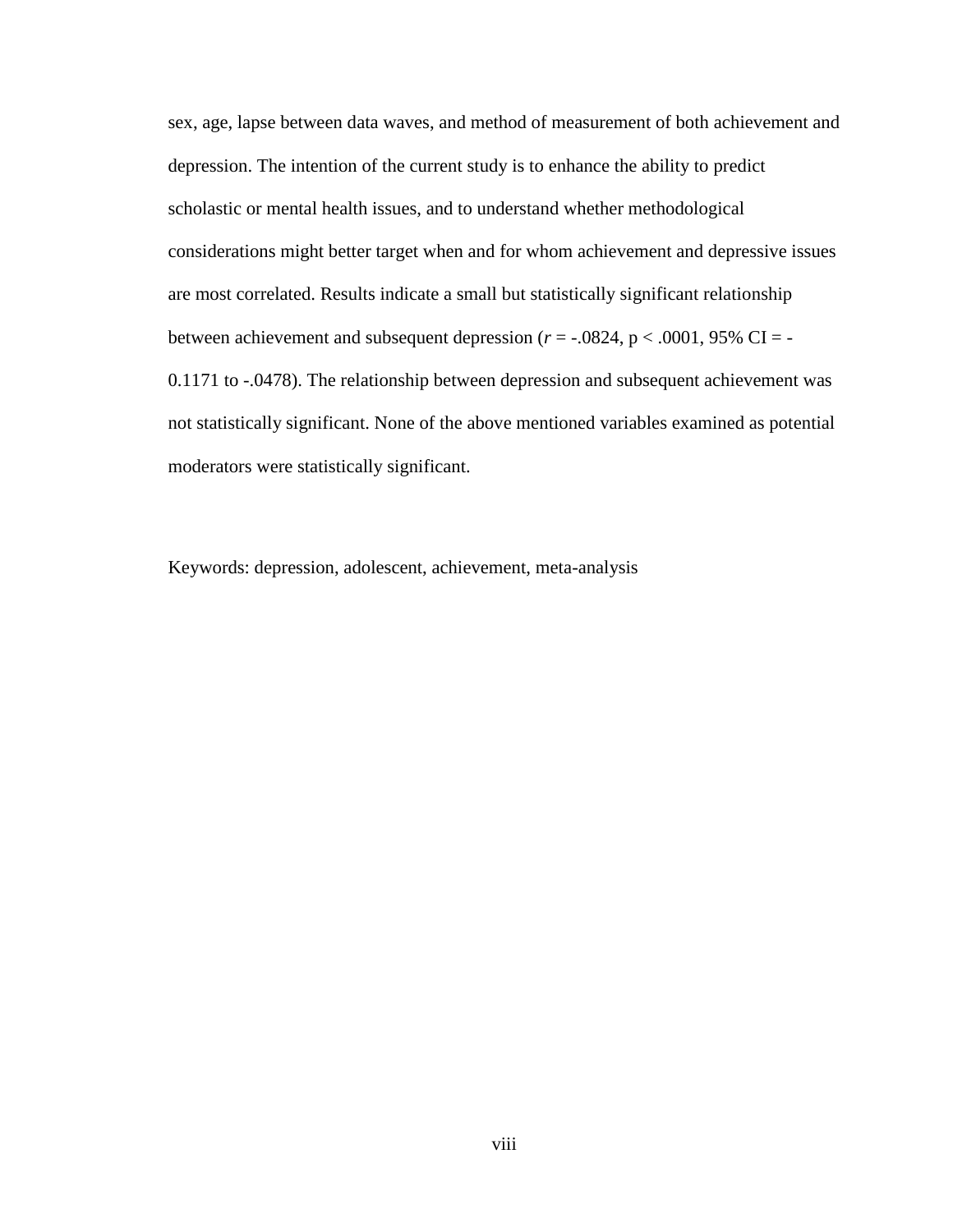sex, age, lapse between data waves, and method of measurement of both achievement and depression. The intention of the current study is to enhance the ability to predict scholastic or mental health issues, and to understand whether methodological considerations might better target when and for whom achievement and depressive issues are most correlated. Results indicate a small but statistically significant relationship between achievement and subsequent depression ($r$ = -.0824, $p < .0001$, 95% CI = -0.1171 to -.0478). The relationship between depression and subsequent achievement was not statistically significant. None of the above mentioned variables examined as potential moderators were statistically significant.

Keywords: depression, adolescent, achievement, meta-analysis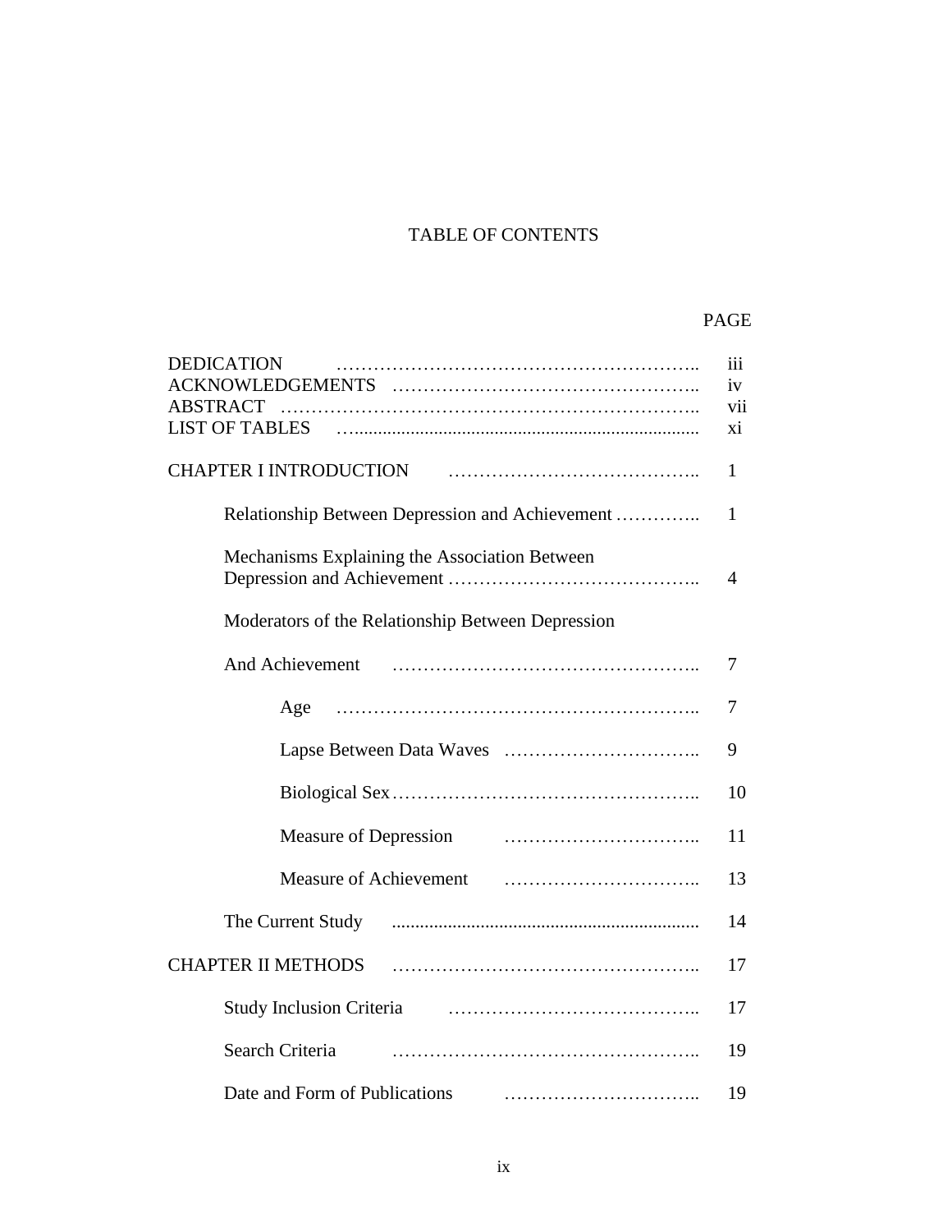# TABLE OF CONTENTS

| | PAGE |
|---|---|
| DEDICATION | iii |
| ACKNOWLEDGEMENTS | iv |
| ABSTRACT | vii |
| LIST OF TABLES | xi |
| CHAPTER I INTRODUCTION | 1 |
| Relationship Between Depression and Achievement | 1 |
| Mechanisms Explaining the Association Between Depression and Achievement | 4 |
| Moderators of the Relationship Between Depression And Achievement | 7 |
| Age | 7 |
| Lapse Between Data Waves | 9 |
| Biological Sex | 10 |
| Measure of Depression | 11 |
| Measure of Achievement | 13 |
| The Current Study | 14 |
| CHAPTER II METHODS | 17 |
| Study Inclusion Criteria | 17 |
| Search Criteria | 19 |
| Date and Form of Publications | 19 |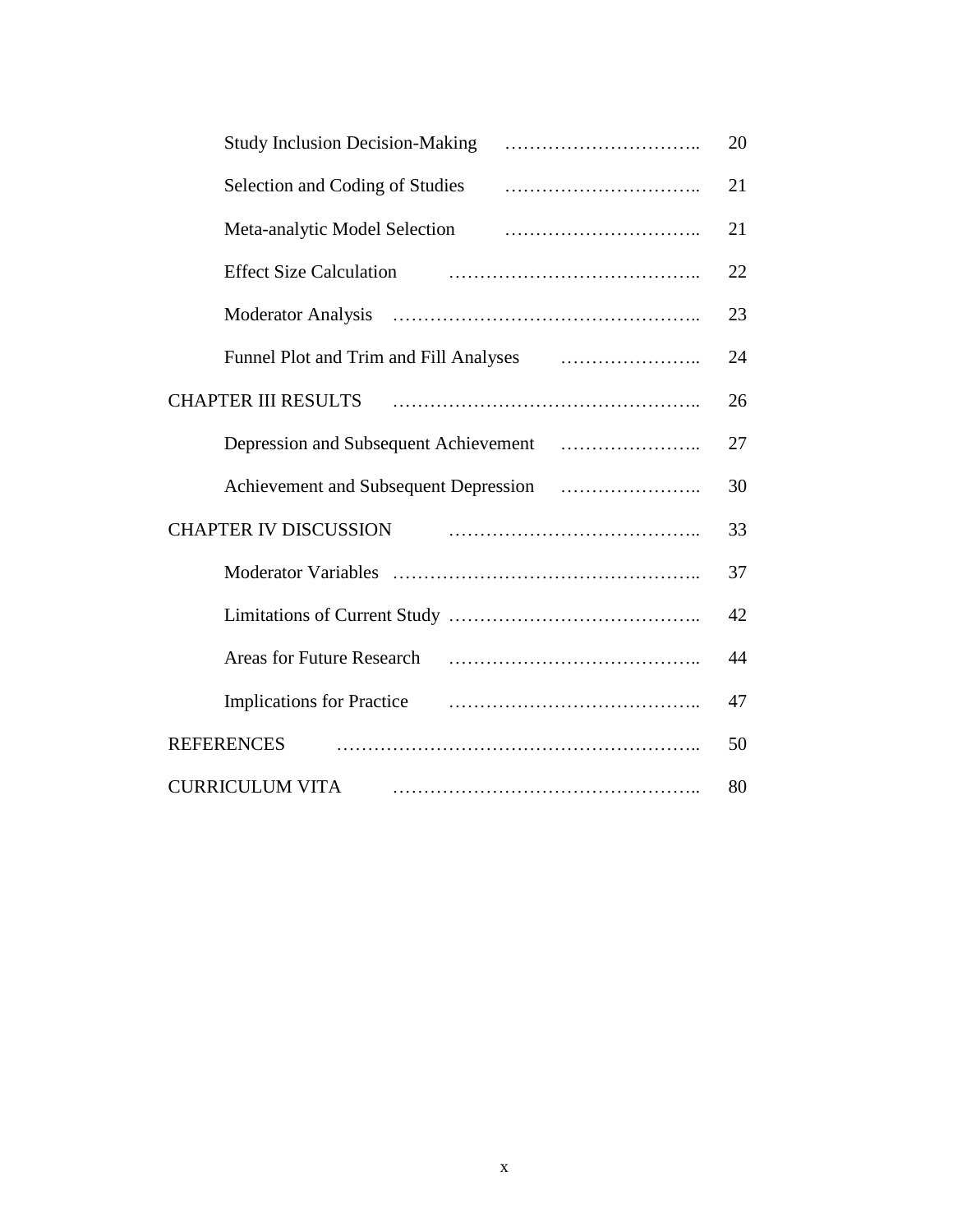| | |
|---|---|
| &nbsp;&nbsp;&nbsp;&nbsp;Study Inclusion Decision-Making ………………………….. | 20 |
| &nbsp;&nbsp;&nbsp;&nbsp;Selection and Coding of Studies ………………………….. | 21 |
| &nbsp;&nbsp;&nbsp;&nbsp;Meta-analytic Model Selection ………………………….. | 21 |
| &nbsp;&nbsp;&nbsp;&nbsp;Effect Size Calculation ………………………………….. | 22 |
| &nbsp;&nbsp;&nbsp;&nbsp;Moderator Analysis ……………………………………….. | 23 |
| &nbsp;&nbsp;&nbsp;&nbsp;Funnel Plot and Trim and Fill Analyses ………………….. | 24 |
| CHAPTER III RESULTS ……………………………………….. | 26 |
| &nbsp;&nbsp;&nbsp;&nbsp;Depression and Subsequent Achievement ………………….. | 27 |
| &nbsp;&nbsp;&nbsp;&nbsp;Achievement and Subsequent Depression ………………….. | 30 |
| CHAPTER IV DISCUSSION ………………………………….. | 33 |
| &nbsp;&nbsp;&nbsp;&nbsp;Moderator Variables ……………………………………….. | 37 |
| &nbsp;&nbsp;&nbsp;&nbsp;Limitations of Current Study ………………………………….. | 42 |
| &nbsp;&nbsp;&nbsp;&nbsp;Areas for Future Research ………………………………….. | 44 |
| &nbsp;&nbsp;&nbsp;&nbsp;Implications for Practice ………………………………….. | 47 |
| REFERENCES ……………………………………………….. | 50 |
| CURRICULUM VITA ……………………………………….. | 80 |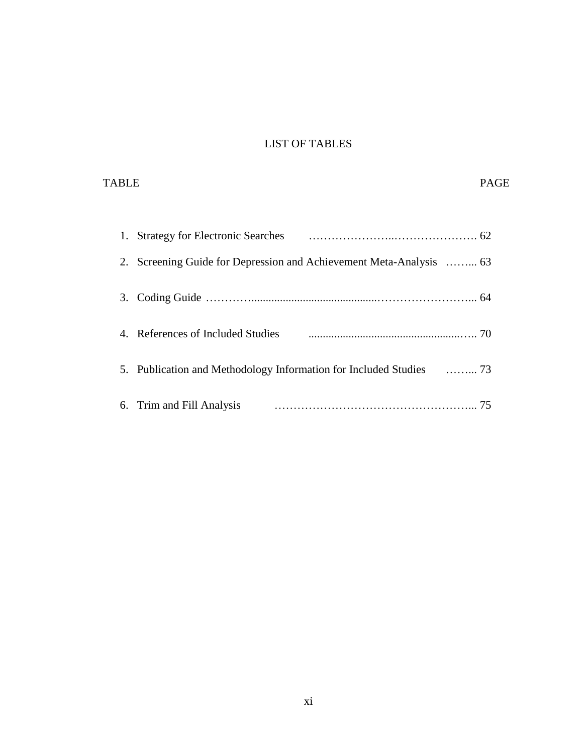# LIST OF TABLES

| TABLE | PAGE |
|---|---|
| 1. Strategy for Electronic Searches | 62 |
| 2. Screening Guide for Depression and Achievement Meta-Analysis | 63 |
| 3. Coding Guide | 64 |
| 4. References of Included Studies | 70 |
| 5. Publication and Methodology Information for Included Studies | 73 |
| 6. Trim and Fill Analysis | 75 |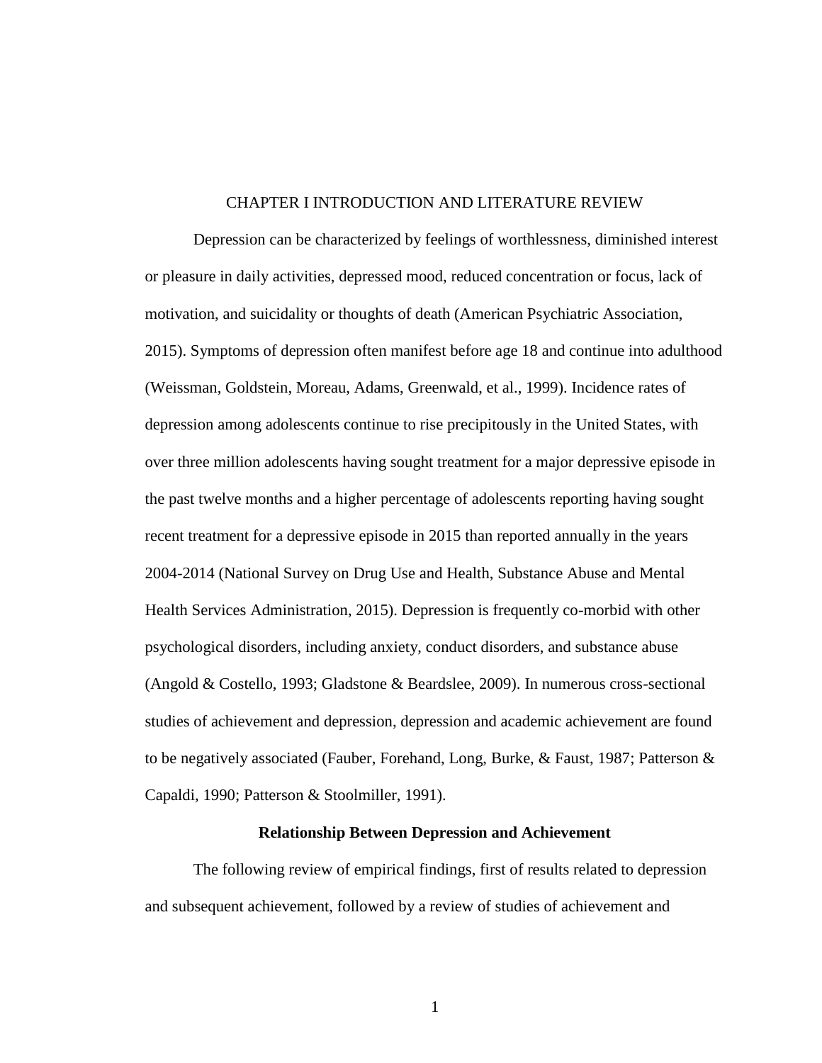# CHAPTER I INTRODUCTION AND LITERATURE REVIEW

Depression can be characterized by feelings of worthlessness, diminished interest or pleasure in daily activities, depressed mood, reduced concentration or focus, lack of motivation, and suicidality or thoughts of death (American Psychiatric Association, 2015). Symptoms of depression often manifest before age 18 and continue into adulthood (Weissman, Goldstein, Moreau, Adams, Greenwald, et al., 1999). Incidence rates of depression among adolescents continue to rise precipitously in the United States, with over three million adolescents having sought treatment for a major depressive episode in the past twelve months and a higher percentage of adolescents reporting having sought recent treatment for a depressive episode in 2015 than reported annually in the years 2004-2014 (National Survey on Drug Use and Health, Substance Abuse and Mental Health Services Administration, 2015). Depression is frequently co-morbid with other psychological disorders, including anxiety, conduct disorders, and substance abuse (Angold & Costello, 1993; Gladstone & Beardslee, 2009). In numerous cross-sectional studies of achievement and depression, depression and academic achievement are found to be negatively associated (Fauber, Forehand, Long, Burke, & Faust, 1987; Patterson & Capaldi, 1990; Patterson & Stoolmiller, 1991).

## Relationship Between Depression and Achievement

The following review of empirical findings, first of results related to depression and subsequent achievement, followed by a review of studies of achievement and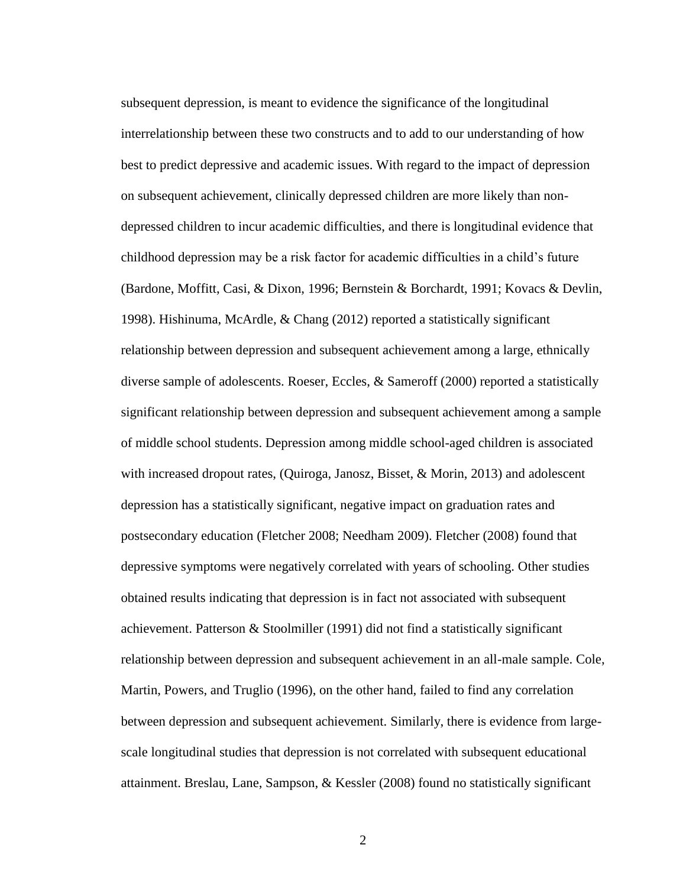subsequent depression, is meant to evidence the significance of the longitudinal interrelationship between these two constructs and to add to our understanding of how best to predict depressive and academic issues. With regard to the impact of depression on subsequent achievement, clinically depressed children are more likely than non-depressed children to incur academic difficulties, and there is longitudinal evidence that childhood depression may be a risk factor for academic difficulties in a child's future (Bardone, Moffitt, Casi, & Dixon, 1996; Bernstein & Borchardt, 1991; Kovacs & Devlin, 1998). Hishinuma, McArdle, & Chang (2012) reported a statistically significant relationship between depression and subsequent achievement among a large, ethnically diverse sample of adolescents. Roeser, Eccles, & Sameroff (2000) reported a statistically significant relationship between depression and subsequent achievement among a sample of middle school students. Depression among middle school-aged children is associated with increased dropout rates, (Quiroga, Janosz, Bisset, & Morin, 2013) and adolescent depression has a statistically significant, negative impact on graduation rates and postsecondary education (Fletcher 2008; Needham 2009). Fletcher (2008) found that depressive symptoms were negatively correlated with years of schooling. Other studies obtained results indicating that depression is in fact not associated with subsequent achievement. Patterson & Stoolmiller (1991) did not find a statistically significant relationship between depression and subsequent achievement in an all-male sample. Cole, Martin, Powers, and Truglio (1996), on the other hand, failed to find any correlation between depression and subsequent achievement. Similarly, there is evidence from large-scale longitudinal studies that depression is not correlated with subsequent educational attainment. Breslau, Lane, Sampson, & Kessler (2008) found no statistically significant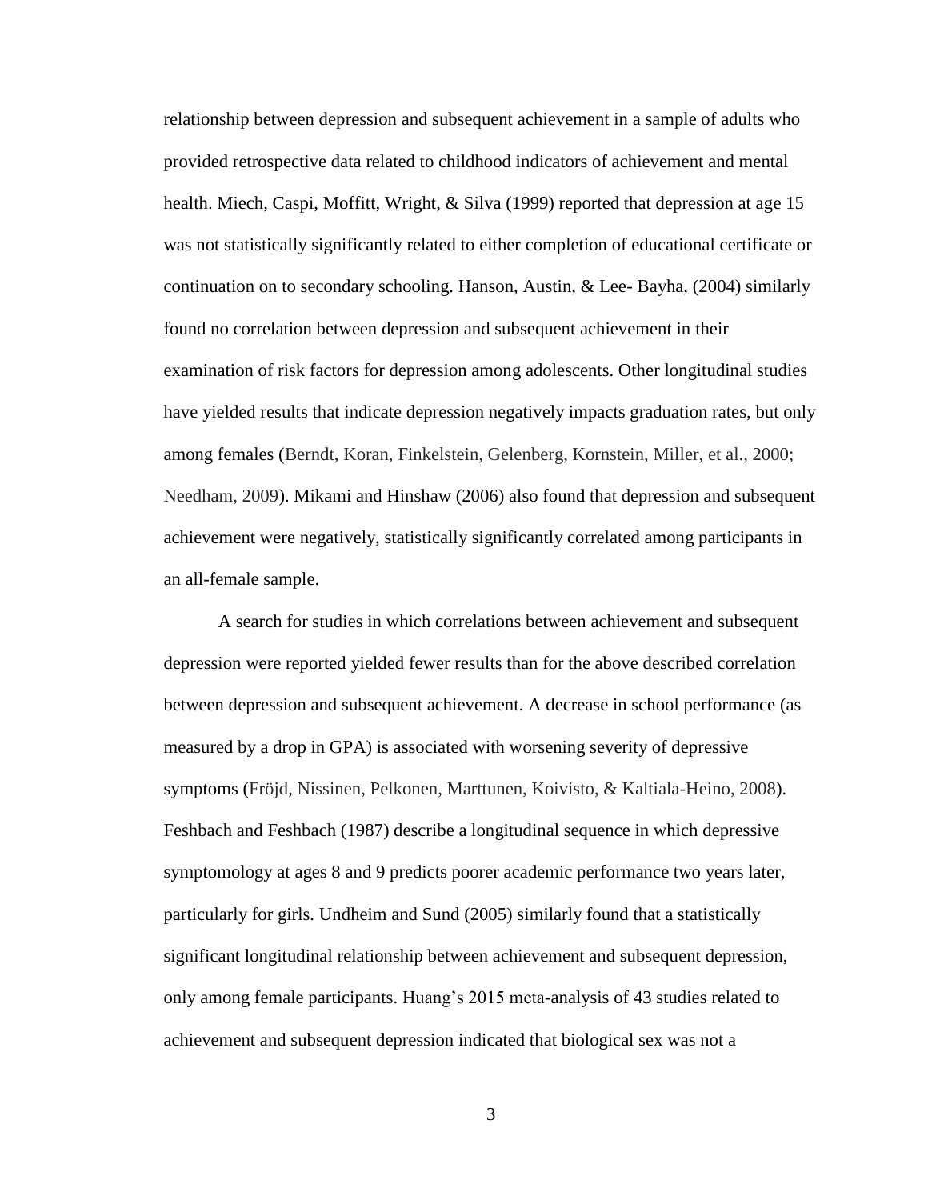relationship between depression and subsequent achievement in a sample of adults who provided retrospective data related to childhood indicators of achievement and mental health. Miech, Caspi, Moffitt, Wright, & Silva (1999) reported that depression at age 15 was not statistically significantly related to either completion of educational certificate or continuation on to secondary schooling. Hanson, Austin, & Lee- Bayha, (2004) similarly found no correlation between depression and subsequent achievement in their examination of risk factors for depression among adolescents. Other longitudinal studies have yielded results that indicate depression negatively impacts graduation rates, but only among females (Berndt, Koran, Finkelstein, Gelenberg, Kornstein, Miller, et al., 2000; Needham, 2009). Mikami and Hinshaw (2006) also found that depression and subsequent achievement were negatively, statistically significantly correlated among participants in an all-female sample.

A search for studies in which correlations between achievement and subsequent depression were reported yielded fewer results than for the above described correlation between depression and subsequent achievement. A decrease in school performance (as measured by a drop in GPA) is associated with worsening severity of depressive symptoms (Fröjd, Nissinen, Pelkonen, Marttunen, Koivisto, & Kaltiala-Heino, 2008). Feshbach and Feshbach (1987) describe a longitudinal sequence in which depressive symptomology at ages 8 and 9 predicts poorer academic performance two years later, particularly for girls. Undheim and Sund (2005) similarly found that a statistically significant longitudinal relationship between achievement and subsequent depression, only among female participants. Huang's 2015 meta-analysis of 43 studies related to achievement and subsequent depression indicated that biological sex was not a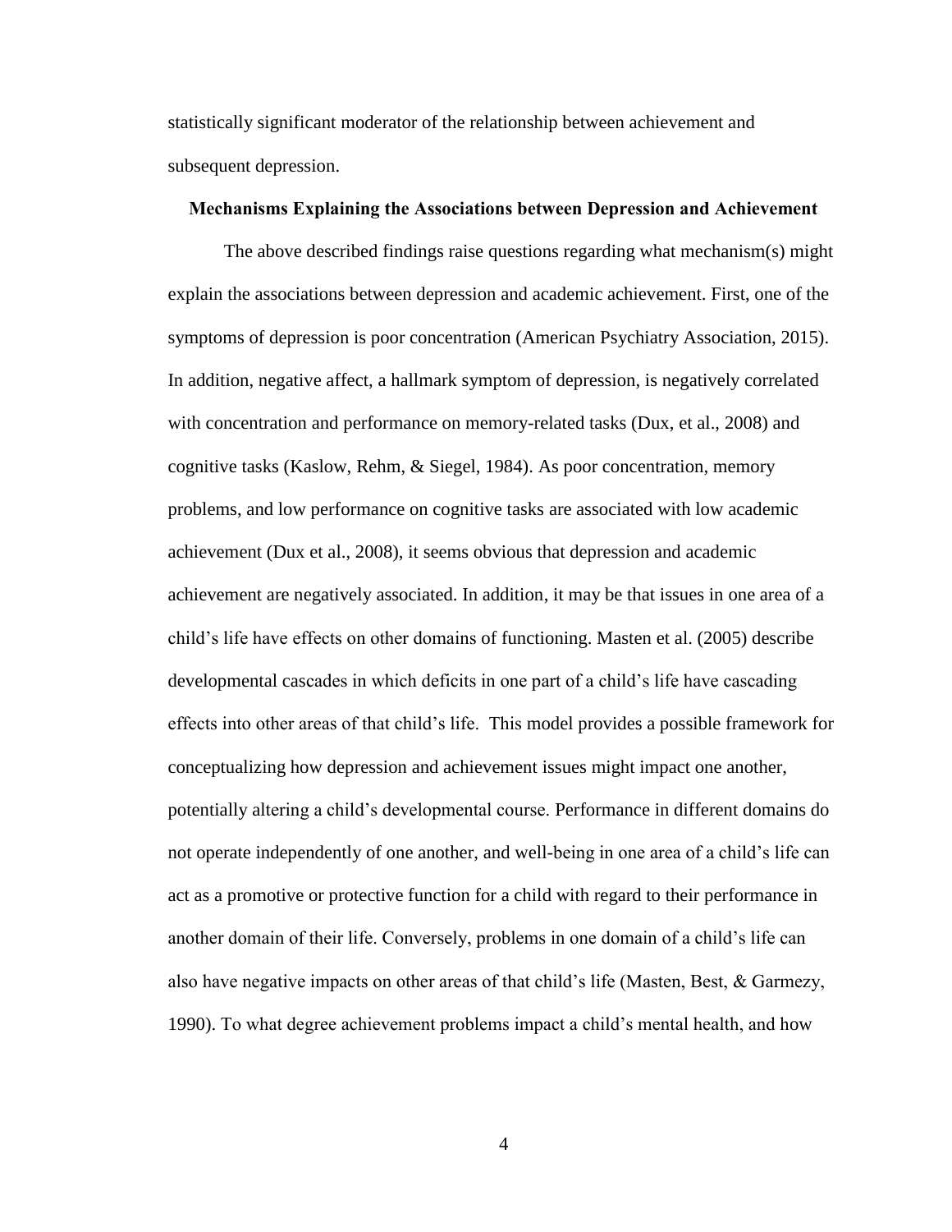statistically significant moderator of the relationship between achievement and subsequent depression.

## Mechanisms Explaining the Associations between Depression and Achievement

The above described findings raise questions regarding what mechanism(s) might explain the associations between depression and academic achievement. First, one of the symptoms of depression is poor concentration (American Psychiatry Association, 2015). In addition, negative affect, a hallmark symptom of depression, is negatively correlated with concentration and performance on memory-related tasks (Dux, et al., 2008) and cognitive tasks (Kaslow, Rehm, & Siegel, 1984). As poor concentration, memory problems, and low performance on cognitive tasks are associated with low academic achievement (Dux et al., 2008), it seems obvious that depression and academic achievement are negatively associated. In addition, it may be that issues in one area of a child's life have effects on other domains of functioning. Masten et al. (2005) describe developmental cascades in which deficits in one part of a child's life have cascading effects into other areas of that child's life. This model provides a possible framework for conceptualizing how depression and achievement issues might impact one another, potentially altering a child's developmental course. Performance in different domains do not operate independently of one another, and well-being in one area of a child's life can act as a promotive or protective function for a child with regard to their performance in another domain of their life. Conversely, problems in one domain of a child's life can also have negative impacts on other areas of that child's life (Masten, Best, & Garmezy, 1990). To what degree achievement problems impact a child's mental health, and how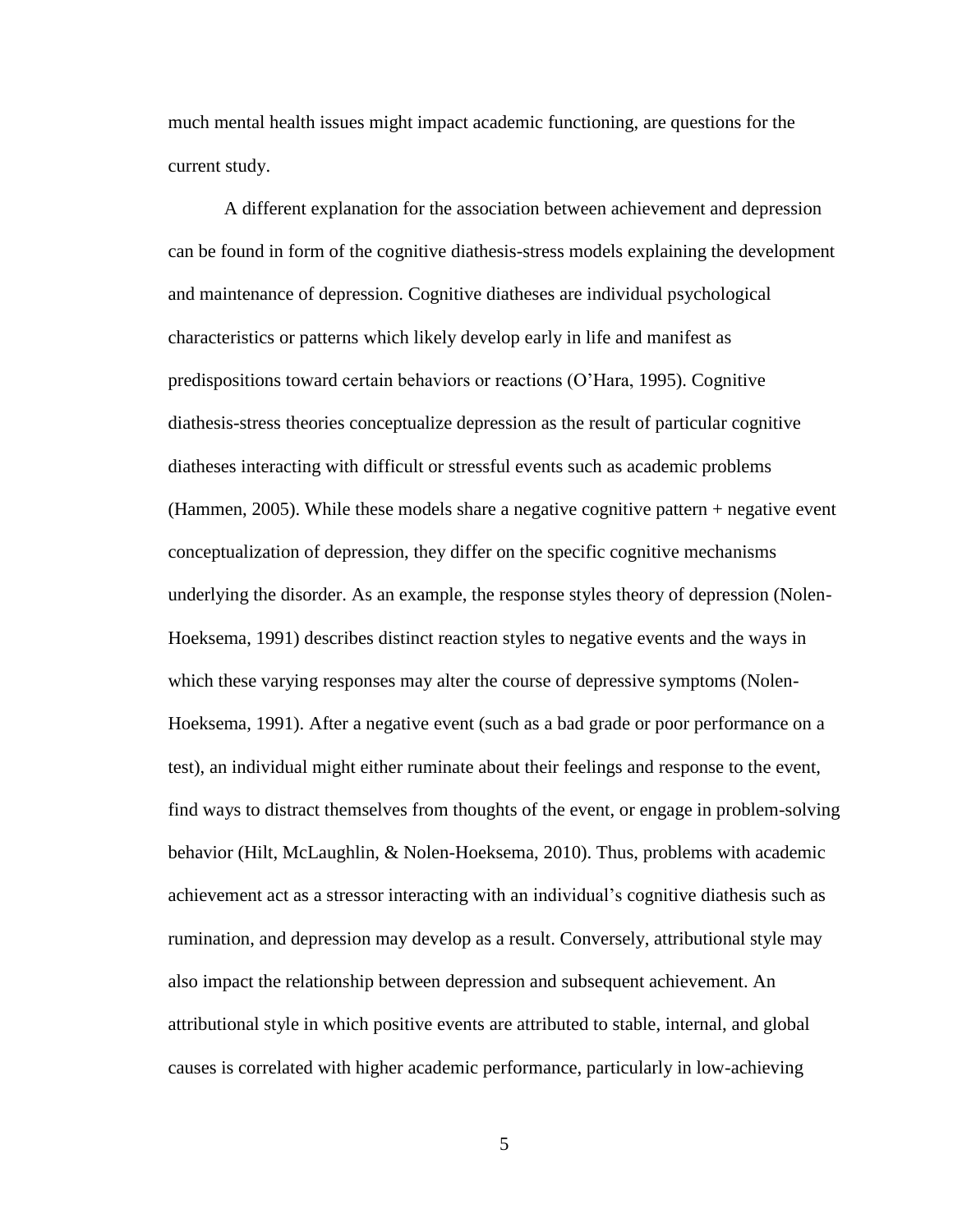much mental health issues might impact academic functioning, are questions for the current study.

A different explanation for the association between achievement and depression can be found in form of the cognitive diathesis-stress models explaining the development and maintenance of depression. Cognitive diatheses are individual psychological characteristics or patterns which likely develop early in life and manifest as predispositions toward certain behaviors or reactions (O'Hara, 1995). Cognitive diathesis-stress theories conceptualize depression as the result of particular cognitive diatheses interacting with difficult or stressful events such as academic problems (Hammen, 2005). While these models share a negative cognitive pattern + negative event conceptualization of depression, they differ on the specific cognitive mechanisms underlying the disorder. As an example, the response styles theory of depression (Nolen-Hoeksema, 1991) describes distinct reaction styles to negative events and the ways in which these varying responses may alter the course of depressive symptoms (Nolen-Hoeksema, 1991). After a negative event (such as a bad grade or poor performance on a test), an individual might either ruminate about their feelings and response to the event, find ways to distract themselves from thoughts of the event, or engage in problem-solving behavior (Hilt, McLaughlin, & Nolen-Hoeksema, 2010). Thus, problems with academic achievement act as a stressor interacting with an individual's cognitive diathesis such as rumination, and depression may develop as a result. Conversely, attributional style may also impact the relationship between depression and subsequent achievement. An attributional style in which positive events are attributed to stable, internal, and global causes is correlated with higher academic performance, particularly in low-achieving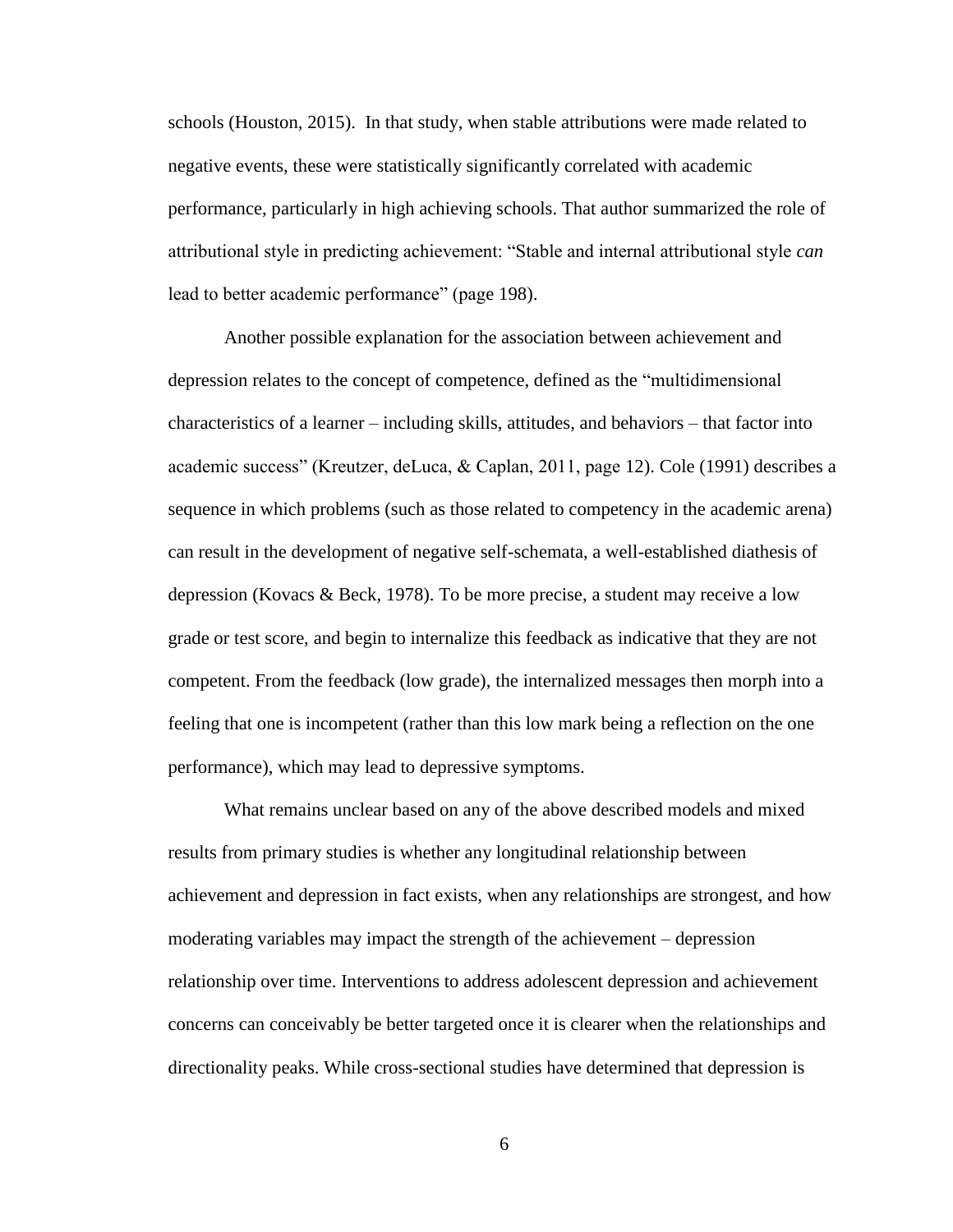schools (Houston, 2015). In that study, when stable attributions were made related to negative events, these were statistically significantly correlated with academic performance, particularly in high achieving schools. That author summarized the role of attributional style in predicting achievement: "Stable and internal attributional style *can* lead to better academic performance" (page 198).

Another possible explanation for the association between achievement and depression relates to the concept of competence, defined as the "multidimensional characteristics of a learner – including skills, attitudes, and behaviors – that factor into academic success" (Kreutzer, deLuca, & Caplan, 2011, page 12). Cole (1991) describes a sequence in which problems (such as those related to competency in the academic arena) can result in the development of negative self-schemata, a well-established diathesis of depression (Kovacs & Beck, 1978). To be more precise, a student may receive a low grade or test score, and begin to internalize this feedback as indicative that they are not competent. From the feedback (low grade), the internalized messages then morph into a feeling that one is incompetent (rather than this low mark being a reflection on the one performance), which may lead to depressive symptoms.

What remains unclear based on any of the above described models and mixed results from primary studies is whether any longitudinal relationship between achievement and depression in fact exists, when any relationships are strongest, and how moderating variables may impact the strength of the achievement – depression relationship over time. Interventions to address adolescent depression and achievement concerns can conceivably be better targeted once it is clearer when the relationships and directionality peaks. While cross-sectional studies have determined that depression is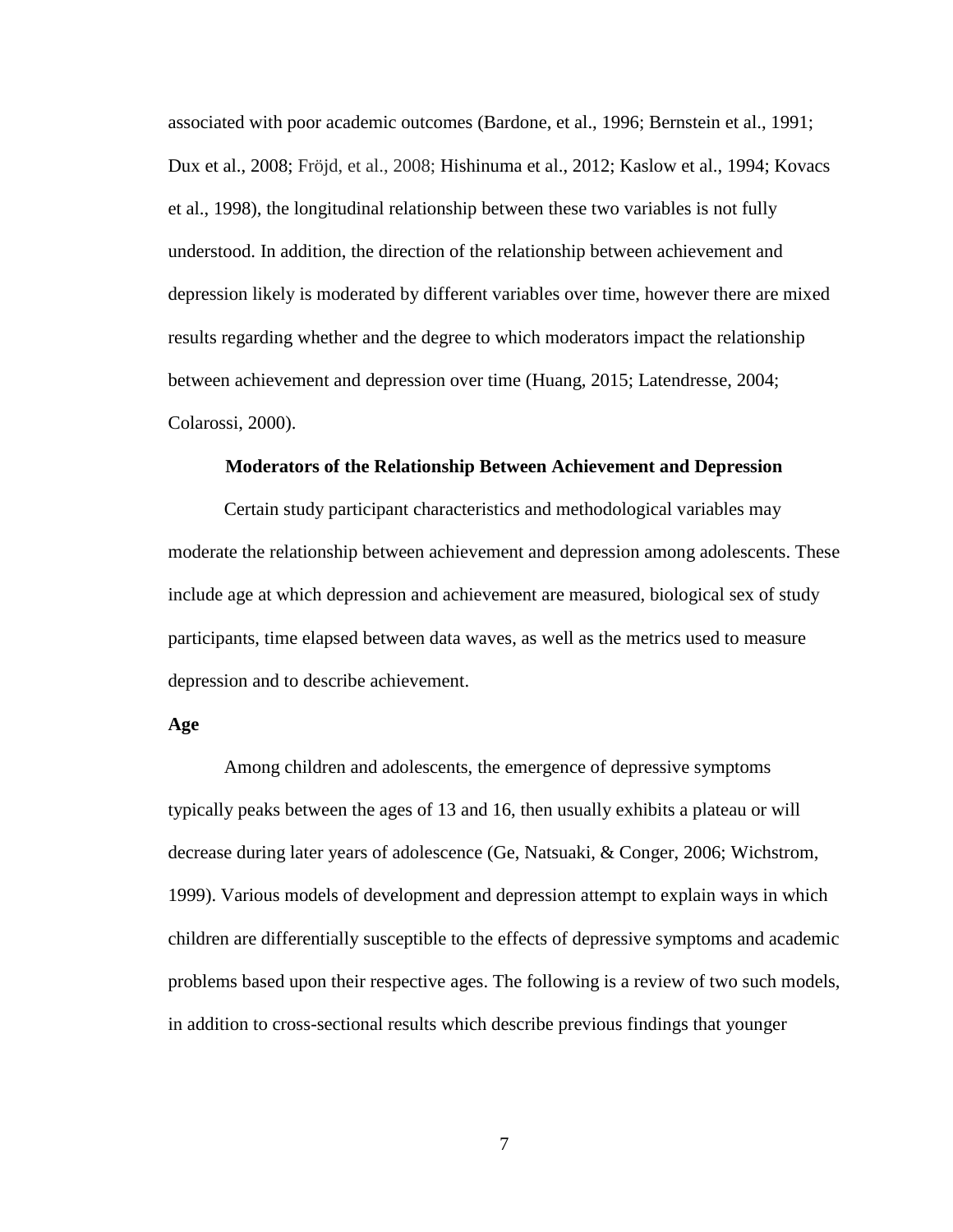associated with poor academic outcomes (Bardone, et al., 1996; Bernstein et al., 1991; Dux et al., 2008; Fröjd, et al., 2008; Hishinuma et al., 2012; Kaslow et al., 1994; Kovacs et al., 1998), the longitudinal relationship between these two variables is not fully understood. In addition, the direction of the relationship between achievement and depression likely is moderated by different variables over time, however there are mixed results regarding whether and the degree to which moderators impact the relationship between achievement and depression over time (Huang, 2015; Latendresse, 2004; Colarossi, 2000).

## Moderators of the Relationship Between Achievement and Depression

Certain study participant characteristics and methodological variables may moderate the relationship between achievement and depression among adolescents. These include age at which depression and achievement are measured, biological sex of study participants, time elapsed between data waves, as well as the metrics used to measure depression and to describe achievement.

### Age

Among children and adolescents, the emergence of depressive symptoms typically peaks between the ages of 13 and 16, then usually exhibits a plateau or will decrease during later years of adolescence (Ge, Natsuaki, & Conger, 2006; Wichstrom, 1999). Various models of development and depression attempt to explain ways in which children are differentially susceptible to the effects of depressive symptoms and academic problems based upon their respective ages. The following is a review of two such models, in addition to cross-sectional results which describe previous findings that younger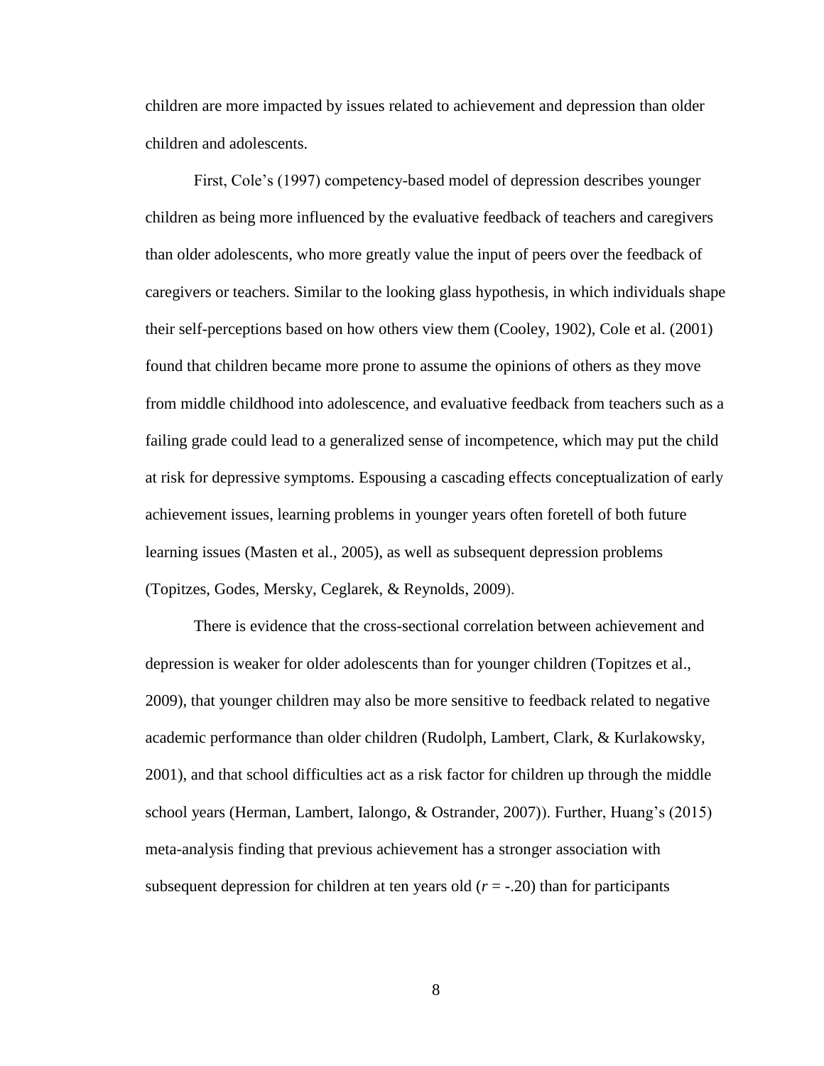children are more impacted by issues related to achievement and depression than older children and adolescents.

First, Cole's (1997) competency-based model of depression describes younger children as being more influenced by the evaluative feedback of teachers and caregivers than older adolescents, who more greatly value the input of peers over the feedback of caregivers or teachers. Similar to the looking glass hypothesis, in which individuals shape their self-perceptions based on how others view them (Cooley, 1902), Cole et al. (2001) found that children became more prone to assume the opinions of others as they move from middle childhood into adolescence, and evaluative feedback from teachers such as a failing grade could lead to a generalized sense of incompetence, which may put the child at risk for depressive symptoms. Espousing a cascading effects conceptualization of early achievement issues, learning problems in younger years often foretell of both future learning issues (Masten et al., 2005), as well as subsequent depression problems (Topitzes, Godes, Mersky, Ceglarek, & Reynolds, 2009).

There is evidence that the cross-sectional correlation between achievement and depression is weaker for older adolescents than for younger children (Topitzes et al., 2009), that younger children may also be more sensitive to feedback related to negative academic performance than older children (Rudolph, Lambert, Clark, & Kurlakowsky, 2001), and that school difficulties act as a risk factor for children up through the middle school years (Herman, Lambert, Ialongo, & Ostrander, 2007)). Further, Huang's (2015) meta-analysis finding that previous achievement has a stronger association with subsequent depression for children at ten years old ($r$ = -.20) than for participants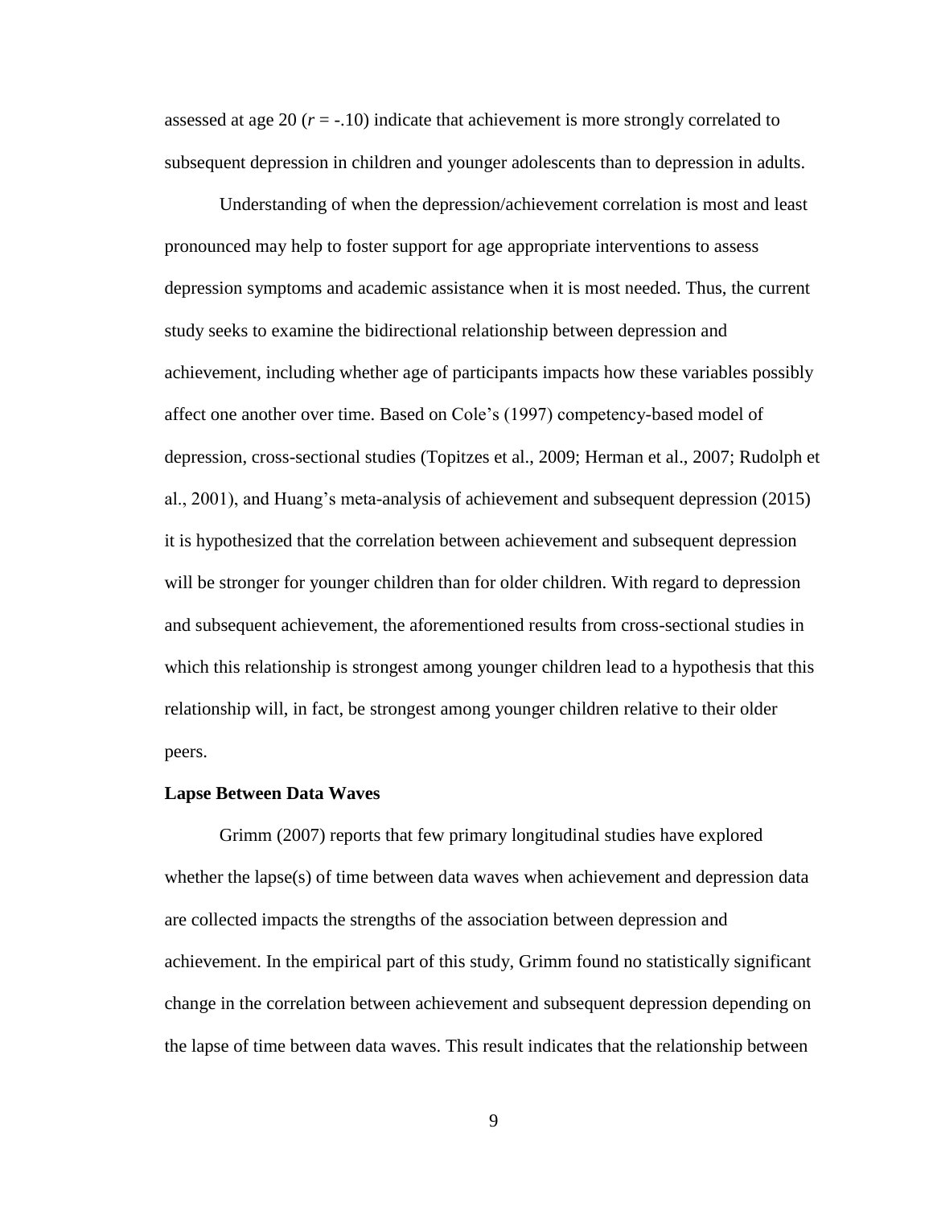assessed at age 20 ($r = -.10$) indicate that achievement is more strongly correlated to subsequent depression in children and younger adolescents than to depression in adults.

Understanding of when the depression/achievement correlation is most and least pronounced may help to foster support for age appropriate interventions to assess depression symptoms and academic assistance when it is most needed. Thus, the current study seeks to examine the bidirectional relationship between depression and achievement, including whether age of participants impacts how these variables possibly affect one another over time. Based on Cole's (1997) competency-based model of depression, cross-sectional studies (Topitzes et al., 2009; Herman et al., 2007; Rudolph et al., 2001), and Huang's meta-analysis of achievement and subsequent depression (2015) it is hypothesized that the correlation between achievement and subsequent depression will be stronger for younger children than for older children. With regard to depression and subsequent achievement, the aforementioned results from cross-sectional studies in which this relationship is strongest among younger children lead to a hypothesis that this relationship will, in fact, be strongest among younger children relative to their older peers.

**Lapse Between Data Waves**

Grimm (2007) reports that few primary longitudinal studies have explored whether the lapse(s) of time between data waves when achievement and depression data are collected impacts the strengths of the association between depression and achievement. In the empirical part of this study, Grimm found no statistically significant change in the correlation between achievement and subsequent depression depending on the lapse of time between data waves. This result indicates that the relationship between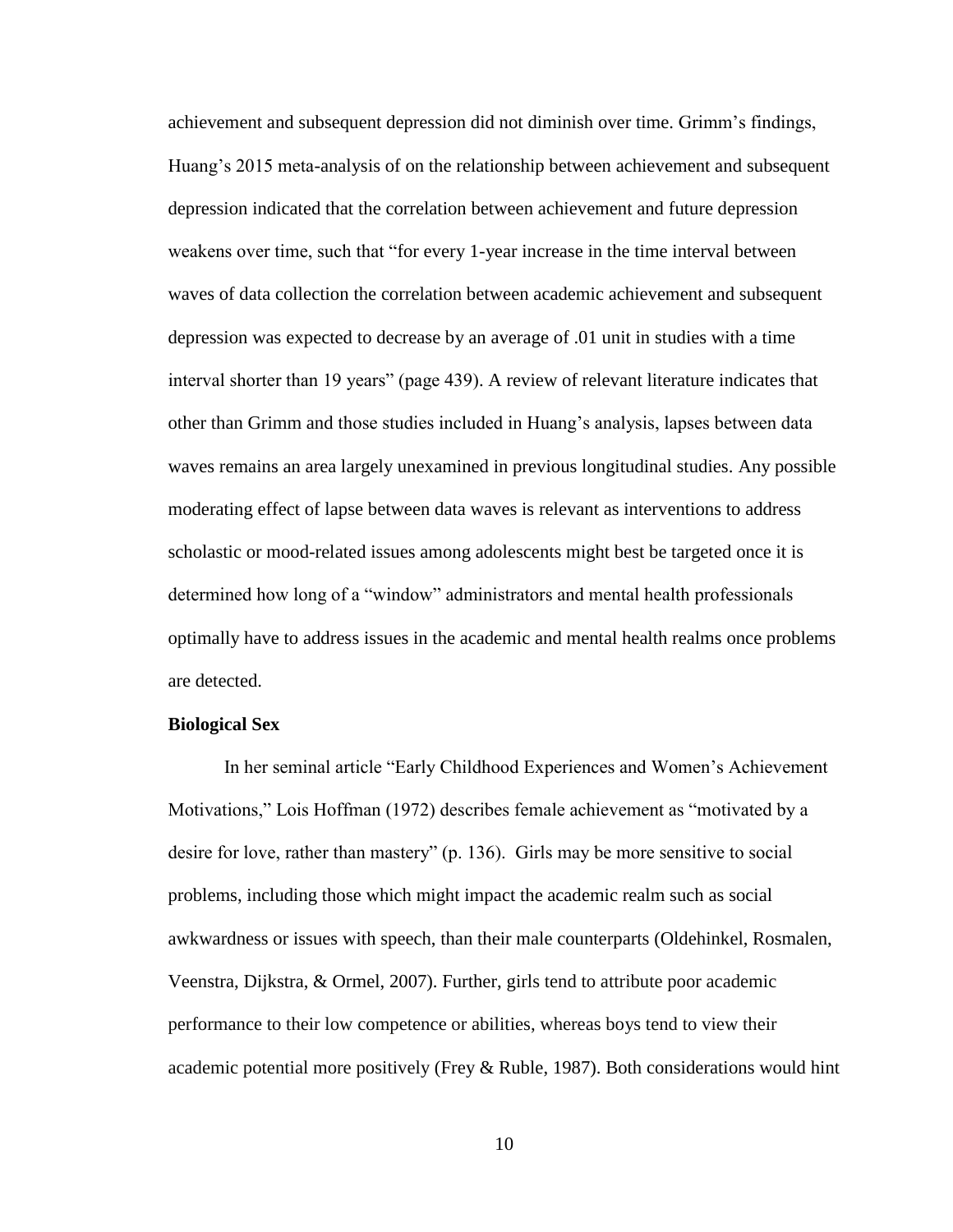achievement and subsequent depression did not diminish over time. Grimm's findings, Huang's 2015 meta-analysis of on the relationship between achievement and subsequent depression indicated that the correlation between achievement and future depression weakens over time, such that "for every 1-year increase in the time interval between waves of data collection the correlation between academic achievement and subsequent depression was expected to decrease by an average of .01 unit in studies with a time interval shorter than 19 years" (page 439). A review of relevant literature indicates that other than Grimm and those studies included in Huang's analysis, lapses between data waves remains an area largely unexamined in previous longitudinal studies. Any possible moderating effect of lapse between data waves is relevant as interventions to address scholastic or mood-related issues among adolescents might best be targeted once it is determined how long of a "window" administrators and mental health professionals optimally have to address issues in the academic and mental health realms once problems are detected.

**Biological Sex**

In her seminal article "Early Childhood Experiences and Women's Achievement Motivations," Lois Hoffman (1972) describes female achievement as "motivated by a desire for love, rather than mastery" (p. 136). Girls may be more sensitive to social problems, including those which might impact the academic realm such as social awkwardness or issues with speech, than their male counterparts (Oldehinkel, Rosmalen, Veenstra, Dijkstra, & Ormel, 2007). Further, girls tend to attribute poor academic performance to their low competence or abilities, whereas boys tend to view their academic potential more positively (Frey & Ruble, 1987). Both considerations would hint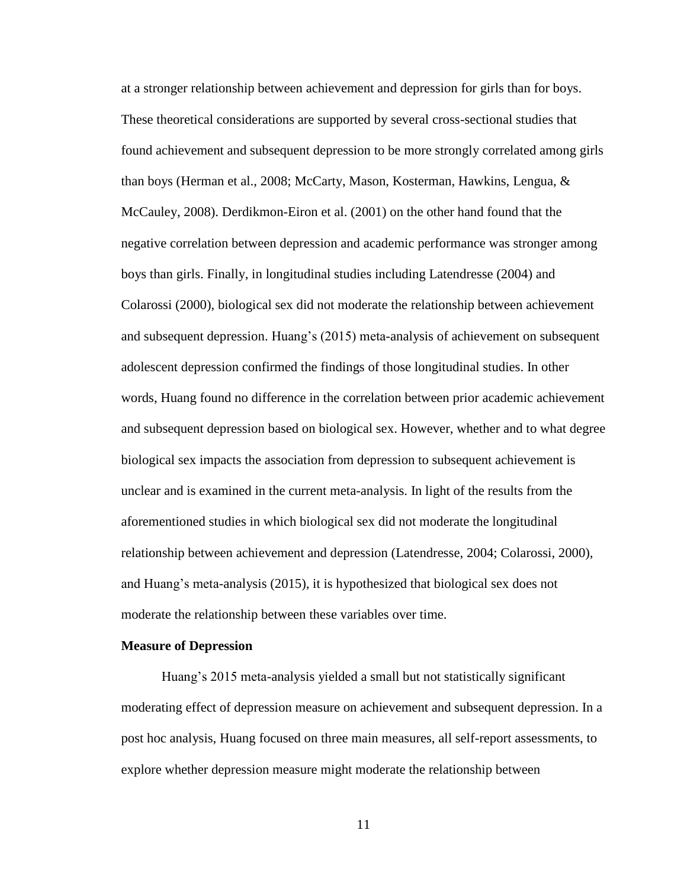at a stronger relationship between achievement and depression for girls than for boys. These theoretical considerations are supported by several cross-sectional studies that found achievement and subsequent depression to be more strongly correlated among girls than boys (Herman et al., 2008; McCarty, Mason, Kosterman, Hawkins, Lengua, & McCauley, 2008). Derdikmon-Eiron et al. (2001) on the other hand found that the negative correlation between depression and academic performance was stronger among boys than girls. Finally, in longitudinal studies including Latendresse (2004) and Colarossi (2000), biological sex did not moderate the relationship between achievement and subsequent depression. Huang's (2015) meta-analysis of achievement on subsequent adolescent depression confirmed the findings of those longitudinal studies. In other words, Huang found no difference in the correlation between prior academic achievement and subsequent depression based on biological sex. However, whether and to what degree biological sex impacts the association from depression to subsequent achievement is unclear and is examined in the current meta-analysis. In light of the results from the aforementioned studies in which biological sex did not moderate the longitudinal relationship between achievement and depression (Latendresse, 2004; Colarossi, 2000), and Huang's meta-analysis (2015), it is hypothesized that biological sex does not moderate the relationship between these variables over time.

**Measure of Depression**

Huang's 2015 meta-analysis yielded a small but not statistically significant moderating effect of depression measure on achievement and subsequent depression. In a post hoc analysis, Huang focused on three main measures, all self-report assessments, to explore whether depression measure might moderate the relationship between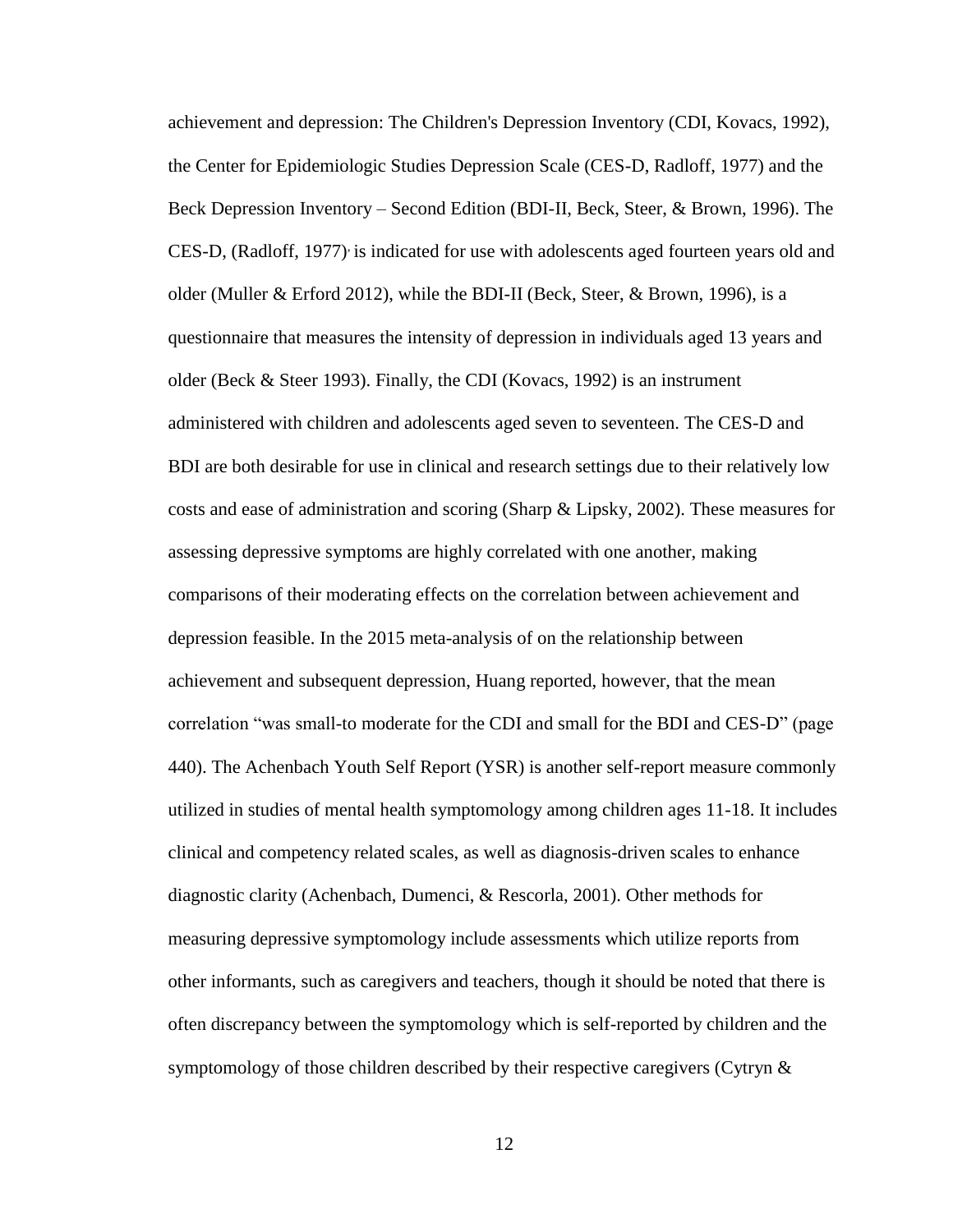achievement and depression: The Children's Depression Inventory (CDI, Kovacs, 1992), the Center for Epidemiologic Studies Depression Scale (CES-D, Radloff, 1977) and the Beck Depression Inventory – Second Edition (BDI-II, Beck, Steer, & Brown, 1996). The CES-D, (Radloff, 1977), is indicated for use with adolescents aged fourteen years old and older (Muller & Erford 2012), while the BDI-II (Beck, Steer, & Brown, 1996), is a questionnaire that measures the intensity of depression in individuals aged 13 years and older (Beck & Steer 1993). Finally, the CDI (Kovacs, 1992) is an instrument administered with children and adolescents aged seven to seventeen. The CES-D and BDI are both desirable for use in clinical and research settings due to their relatively low costs and ease of administration and scoring (Sharp & Lipsky, 2002). These measures for assessing depressive symptoms are highly correlated with one another, making comparisons of their moderating effects on the correlation between achievement and depression feasible. In the 2015 meta-analysis of on the relationship between achievement and subsequent depression, Huang reported, however, that the mean correlation "was small-to moderate for the CDI and small for the BDI and CES-D" (page 440). The Achenbach Youth Self Report (YSR) is another self-report measure commonly utilized in studies of mental health symptomology among children ages 11-18. It includes clinical and competency related scales, as well as diagnosis-driven scales to enhance diagnostic clarity (Achenbach, Dumenci, & Rescorla, 2001). Other methods for measuring depressive symptomology include assessments which utilize reports from other informants, such as caregivers and teachers, though it should be noted that there is often discrepancy between the symptomology which is self-reported by children and the symptomology of those children described by their respective caregivers (Cytryn &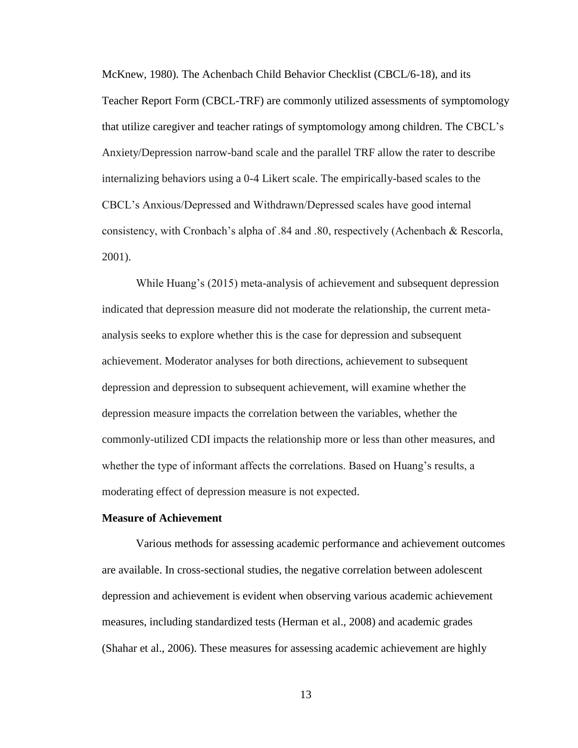McKnew, 1980). The Achenbach Child Behavior Checklist (CBCL/6-18), and its Teacher Report Form (CBCL-TRF) are commonly utilized assessments of symptomology that utilize caregiver and teacher ratings of symptomology among children. The CBCL's Anxiety/Depression narrow-band scale and the parallel TRF allow the rater to describe internalizing behaviors using a 0-4 Likert scale. The empirically-based scales to the CBCL's Anxious/Depressed and Withdrawn/Depressed scales have good internal consistency, with Cronbach's alpha of .84 and .80, respectively (Achenbach & Rescorla, 2001).

While Huang's (2015) meta-analysis of achievement and subsequent depression indicated that depression measure did not moderate the relationship, the current meta-analysis seeks to explore whether this is the case for depression and subsequent achievement. Moderator analyses for both directions, achievement to subsequent depression and depression to subsequent achievement, will examine whether the depression measure impacts the correlation between the variables, whether the commonly-utilized CDI impacts the relationship more or less than other measures, and whether the type of informant affects the correlations. Based on Huang's results, a moderating effect of depression measure is not expected.

**Measure of Achievement**

Various methods for assessing academic performance and achievement outcomes are available. In cross-sectional studies, the negative correlation between adolescent depression and achievement is evident when observing various academic achievement measures, including standardized tests (Herman et al., 2008) and academic grades (Shahar et al., 2006). These measures for assessing academic achievement are highly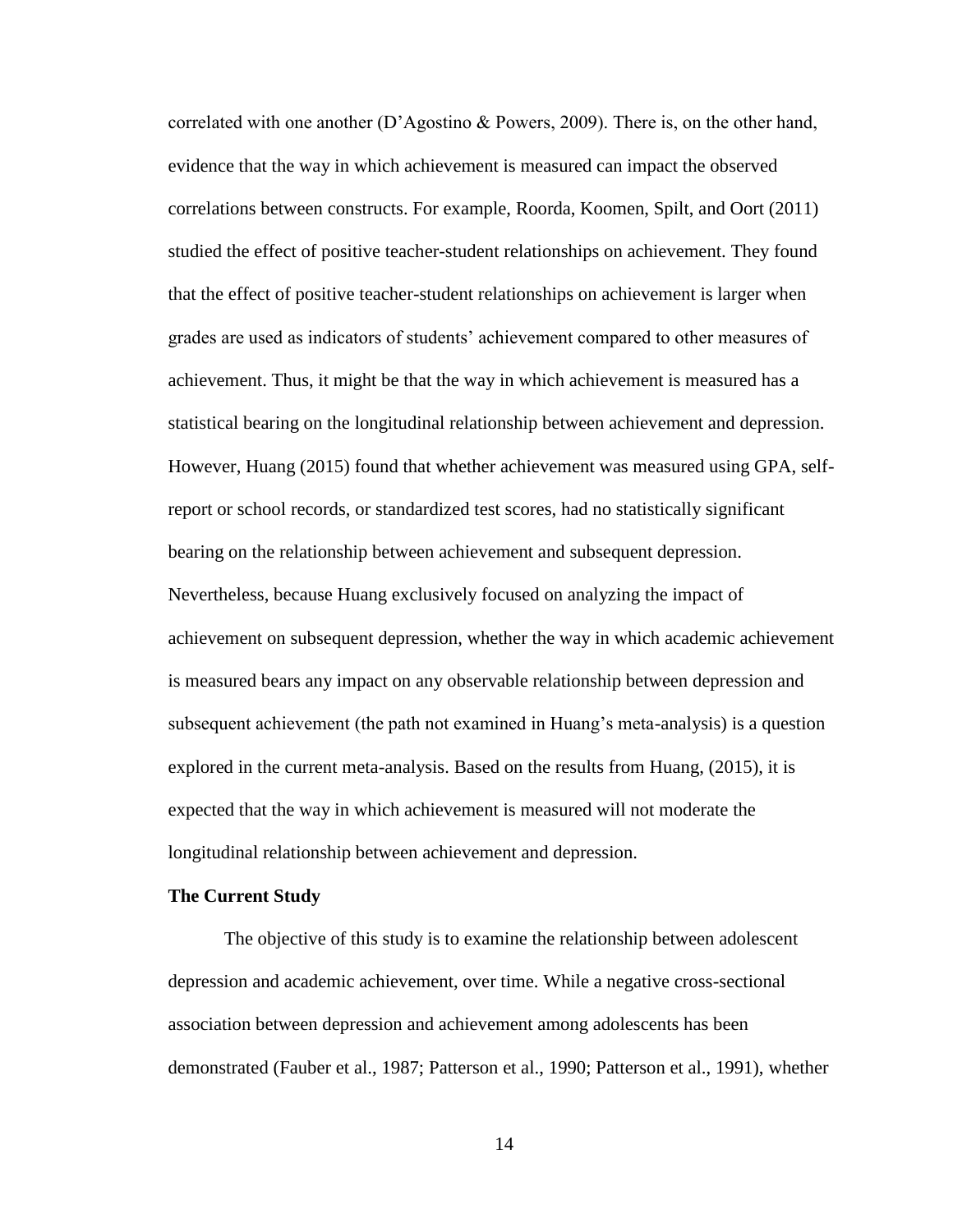correlated with one another (D'Agostino & Powers, 2009). There is, on the other hand, evidence that the way in which achievement is measured can impact the observed correlations between constructs. For example, Roorda, Koomen, Spilt, and Oort (2011) studied the effect of positive teacher-student relationships on achievement. They found that the effect of positive teacher-student relationships on achievement is larger when grades are used as indicators of students' achievement compared to other measures of achievement. Thus, it might be that the way in which achievement is measured has a statistical bearing on the longitudinal relationship between achievement and depression. However, Huang (2015) found that whether achievement was measured using GPA, self-report or school records, or standardized test scores, had no statistically significant bearing on the relationship between achievement and subsequent depression. Nevertheless, because Huang exclusively focused on analyzing the impact of achievement on subsequent depression, whether the way in which academic achievement is measured bears any impact on any observable relationship between depression and subsequent achievement (the path not examined in Huang's meta-analysis) is a question explored in the current meta-analysis. Based on the results from Huang, (2015), it is expected that the way in which achievement is measured will not moderate the longitudinal relationship between achievement and depression.

**The Current Study**

The objective of this study is to examine the relationship between adolescent depression and academic achievement, over time. While a negative cross-sectional association between depression and achievement among adolescents has been demonstrated (Fauber et al., 1987; Patterson et al., 1990; Patterson et al., 1991), whether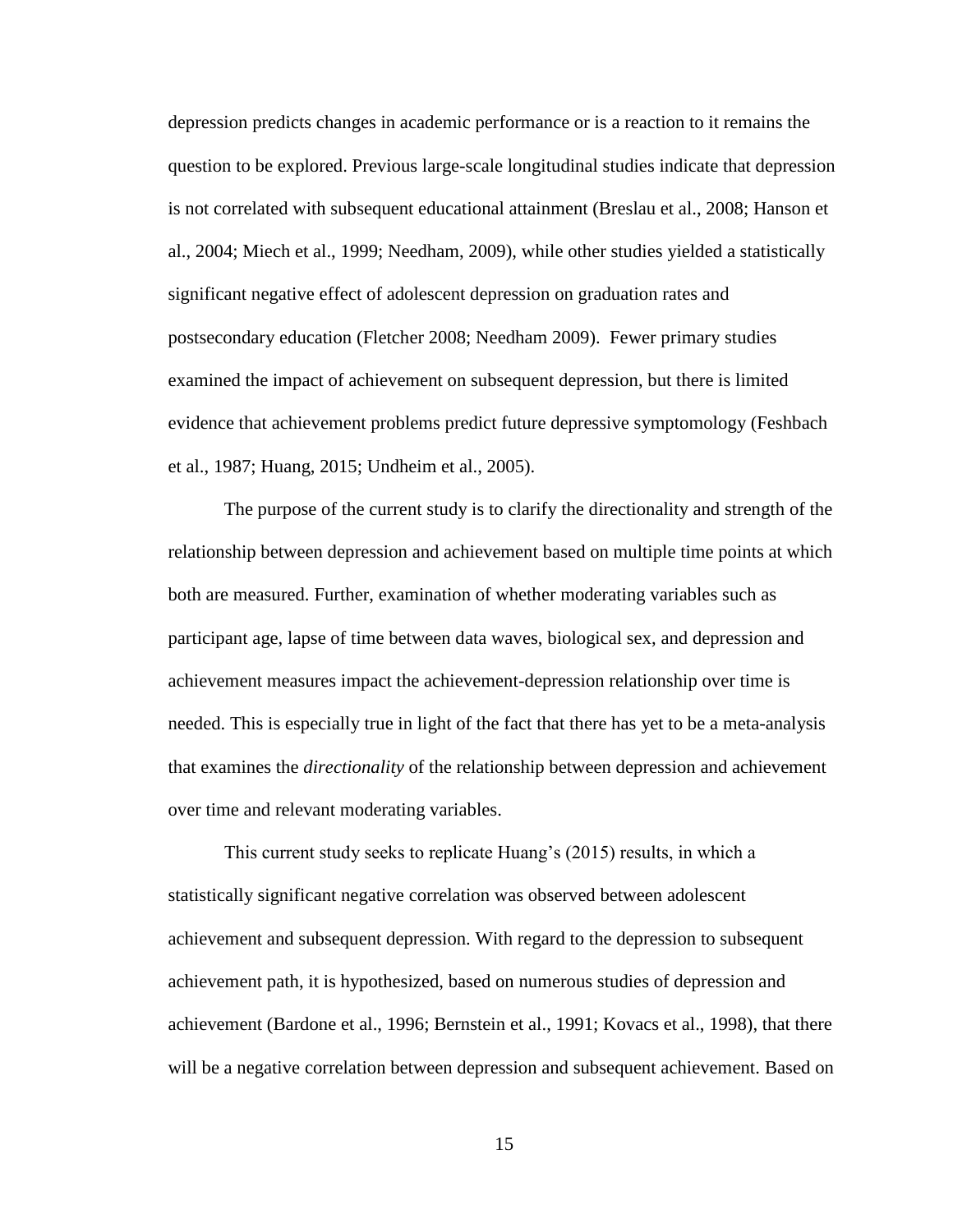depression predicts changes in academic performance or is a reaction to it remains the question to be explored. Previous large-scale longitudinal studies indicate that depression is not correlated with subsequent educational attainment (Breslau et al., 2008; Hanson et al., 2004; Miech et al., 1999; Needham, 2009), while other studies yielded a statistically significant negative effect of adolescent depression on graduation rates and postsecondary education (Fletcher 2008; Needham 2009). Fewer primary studies examined the impact of achievement on subsequent depression, but there is limited evidence that achievement problems predict future depressive symptomology (Feshbach et al., 1987; Huang, 2015; Undheim et al., 2005).

The purpose of the current study is to clarify the directionality and strength of the relationship between depression and achievement based on multiple time points at which both are measured. Further, examination of whether moderating variables such as participant age, lapse of time between data waves, biological sex, and depression and achievement measures impact the achievement-depression relationship over time is needed. This is especially true in light of the fact that there has yet to be a meta-analysis that examines the *directionality* of the relationship between depression and achievement over time and relevant moderating variables.

This current study seeks to replicate Huang's (2015) results, in which a statistically significant negative correlation was observed between adolescent achievement and subsequent depression. With regard to the depression to subsequent achievement path, it is hypothesized, based on numerous studies of depression and achievement (Bardone et al., 1996; Bernstein et al., 1991; Kovacs et al., 1998), that there will be a negative correlation between depression and subsequent achievement. Based on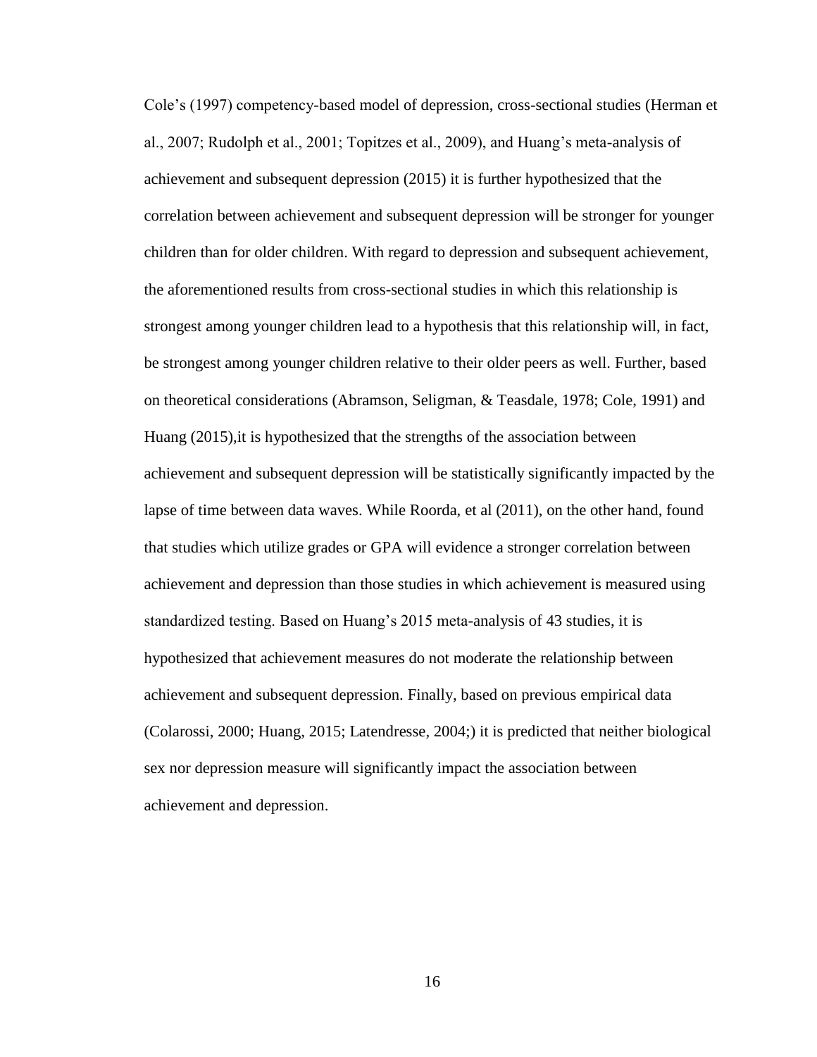Cole's (1997) competency-based model of depression, cross-sectional studies (Herman et al., 2007; Rudolph et al., 2001; Topitzes et al., 2009), and Huang's meta-analysis of achievement and subsequent depression (2015) it is further hypothesized that the correlation between achievement and subsequent depression will be stronger for younger children than for older children. With regard to depression and subsequent achievement, the aforementioned results from cross-sectional studies in which this relationship is strongest among younger children lead to a hypothesis that this relationship will, in fact, be strongest among younger children relative to their older peers as well. Further, based on theoretical considerations (Abramson, Seligman, & Teasdale, 1978; Cole, 1991) and Huang (2015),it is hypothesized that the strengths of the association between achievement and subsequent depression will be statistically significantly impacted by the lapse of time between data waves. While Roorda, et al (2011), on the other hand, found that studies which utilize grades or GPA will evidence a stronger correlation between achievement and depression than those studies in which achievement is measured using standardized testing. Based on Huang's 2015 meta-analysis of 43 studies, it is hypothesized that achievement measures do not moderate the relationship between achievement and subsequent depression. Finally, based on previous empirical data (Colarossi, 2000; Huang, 2015; Latendresse, 2004;) it is predicted that neither biological sex nor depression measure will significantly impact the association between achievement and depression.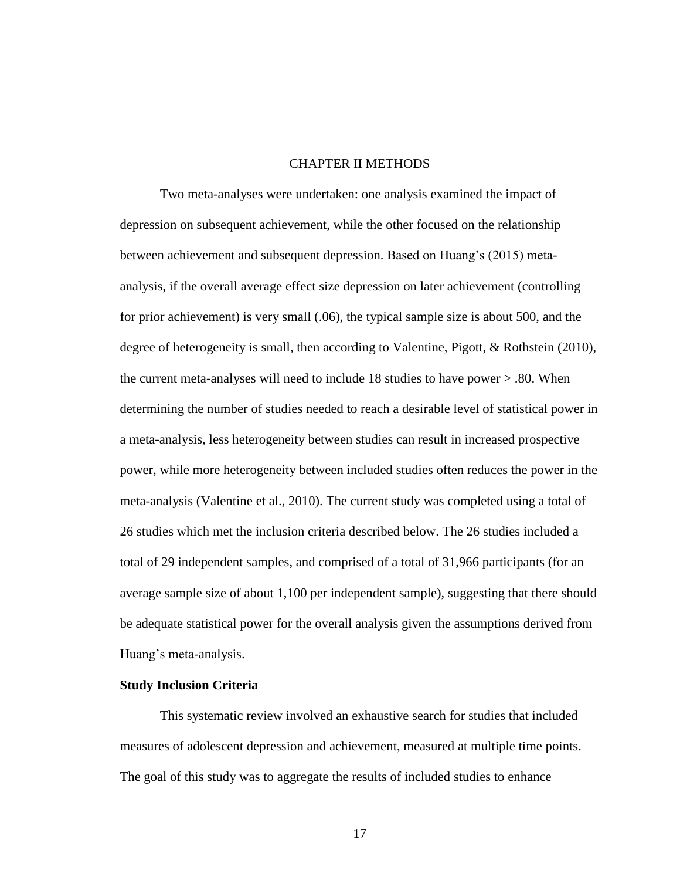# CHAPTER II METHODS

Two meta-analyses were undertaken: one analysis examined the impact of depression on subsequent achievement, while the other focused on the relationship between achievement and subsequent depression. Based on Huang's (2015) meta-analysis, if the overall average effect size depression on later achievement (controlling for prior achievement) is very small (.06), the typical sample size is about 500, and the degree of heterogeneity is small, then according to Valentine, Pigott, & Rothstein (2010), the current meta-analyses will need to include 18 studies to have power > .80. When determining the number of studies needed to reach a desirable level of statistical power in a meta-analysis, less heterogeneity between studies can result in increased prospective power, while more heterogeneity between included studies often reduces the power in the meta-analysis (Valentine et al., 2010). The current study was completed using a total of 26 studies which met the inclusion criteria described below. The 26 studies included a total of 29 independent samples, and comprised of a total of 31,966 participants (for an average sample size of about 1,100 per independent sample), suggesting that there should be adequate statistical power for the overall analysis given the assumptions derived from Huang's meta-analysis.

## Study Inclusion Criteria

This systematic review involved an exhaustive search for studies that included measures of adolescent depression and achievement, measured at multiple time points. The goal of this study was to aggregate the results of included studies to enhance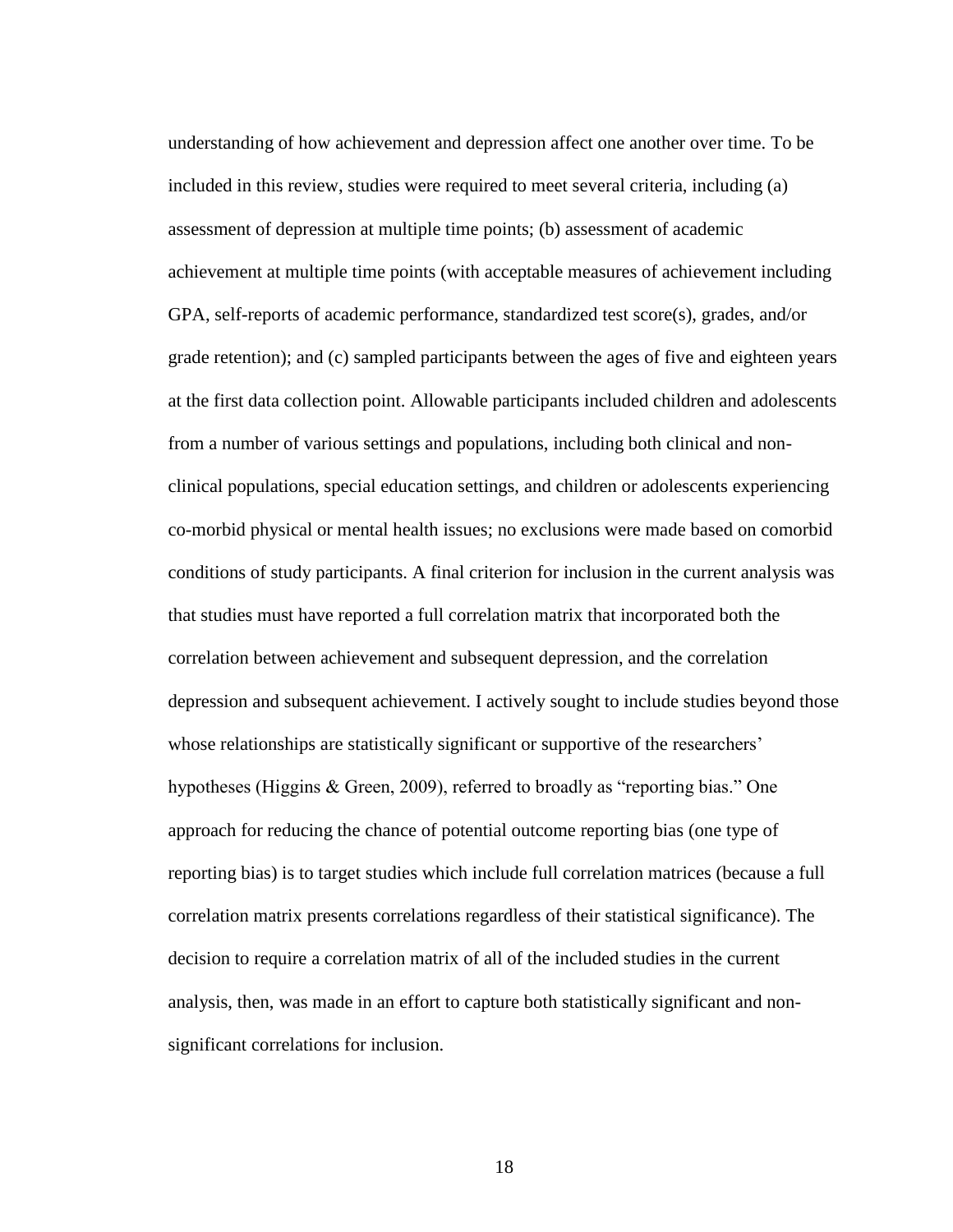understanding of how achievement and depression affect one another over time. To be included in this review, studies were required to meet several criteria, including (a) assessment of depression at multiple time points; (b) assessment of academic achievement at multiple time points (with acceptable measures of achievement including GPA, self-reports of academic performance, standardized test score(s), grades, and/or grade retention); and (c) sampled participants between the ages of five and eighteen years at the first data collection point. Allowable participants included children and adolescents from a number of various settings and populations, including both clinical and non-clinical populations, special education settings, and children or adolescents experiencing co-morbid physical or mental health issues; no exclusions were made based on comorbid conditions of study participants. A final criterion for inclusion in the current analysis was that studies must have reported a full correlation matrix that incorporated both the correlation between achievement and subsequent depression, and the correlation depression and subsequent achievement. I actively sought to include studies beyond those whose relationships are statistically significant or supportive of the researchers' hypotheses (Higgins & Green, 2009), referred to broadly as "reporting bias." One approach for reducing the chance of potential outcome reporting bias (one type of reporting bias) is to target studies which include full correlation matrices (because a full correlation matrix presents correlations regardless of their statistical significance). The decision to require a correlation matrix of all of the included studies in the current analysis, then, was made in an effort to capture both statistically significant and non-significant correlations for inclusion.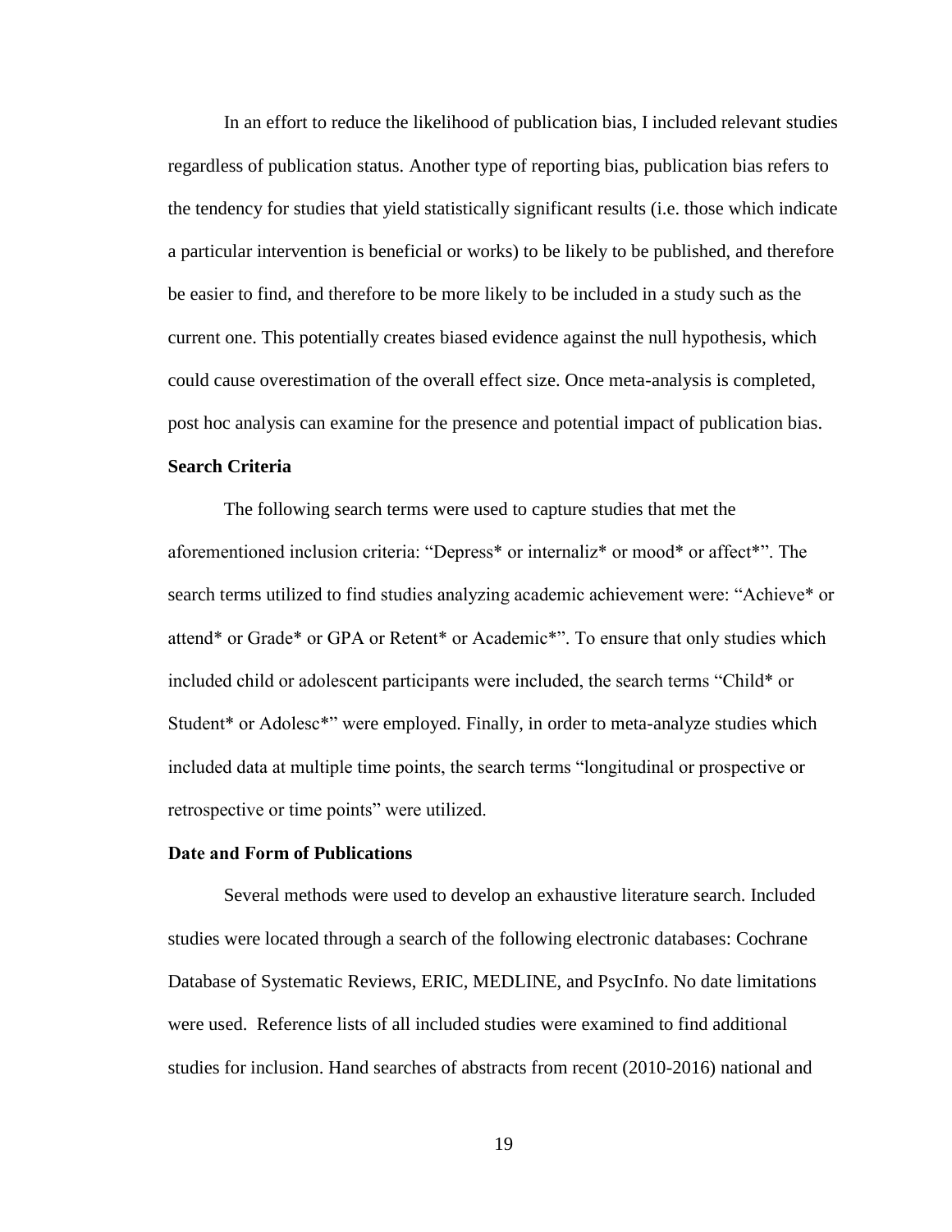In an effort to reduce the likelihood of publication bias, I included relevant studies regardless of publication status. Another type of reporting bias, publication bias refers to the tendency for studies that yield statistically significant results (i.e. those which indicate a particular intervention is beneficial or works) to be likely to be published, and therefore be easier to find, and therefore to be more likely to be included in a study such as the current one. This potentially creates biased evidence against the null hypothesis, which could cause overestimation of the overall effect size. Once meta-analysis is completed, post hoc analysis can examine for the presence and potential impact of publication bias.

**Search Criteria**

The following search terms were used to capture studies that met the aforementioned inclusion criteria: "Depress* or internaliz* or mood* or affect*". The search terms utilized to find studies analyzing academic achievement were: "Achieve* or attend* or Grade* or GPA or Retent* or Academic*". To ensure that only studies which included child or adolescent participants were included, the search terms "Child* or Student* or Adolesc*" were employed. Finally, in order to meta-analyze studies which included data at multiple time points, the search terms "longitudinal or prospective or retrospective or time points" were utilized.

**Date and Form of Publications**

Several methods were used to develop an exhaustive literature search. Included studies were located through a search of the following electronic databases: Cochrane Database of Systematic Reviews, ERIC, MEDLINE, and PsycInfo. No date limitations were used. Reference lists of all included studies were examined to find additional studies for inclusion. Hand searches of abstracts from recent (2010-2016) national and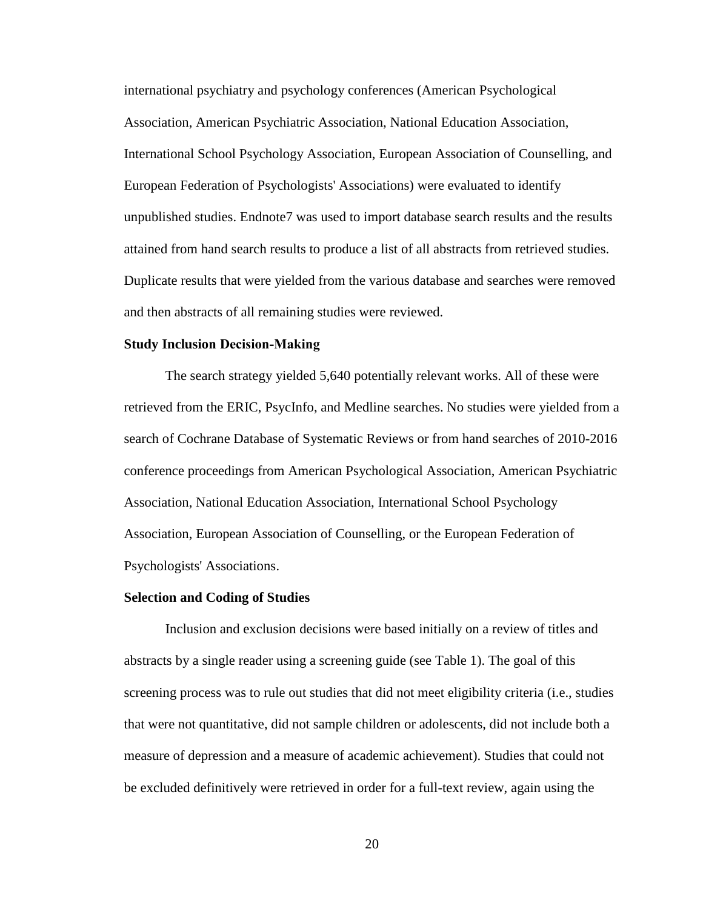international psychiatry and psychology conferences (American Psychological Association, American Psychiatric Association, National Education Association, International School Psychology Association, European Association of Counselling, and European Federation of Psychologists' Associations) were evaluated to identify unpublished studies. Endnote7 was used to import database search results and the results attained from hand search results to produce a list of all abstracts from retrieved studies. Duplicate results that were yielded from the various database and searches were removed and then abstracts of all remaining studies were reviewed.

**Study Inclusion Decision-Making**

The search strategy yielded 5,640 potentially relevant works. All of these were retrieved from the ERIC, PsycInfo, and Medline searches. No studies were yielded from a search of Cochrane Database of Systematic Reviews or from hand searches of 2010-2016 conference proceedings from American Psychological Association, American Psychiatric Association, National Education Association, International School Psychology Association, European Association of Counselling, or the European Federation of Psychologists' Associations.

**Selection and Coding of Studies**

Inclusion and exclusion decisions were based initially on a review of titles and abstracts by a single reader using a screening guide (see Table 1). The goal of this screening process was to rule out studies that did not meet eligibility criteria (i.e., studies that were not quantitative, did not sample children or adolescents, did not include both a measure of depression and a measure of academic achievement). Studies that could not be excluded definitively were retrieved in order for a full-text review, again using the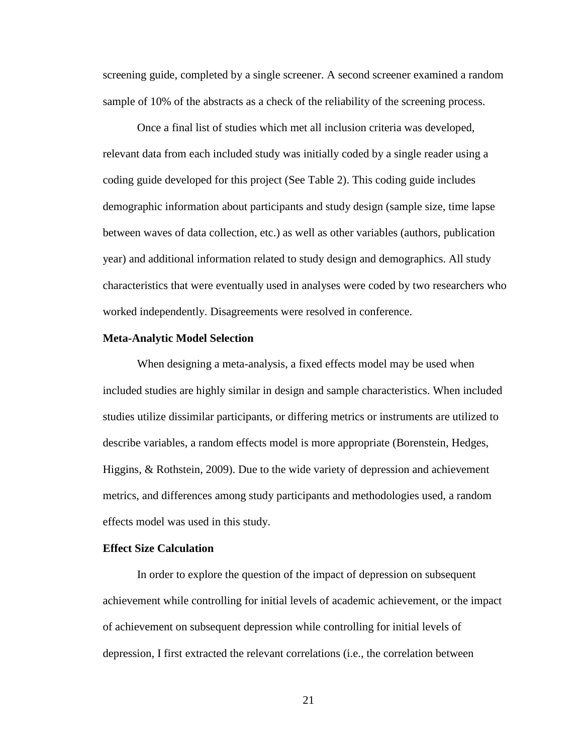screening guide, completed by a single screener. A second screener examined a random sample of 10% of the abstracts as a check of the reliability of the screening process.

Once a final list of studies which met all inclusion criteria was developed, relevant data from each included study was initially coded by a single reader using a coding guide developed for this project (See Table 2). This coding guide includes demographic information about participants and study design (sample size, time lapse between waves of data collection, etc.) as well as other variables (authors, publication year) and additional information related to study design and demographics. All study characteristics that were eventually used in analyses were coded by two researchers who worked independently. Disagreements were resolved in conference.

### Meta-Analytic Model Selection

When designing a meta-analysis, a fixed effects model may be used when included studies are highly similar in design and sample characteristics. When included studies utilize dissimilar participants, or differing metrics or instruments are utilized to describe variables, a random effects model is more appropriate (Borenstein, Hedges, Higgins, & Rothstein, 2009). Due to the wide variety of depression and achievement metrics, and differences among study participants and methodologies used, a random effects model was used in this study.

### Effect Size Calculation

In order to explore the question of the impact of depression on subsequent achievement while controlling for initial levels of academic achievement, or the impact of achievement on subsequent depression while controlling for initial levels of depression, I first extracted the relevant correlations (i.e., the correlation between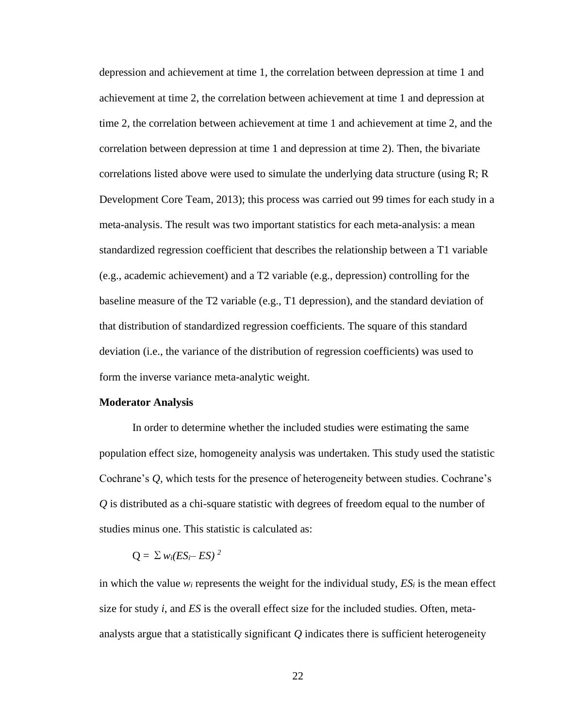depression and achievement at time 1, the correlation between depression at time 1 and achievement at time 2, the correlation between achievement at time 1 and depression at time 2, the correlation between achievement at time 1 and achievement at time 2, and the correlation between depression at time 1 and depression at time 2). Then, the bivariate correlations listed above were used to simulate the underlying data structure (using R; R Development Core Team, 2013); this process was carried out 99 times for each study in a meta-analysis. The result was two important statistics for each meta-analysis: a mean standardized regression coefficient that describes the relationship between a T1 variable (e.g., academic achievement) and a T2 variable (e.g., depression) controlling for the baseline measure of the T2 variable (e.g., T1 depression), and the standard deviation of that distribution of standardized regression coefficients. The square of this standard deviation (i.e., the variance of the distribution of regression coefficients) was used to form the inverse variance meta-analytic weight.

**Moderator Analysis**

In order to determine whether the included studies were estimating the same population effect size, homogeneity analysis was undertaken. This study used the statistic Cochrane's *Q*, which tests for the presence of heterogeneity between studies. Cochrane's *Q* is distributed as a chi-square statistic with degrees of freedom equal to the number of studies minus one. This statistic is calculated as:

$$Q = \sum w_i(ES_i - ES)^2$$

in which the value $w_i$ represents the weight for the individual study, $ES_i$ is the mean effect size for study *i*, and *ES* is the overall effect size for the included studies. Often, meta-analysts argue that a statistically significant *Q* indicates there is sufficient heterogeneity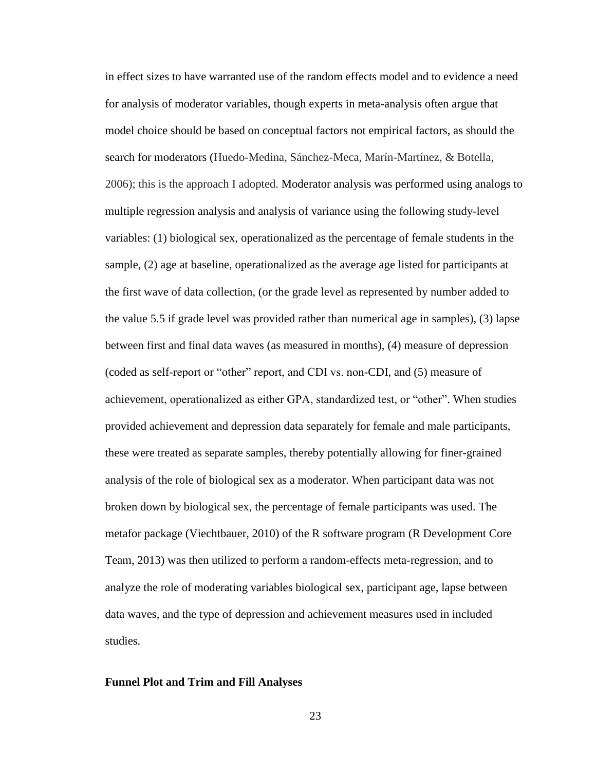in effect sizes to have warranted use of the random effects model and to evidence a need for analysis of moderator variables, though experts in meta-analysis often argue that model choice should be based on conceptual factors not empirical factors, as should the search for moderators (Huedo-Medina, Sánchez-Meca, Marín-Martínez, & Botella, 2006); this is the approach I adopted. Moderator analysis was performed using analogs to multiple regression analysis and analysis of variance using the following study-level variables: (1) biological sex, operationalized as the percentage of female students in the sample, (2) age at baseline, operationalized as the average age listed for participants at the first wave of data collection, (or the grade level as represented by number added to the value 5.5 if grade level was provided rather than numerical age in samples), (3) lapse between first and final data waves (as measured in months), (4) measure of depression (coded as self-report or "other" report, and CDI vs. non-CDI, and (5) measure of achievement, operationalized as either GPA, standardized test, or "other". When studies provided achievement and depression data separately for female and male participants, these were treated as separate samples, thereby potentially allowing for finer-grained analysis of the role of biological sex as a moderator. When participant data was not broken down by biological sex, the percentage of female participants was used. The metafor package (Viechtbauer, 2010) of the R software program (R Development Core Team, 2013) was then utilized to perform a random-effects meta-regression, and to analyze the role of moderating variables biological sex, participant age, lapse between data waves, and the type of depression and achievement measures used in included studies.

**Funnel Plot and Trim and Fill Analyses**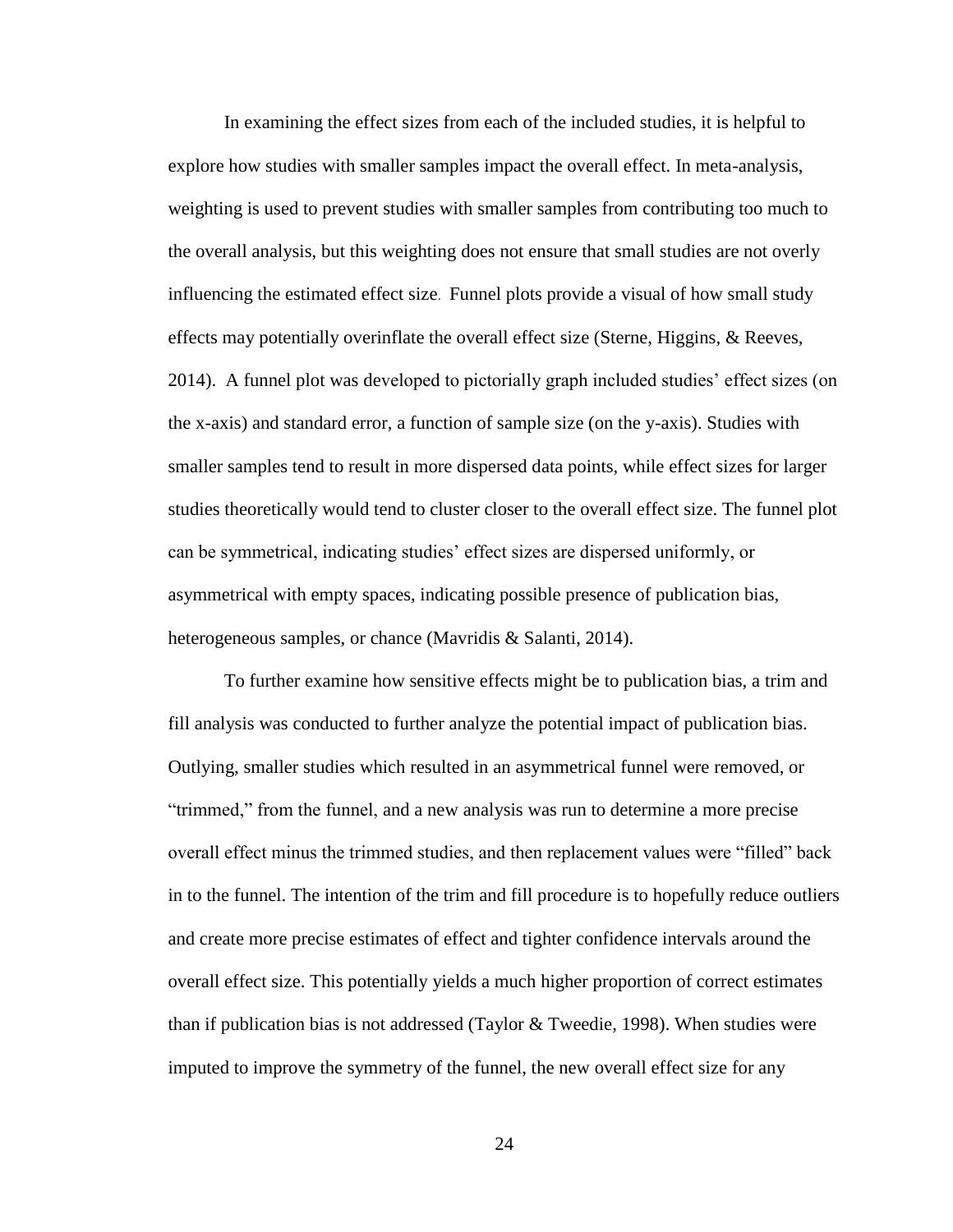In examining the effect sizes from each of the included studies, it is helpful to explore how studies with smaller samples impact the overall effect. In meta-analysis, weighting is used to prevent studies with smaller samples from contributing too much to the overall analysis, but this weighting does not ensure that small studies are not overly influencing the estimated effect size. Funnel plots provide a visual of how small study effects may potentially overinflate the overall effect size (Sterne, Higgins, & Reeves, 2014). A funnel plot was developed to pictorially graph included studies' effect sizes (on the x-axis) and standard error, a function of sample size (on the y-axis). Studies with smaller samples tend to result in more dispersed data points, while effect sizes for larger studies theoretically would tend to cluster closer to the overall effect size. The funnel plot can be symmetrical, indicating studies' effect sizes are dispersed uniformly, or asymmetrical with empty spaces, indicating possible presence of publication bias, heterogeneous samples, or chance (Mavridis & Salanti, 2014).

To further examine how sensitive effects might be to publication bias, a trim and fill analysis was conducted to further analyze the potential impact of publication bias. Outlying, smaller studies which resulted in an asymmetrical funnel were removed, or "trimmed," from the funnel, and a new analysis was run to determine a more precise overall effect minus the trimmed studies, and then replacement values were "filled" back in to the funnel. The intention of the trim and fill procedure is to hopefully reduce outliers and create more precise estimates of effect and tighter confidence intervals around the overall effect size. This potentially yields a much higher proportion of correct estimates than if publication bias is not addressed (Taylor & Tweedie, 1998). When studies were imputed to improve the symmetry of the funnel, the new overall effect size for any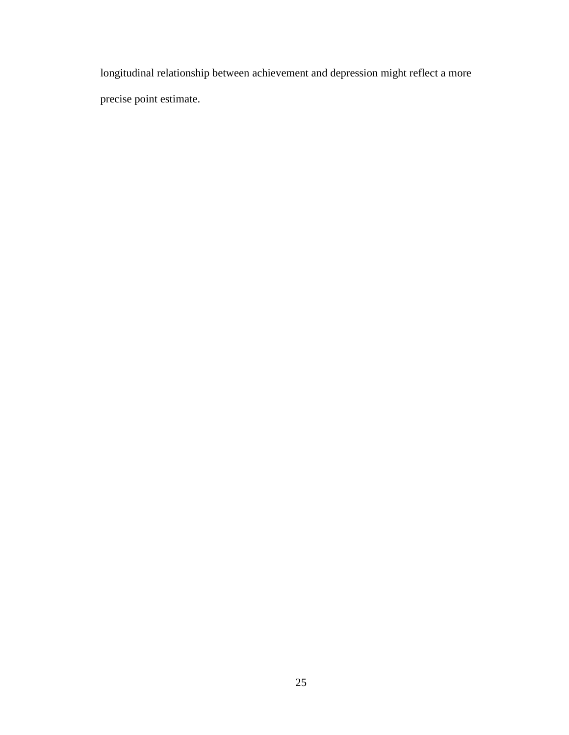longitudinal relationship between achievement and depression might reflect a more precise point estimate.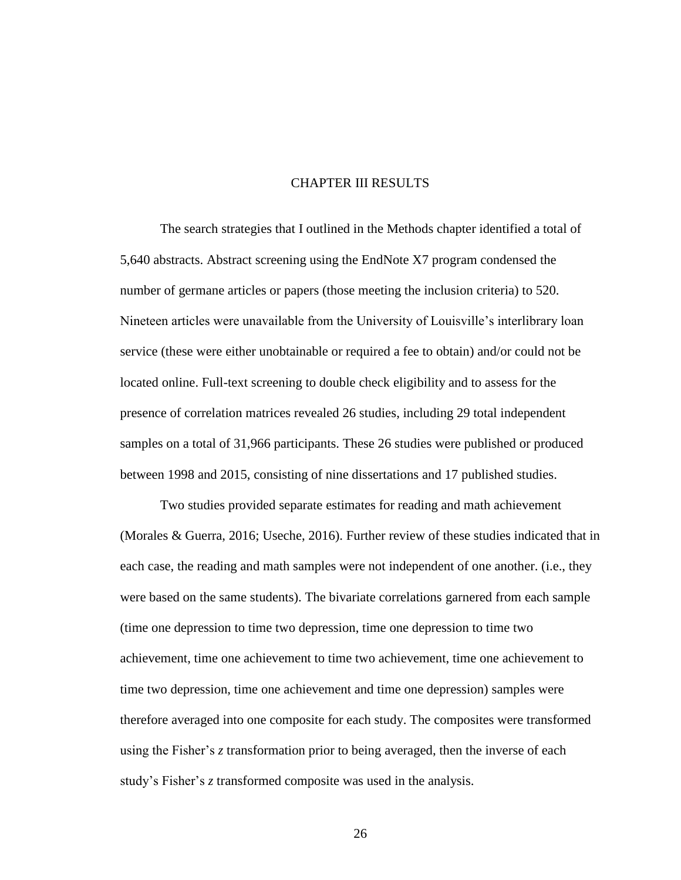# CHAPTER III RESULTS

The search strategies that I outlined in the Methods chapter identified a total of 5,640 abstracts. Abstract screening using the EndNote X7 program condensed the number of germane articles or papers (those meeting the inclusion criteria) to 520. Nineteen articles were unavailable from the University of Louisville's interlibrary loan service (these were either unobtainable or required a fee to obtain) and/or could not be located online. Full-text screening to double check eligibility and to assess for the presence of correlation matrices revealed 26 studies, including 29 total independent samples on a total of 31,966 participants. These 26 studies were published or produced between 1998 and 2015, consisting of nine dissertations and 17 published studies.

Two studies provided separate estimates for reading and math achievement (Morales & Guerra, 2016; Useche, 2016). Further review of these studies indicated that in each case, the reading and math samples were not independent of one another. (i.e., they were based on the same students). The bivariate correlations garnered from each sample (time one depression to time two depression, time one depression to time two achievement, time one achievement to time two achievement, time one achievement to time two depression, time one achievement and time one depression) samples were therefore averaged into one composite for each study. The composites were transformed using the Fisher's *z* transformation prior to being averaged, then the inverse of each study's Fisher's *z* transformed composite was used in the analysis.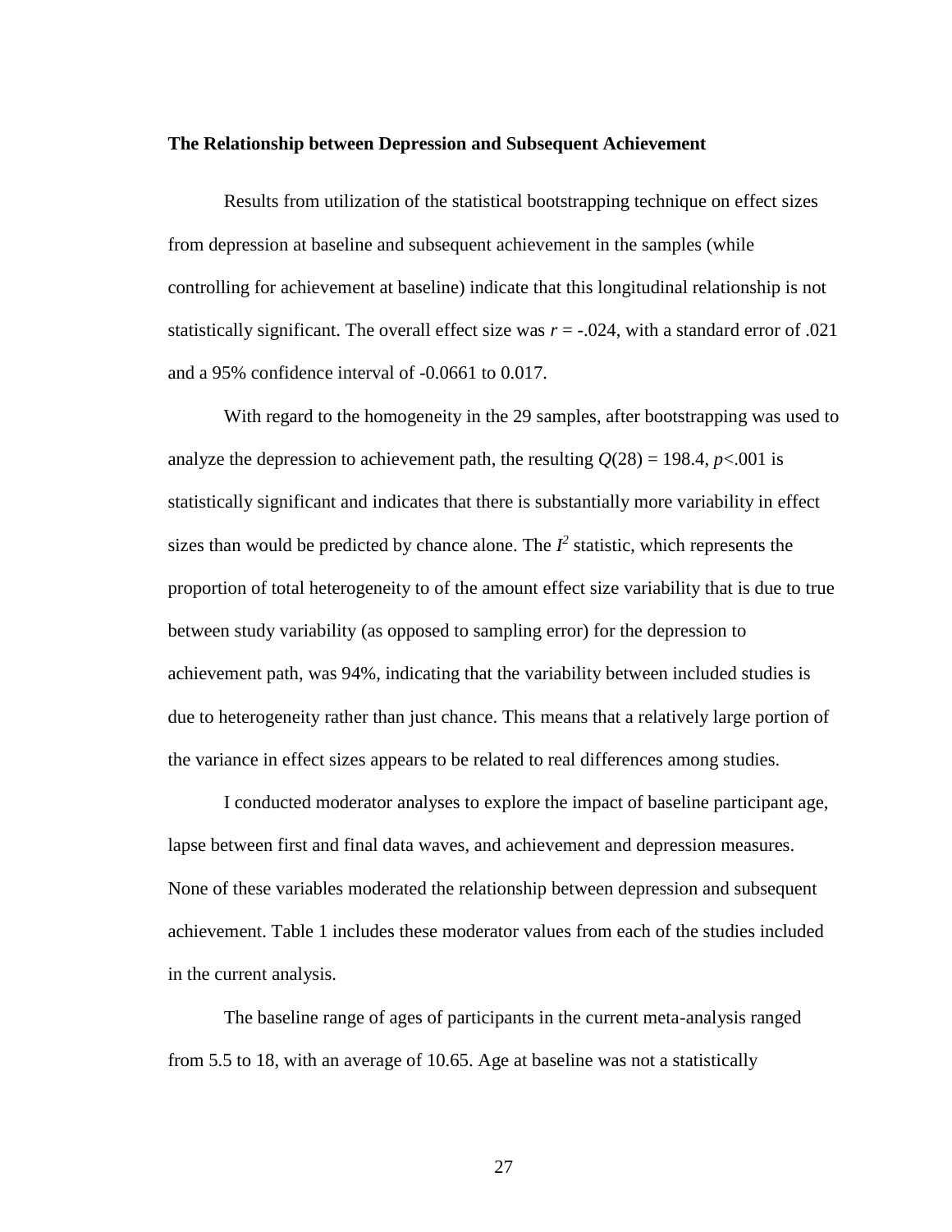**The Relationship between Depression and Subsequent Achievement**

Results from utilization of the statistical bootstrapping technique on effect sizes from depression at baseline and subsequent achievement in the samples (while controlling for achievement at baseline) indicate that this longitudinal relationship is not statistically significant. The overall effect size was $r$ = -.024, with a standard error of .021 and a 95% confidence interval of -0.0661 to 0.017.

With regard to the homogeneity in the 29 samples, after bootstrapping was used to analyze the depression to achievement path, the resulting $Q(28) = 198.4$, $p<.001$ is statistically significant and indicates that there is substantially more variability in effect sizes than would be predicted by chance alone. The $I^2$ statistic, which represents the proportion of total heterogeneity to of the amount effect size variability that is due to true between study variability (as opposed to sampling error) for the depression to achievement path, was 94%, indicating that the variability between included studies is due to heterogeneity rather than just chance. This means that a relatively large portion of the variance in effect sizes appears to be related to real differences among studies.

I conducted moderator analyses to explore the impact of baseline participant age, lapse between first and final data waves, and achievement and depression measures. None of these variables moderated the relationship between depression and subsequent achievement. Table 1 includes these moderator values from each of the studies included in the current analysis.

The baseline range of ages of participants in the current meta-analysis ranged from 5.5 to 18, with an average of 10.65. Age at baseline was not a statistically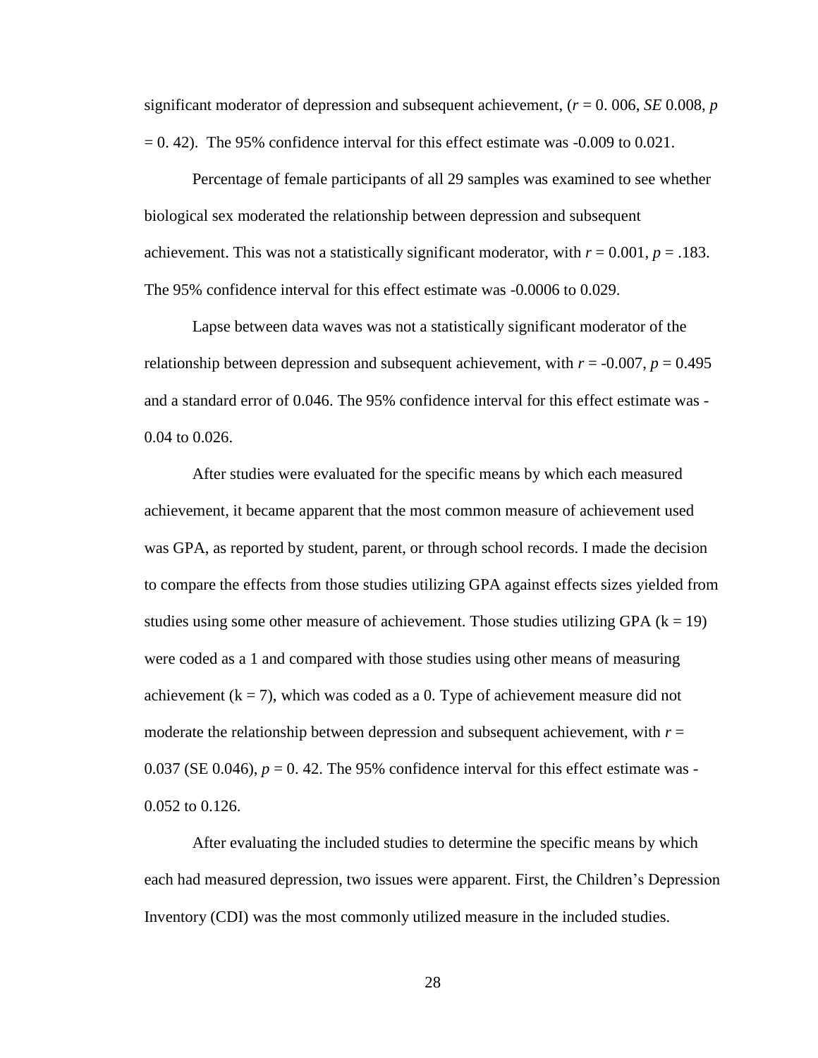significant moderator of depression and subsequent achievement, ($r$ = 0. 006, *SE* 0.008, $p$ = 0. 42). The 95% confidence interval for this effect estimate was -0.009 to 0.021.

Percentage of female participants of all 29 samples was examined to see whether biological sex moderated the relationship between depression and subsequent achievement. This was not a statistically significant moderator, with $r = 0.001$, $p = .183$. The 95% confidence interval for this effect estimate was -0.0006 to 0.029.

Lapse between data waves was not a statistically significant moderator of the relationship between depression and subsequent achievement, with $r = -0.007$, $p = 0.495$ and a standard error of 0.046. The 95% confidence interval for this effect estimate was -0.04 to 0.026.

After studies were evaluated for the specific means by which each measured achievement, it became apparent that the most common measure of achievement used was GPA, as reported by student, parent, or through school records. I made the decision to compare the effects from those studies utilizing GPA against effects sizes yielded from studies using some other measure of achievement. Those studies utilizing GPA ($k = 19$) were coded as a 1 and compared with those studies using other means of measuring achievement ($k = 7$), which was coded as a 0. Type of achievement measure did not moderate the relationship between depression and subsequent achievement, with $r$ = 0.037 (SE 0.046), $p$ = 0. 42. The 95% confidence interval for this effect estimate was -0.052 to 0.126.

After evaluating the included studies to determine the specific means by which each had measured depression, two issues were apparent. First, the Children's Depression Inventory (CDI) was the most commonly utilized measure in the included studies.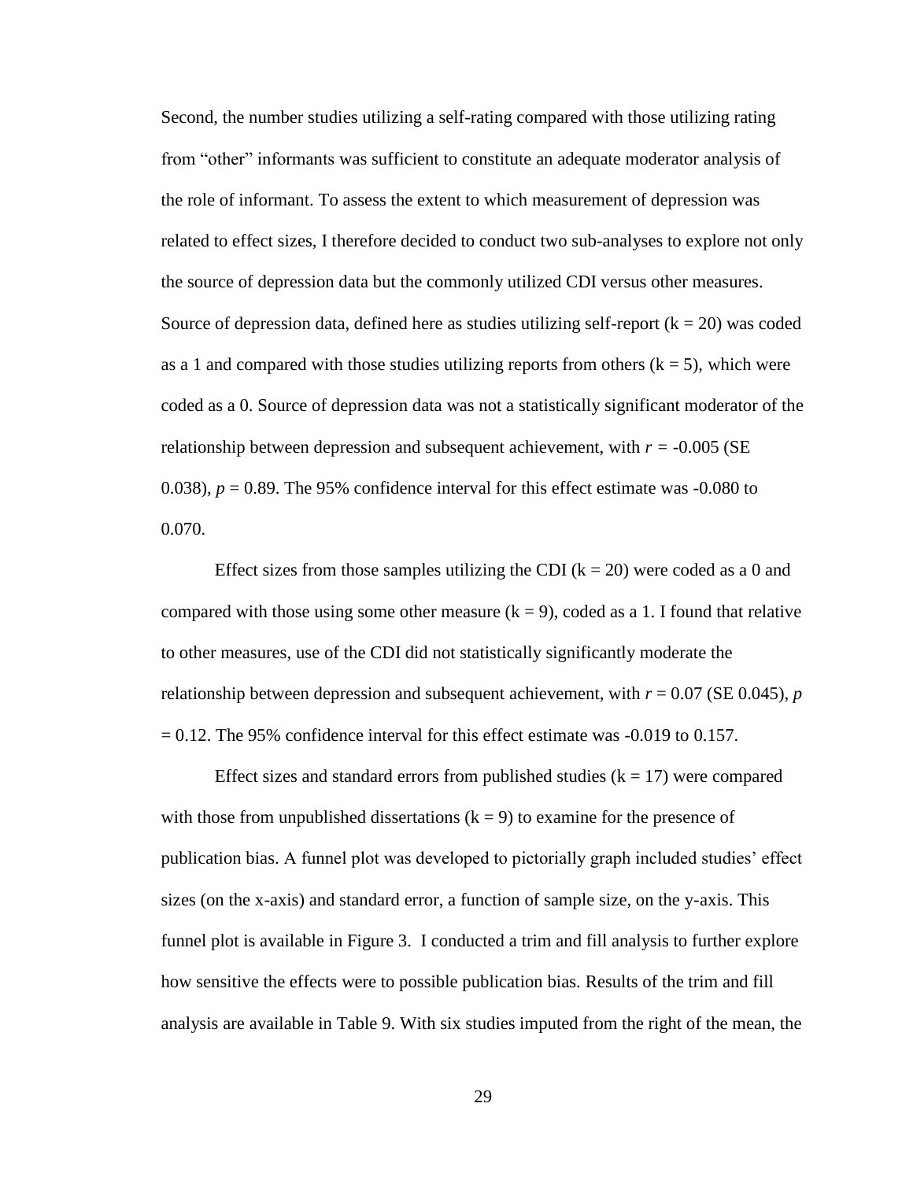Second, the number studies utilizing a self-rating compared with those utilizing rating from "other" informants was sufficient to constitute an adequate moderator analysis of the role of informant. To assess the extent to which measurement of depression was related to effect sizes, I therefore decided to conduct two sub-analyses to explore not only the source of depression data but the commonly utilized CDI versus other measures. Source of depression data, defined here as studies utilizing self-report ($k = 20$) was coded as a 1 and compared with those studies utilizing reports from others ($k = 5$), which were coded as a 0. Source of depression data was not a statistically significant moderator of the relationship between depression and subsequent achievement, with $r = -0.005$ (SE 0.038), $p = 0.89$. The 95% confidence interval for this effect estimate was -0.080 to 0.070.

Effect sizes from those samples utilizing the CDI ($k = 20$) were coded as a 0 and compared with those using some other measure ($k = 9$), coded as a 1. I found that relative to other measures, use of the CDI did not statistically significantly moderate the relationship between depression and subsequent achievement, with $r = 0.07$ (SE 0.045), $p = 0.12$. The 95% confidence interval for this effect estimate was -0.019 to 0.157.

Effect sizes and standard errors from published studies ($k = 17$) were compared with those from unpublished dissertations ($k = 9$) to examine for the presence of publication bias. A funnel plot was developed to pictorially graph included studies' effect sizes (on the x-axis) and standard error, a function of sample size, on the y-axis. This funnel plot is available in Figure 3. I conducted a trim and fill analysis to further explore how sensitive the effects were to possible publication bias. Results of the trim and fill analysis are available in Table 9. With six studies imputed from the right of the mean, the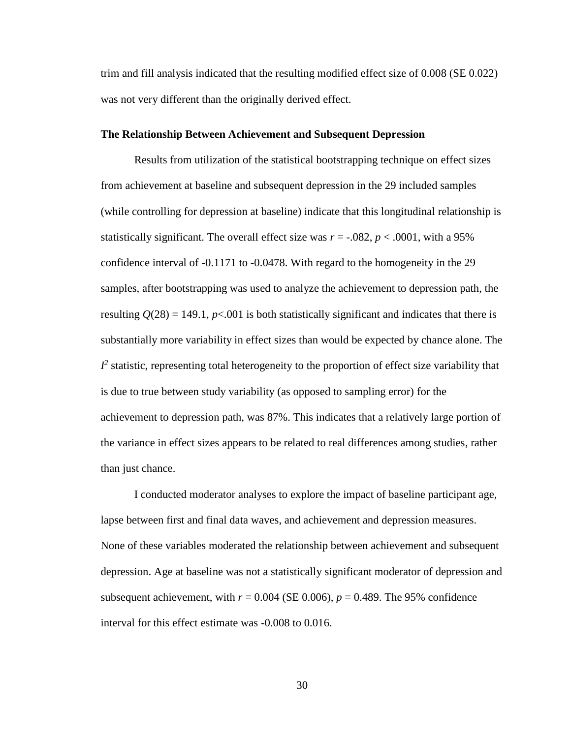trim and fill analysis indicated that the resulting modified effect size of 0.008 (SE 0.022) was not very different than the originally derived effect.

### The Relationship Between Achievement and Subsequent Depression

Results from utilization of the statistical bootstrapping technique on effect sizes from achievement at baseline and subsequent depression in the 29 included samples (while controlling for depression at baseline) indicate that this longitudinal relationship is statistically significant. The overall effect size was $r = -.082$, $p < .0001$, with a 95% confidence interval of -0.1171 to -0.0478. With regard to the homogeneity in the 29 samples, after bootstrapping was used to analyze the achievement to depression path, the resulting $Q(28) = 149.1$, $p<.001$ is both statistically significant and indicates that there is substantially more variability in effect sizes than would be expected by chance alone. The $I^2$ statistic, representing total heterogeneity to the proportion of effect size variability that is due to true between study variability (as opposed to sampling error) for the achievement to depression path, was 87%. This indicates that a relatively large portion of the variance in effect sizes appears to be related to real differences among studies, rather than just chance.

I conducted moderator analyses to explore the impact of baseline participant age, lapse between first and final data waves, and achievement and depression measures. None of these variables moderated the relationship between achievement and subsequent depression. Age at baseline was not a statistically significant moderator of depression and subsequent achievement, with $r = 0.004$ (SE 0.006), $p = 0.489$. The 95% confidence interval for this effect estimate was -0.008 to 0.016.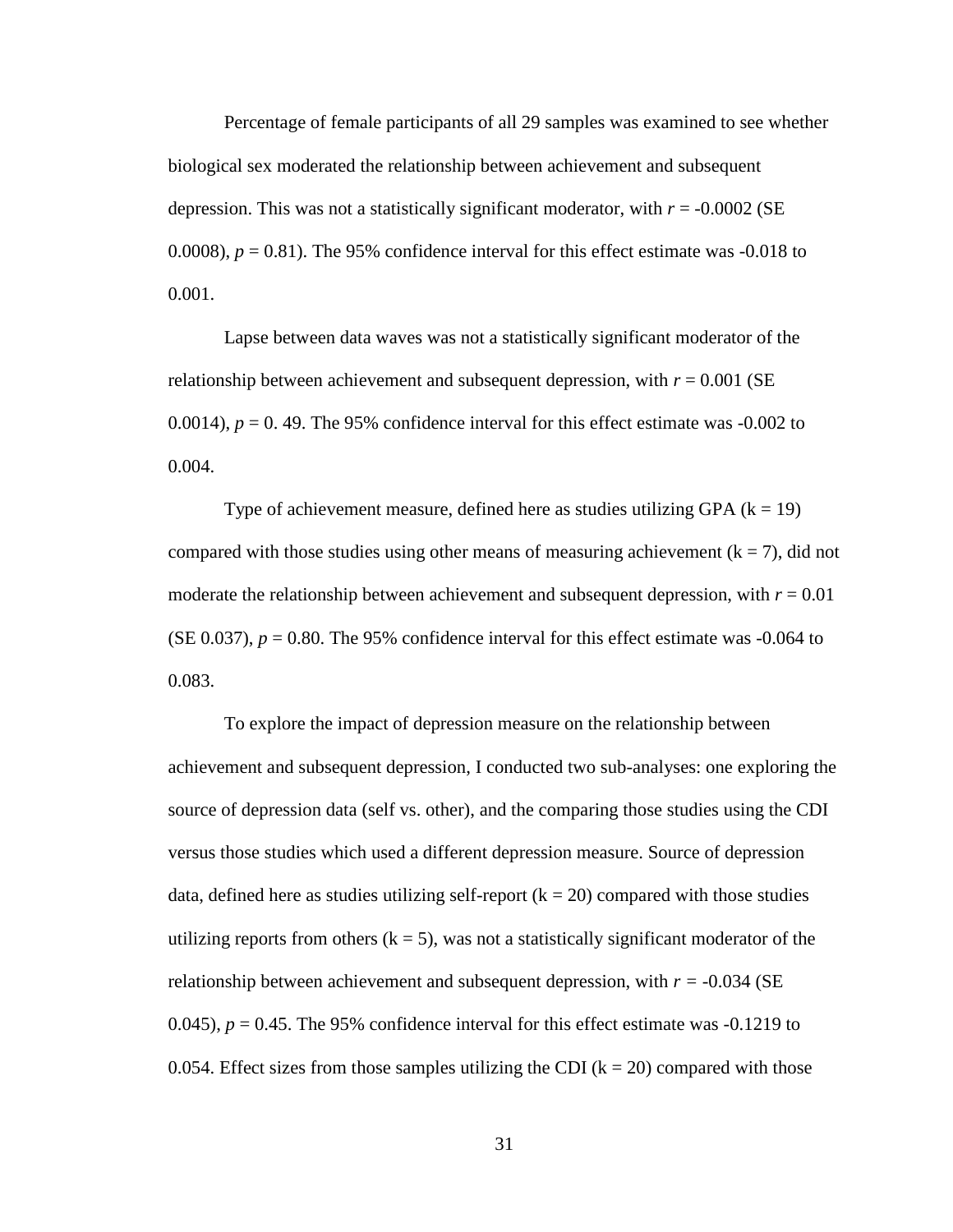Percentage of female participants of all 29 samples was examined to see whether biological sex moderated the relationship between achievement and subsequent depression. This was not a statistically significant moderator, with $r = -0.0002$ (SE 0.0008), $p = 0.81$). The 95% confidence interval for this effect estimate was -0.018 to 0.001.

Lapse between data waves was not a statistically significant moderator of the relationship between achievement and subsequent depression, with $r = 0.001$ (SE 0.0014), $p = 0.49$. The 95% confidence interval for this effect estimate was -0.002 to 0.004.

Type of achievement measure, defined here as studies utilizing GPA ($k = 19$) compared with those studies using other means of measuring achievement ($k = 7$), did not moderate the relationship between achievement and subsequent depression, with $r = 0.01$ (SE 0.037), $p = 0.80$. The 95% confidence interval for this effect estimate was -0.064 to 0.083.

To explore the impact of depression measure on the relationship between achievement and subsequent depression, I conducted two sub-analyses: one exploring the source of depression data (self vs. other), and the comparing those studies using the CDI versus those studies which used a different depression measure. Source of depression data, defined here as studies utilizing self-report ($k = 20$) compared with those studies utilizing reports from others ($k = 5$), was not a statistically significant moderator of the relationship between achievement and subsequent depression, with $r = -0.034$ (SE 0.045), $p = 0.45$. The 95% confidence interval for this effect estimate was -0.1219 to 0.054. Effect sizes from those samples utilizing the CDI ($k = 20$) compared with those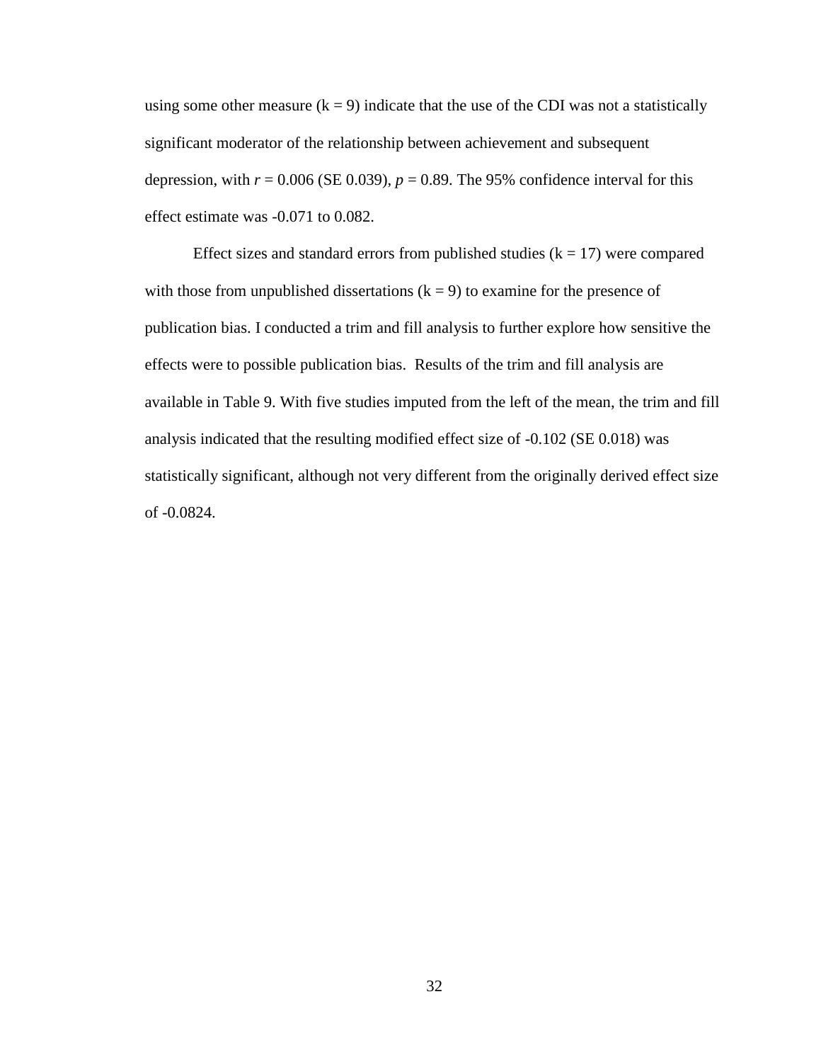using some other measure (k = 9) indicate that the use of the CDI was not a statistically significant moderator of the relationship between achievement and subsequent depression, with $r = 0.006$ (SE 0.039), $p = 0.89$. The 95% confidence interval for this effect estimate was -0.071 to 0.082.

Effect sizes and standard errors from published studies (k = 17) were compared with those from unpublished dissertations (k = 9) to examine for the presence of publication bias. I conducted a trim and fill analysis to further explore how sensitive the effects were to possible publication bias. Results of the trim and fill analysis are available in Table 9. With five studies imputed from the left of the mean, the trim and fill analysis indicated that the resulting modified effect size of -0.102 (SE 0.018) was statistically significant, although not very different from the originally derived effect size of -0.0824.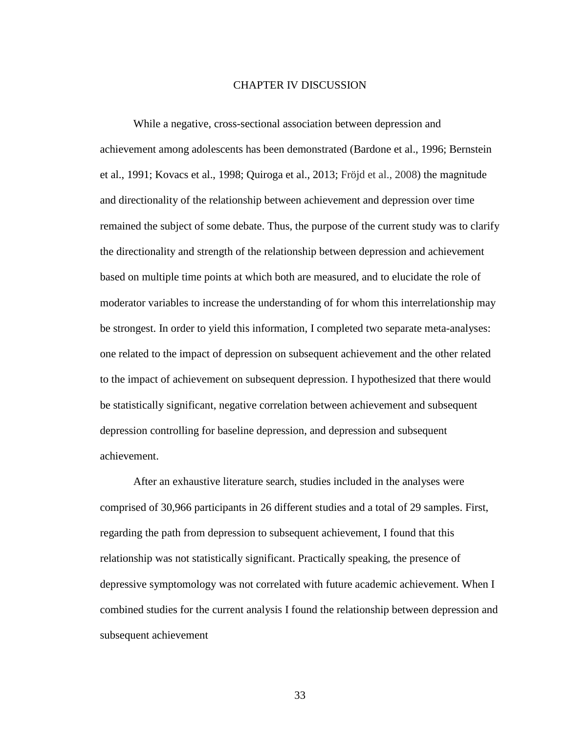# CHAPTER IV DISCUSSION

While a negative, cross-sectional association between depression and achievement among adolescents has been demonstrated (Bardone et al., 1996; Bernstein et al., 1991; Kovacs et al., 1998; Quiroga et al., 2013; Fröjd et al., 2008) the magnitude and directionality of the relationship between achievement and depression over time remained the subject of some debate. Thus, the purpose of the current study was to clarify the directionality and strength of the relationship between depression and achievement based on multiple time points at which both are measured, and to elucidate the role of moderator variables to increase the understanding of for whom this interrelationship may be strongest. In order to yield this information, I completed two separate meta-analyses: one related to the impact of depression on subsequent achievement and the other related to the impact of achievement on subsequent depression. I hypothesized that there would be statistically significant, negative correlation between achievement and subsequent depression controlling for baseline depression, and depression and subsequent achievement.

After an exhaustive literature search, studies included in the analyses were comprised of 30,966 participants in 26 different studies and a total of 29 samples. First, regarding the path from depression to subsequent achievement, I found that this relationship was not statistically significant. Practically speaking, the presence of depressive symptomology was not correlated with future academic achievement. When I combined studies for the current analysis I found the relationship between depression and subsequent achievement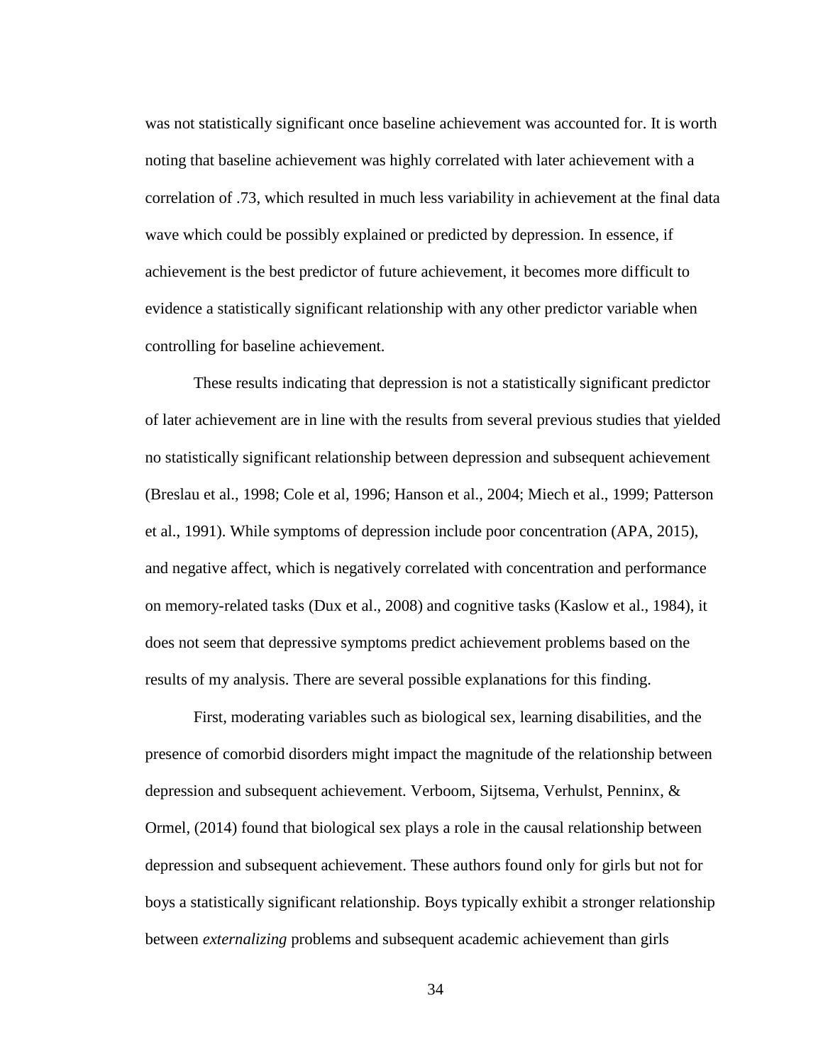was not statistically significant once baseline achievement was accounted for. It is worth noting that baseline achievement was highly correlated with later achievement with a correlation of .73, which resulted in much less variability in achievement at the final data wave which could be possibly explained or predicted by depression. In essence, if achievement is the best predictor of future achievement, it becomes more difficult to evidence a statistically significant relationship with any other predictor variable when controlling for baseline achievement.

These results indicating that depression is not a statistically significant predictor of later achievement are in line with the results from several previous studies that yielded no statistically significant relationship between depression and subsequent achievement (Breslau et al., 1998; Cole et al, 1996; Hanson et al., 2004; Miech et al., 1999; Patterson et al., 1991). While symptoms of depression include poor concentration (APA, 2015), and negative affect, which is negatively correlated with concentration and performance on memory-related tasks (Dux et al., 2008) and cognitive tasks (Kaslow et al., 1984), it does not seem that depressive symptoms predict achievement problems based on the results of my analysis. There are several possible explanations for this finding.

First, moderating variables such as biological sex, learning disabilities, and the presence of comorbid disorders might impact the magnitude of the relationship between depression and subsequent achievement. Verboom, Sijtsema, Verhulst, Penninx, & Ormel, (2014) found that biological sex plays a role in the causal relationship between depression and subsequent achievement. These authors found only for girls but not for boys a statistically significant relationship. Boys typically exhibit a stronger relationship between *externalizing* problems and subsequent academic achievement than girls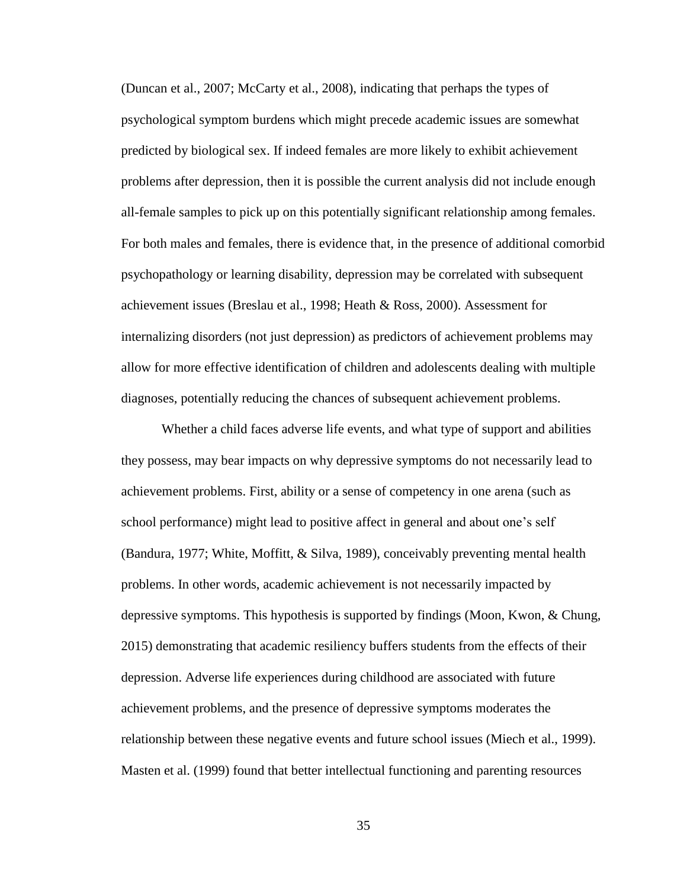(Duncan et al., 2007; McCarty et al., 2008), indicating that perhaps the types of psychological symptom burdens which might precede academic issues are somewhat predicted by biological sex. If indeed females are more likely to exhibit achievement problems after depression, then it is possible the current analysis did not include enough all-female samples to pick up on this potentially significant relationship among females. For both males and females, there is evidence that, in the presence of additional comorbid psychopathology or learning disability, depression may be correlated with subsequent achievement issues (Breslau et al., 1998; Heath & Ross, 2000). Assessment for internalizing disorders (not just depression) as predictors of achievement problems may allow for more effective identification of children and adolescents dealing with multiple diagnoses, potentially reducing the chances of subsequent achievement problems.

Whether a child faces adverse life events, and what type of support and abilities they possess, may bear impacts on why depressive symptoms do not necessarily lead to achievement problems. First, ability or a sense of competency in one arena (such as school performance) might lead to positive affect in general and about one's self (Bandura, 1977; White, Moffitt, & Silva, 1989), conceivably preventing mental health problems. In other words, academic achievement is not necessarily impacted by depressive symptoms. This hypothesis is supported by findings (Moon, Kwon, & Chung, 2015) demonstrating that academic resiliency buffers students from the effects of their depression. Adverse life experiences during childhood are associated with future achievement problems, and the presence of depressive symptoms moderates the relationship between these negative events and future school issues (Miech et al., 1999). Masten et al. (1999) found that better intellectual functioning and parenting resources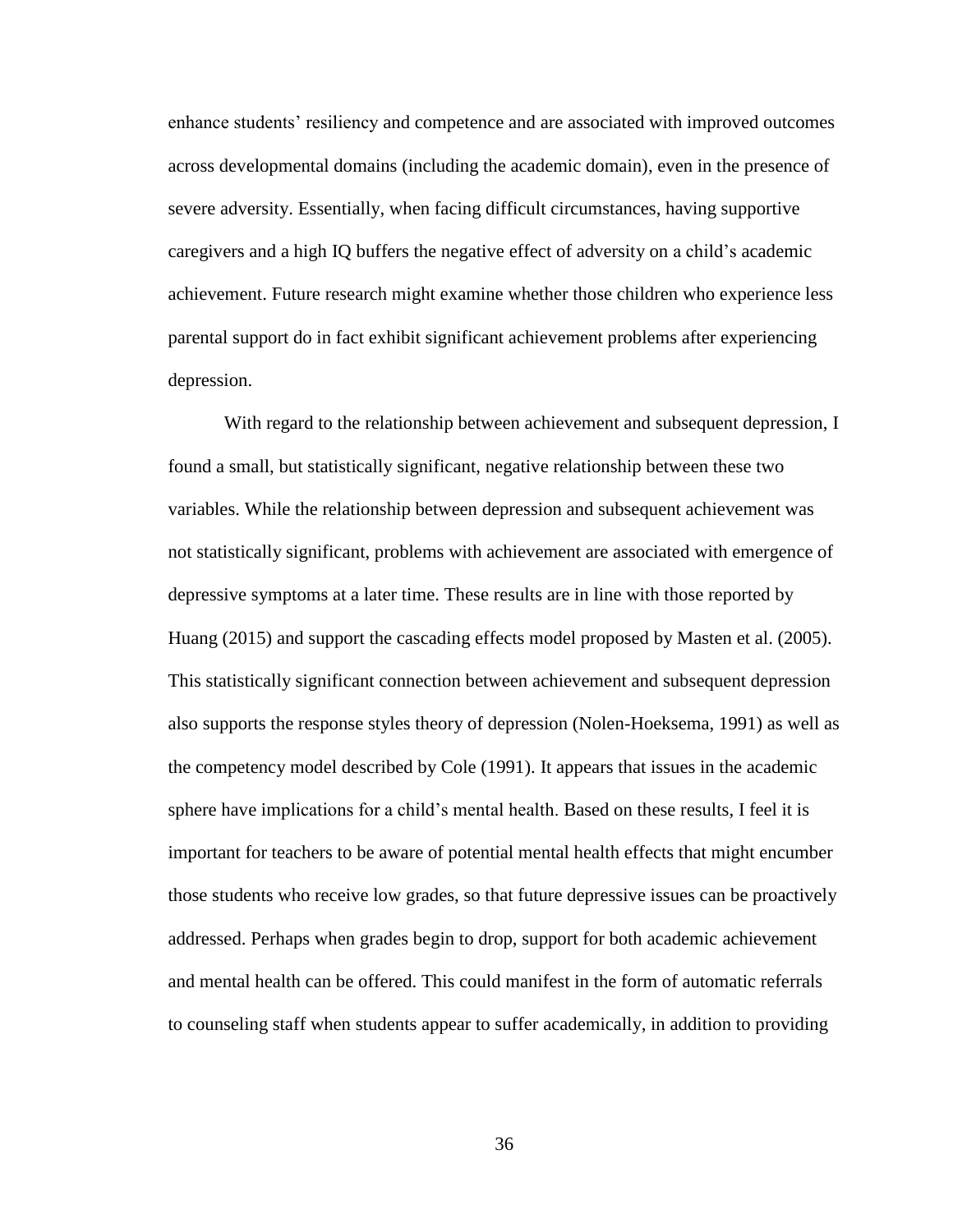enhance students' resiliency and competence and are associated with improved outcomes across developmental domains (including the academic domain), even in the presence of severe adversity. Essentially, when facing difficult circumstances, having supportive caregivers and a high IQ buffers the negative effect of adversity on a child's academic achievement. Future research might examine whether those children who experience less parental support do in fact exhibit significant achievement problems after experiencing depression.

With regard to the relationship between achievement and subsequent depression, I found a small, but statistically significant, negative relationship between these two variables. While the relationship between depression and subsequent achievement was not statistically significant, problems with achievement are associated with emergence of depressive symptoms at a later time. These results are in line with those reported by Huang (2015) and support the cascading effects model proposed by Masten et al. (2005). This statistically significant connection between achievement and subsequent depression also supports the response styles theory of depression (Nolen-Hoeksema, 1991) as well as the competency model described by Cole (1991). It appears that issues in the academic sphere have implications for a child's mental health. Based on these results, I feel it is important for teachers to be aware of potential mental health effects that might encumber those students who receive low grades, so that future depressive issues can be proactively addressed. Perhaps when grades begin to drop, support for both academic achievement and mental health can be offered. This could manifest in the form of automatic referrals to counseling staff when students appear to suffer academically, in addition to providing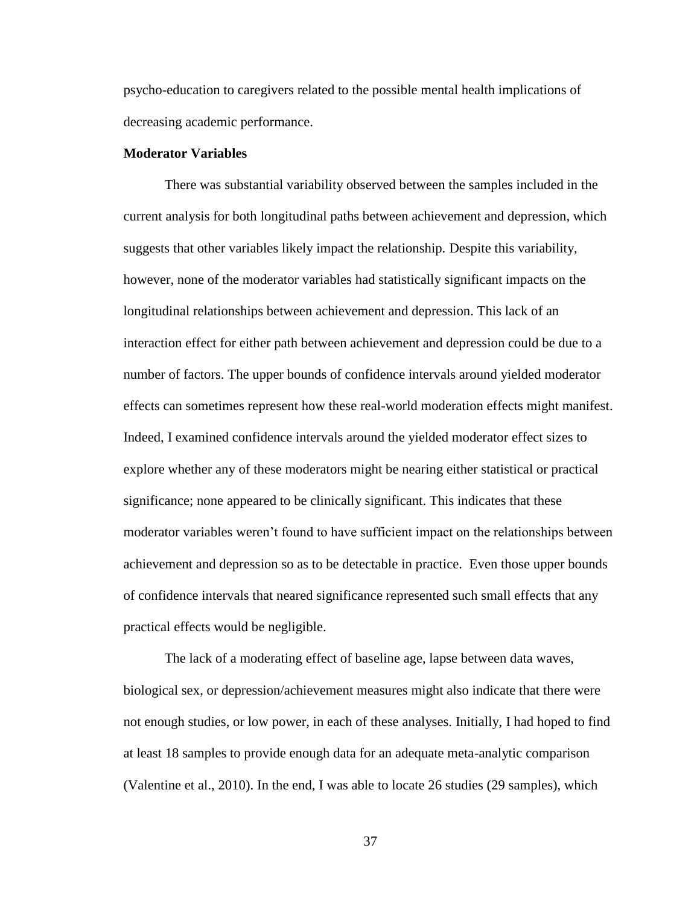psycho-education to caregivers related to the possible mental health implications of decreasing academic performance.

**Moderator Variables**

There was substantial variability observed between the samples included in the current analysis for both longitudinal paths between achievement and depression, which suggests that other variables likely impact the relationship. Despite this variability, however, none of the moderator variables had statistically significant impacts on the longitudinal relationships between achievement and depression. This lack of an interaction effect for either path between achievement and depression could be due to a number of factors. The upper bounds of confidence intervals around yielded moderator effects can sometimes represent how these real-world moderation effects might manifest. Indeed, I examined confidence intervals around the yielded moderator effect sizes to explore whether any of these moderators might be nearing either statistical or practical significance; none appeared to be clinically significant. This indicates that these moderator variables weren't found to have sufficient impact on the relationships between achievement and depression so as to be detectable in practice. Even those upper bounds of confidence intervals that neared significance represented such small effects that any practical effects would be negligible.

The lack of a moderating effect of baseline age, lapse between data waves, biological sex, or depression/achievement measures might also indicate that there were not enough studies, or low power, in each of these analyses. Initially, I had hoped to find at least 18 samples to provide enough data for an adequate meta-analytic comparison (Valentine et al., 2010). In the end, I was able to locate 26 studies (29 samples), which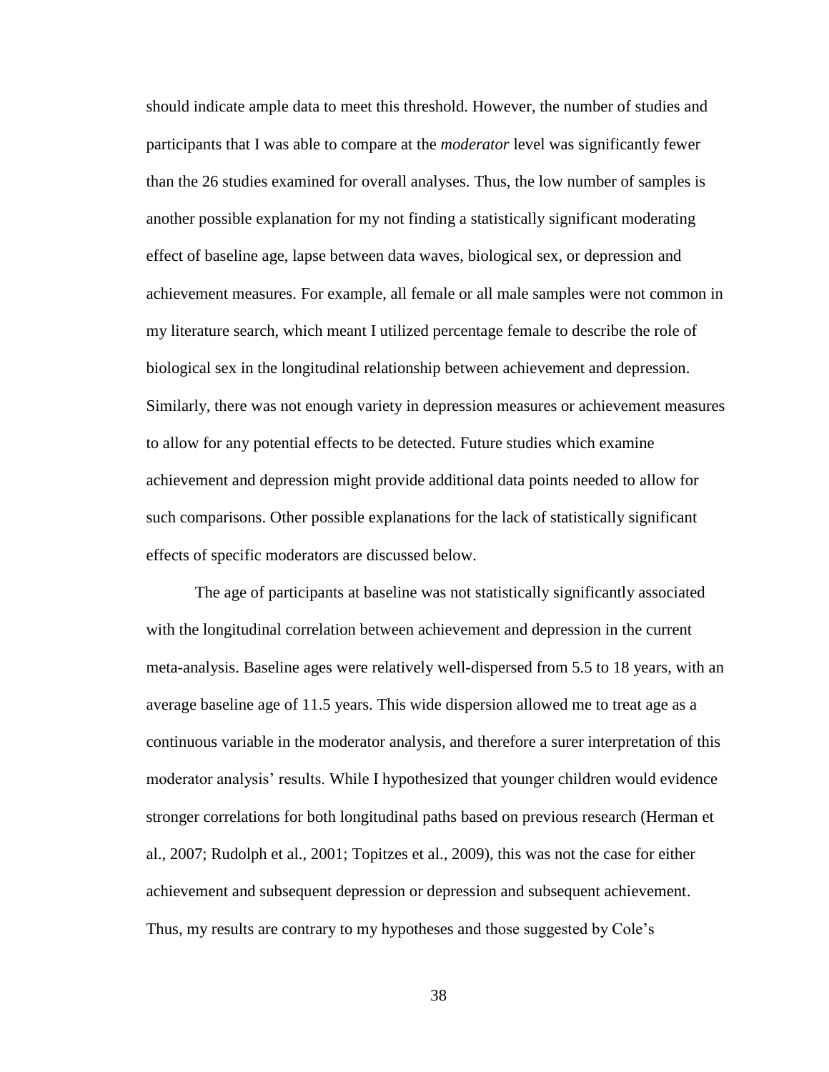should indicate ample data to meet this threshold. However, the number of studies and participants that I was able to compare at the *moderator* level was significantly fewer than the 26 studies examined for overall analyses. Thus, the low number of samples is another possible explanation for my not finding a statistically significant moderating effect of baseline age, lapse between data waves, biological sex, or depression and achievement measures. For example, all female or all male samples were not common in my literature search, which meant I utilized percentage female to describe the role of biological sex in the longitudinal relationship between achievement and depression. Similarly, there was not enough variety in depression measures or achievement measures to allow for any potential effects to be detected. Future studies which examine achievement and depression might provide additional data points needed to allow for such comparisons. Other possible explanations for the lack of statistically significant effects of specific moderators are discussed below.

The age of participants at baseline was not statistically significantly associated with the longitudinal correlation between achievement and depression in the current meta-analysis. Baseline ages were relatively well-dispersed from 5.5 to 18 years, with an average baseline age of 11.5 years. This wide dispersion allowed me to treat age as a continuous variable in the moderator analysis, and therefore a surer interpretation of this moderator analysis' results. While I hypothesized that younger children would evidence stronger correlations for both longitudinal paths based on previous research (Herman et al., 2007; Rudolph et al., 2001; Topitzes et al., 2009), this was not the case for either achievement and subsequent depression or depression and subsequent achievement. Thus, my results are contrary to my hypotheses and those suggested by Cole's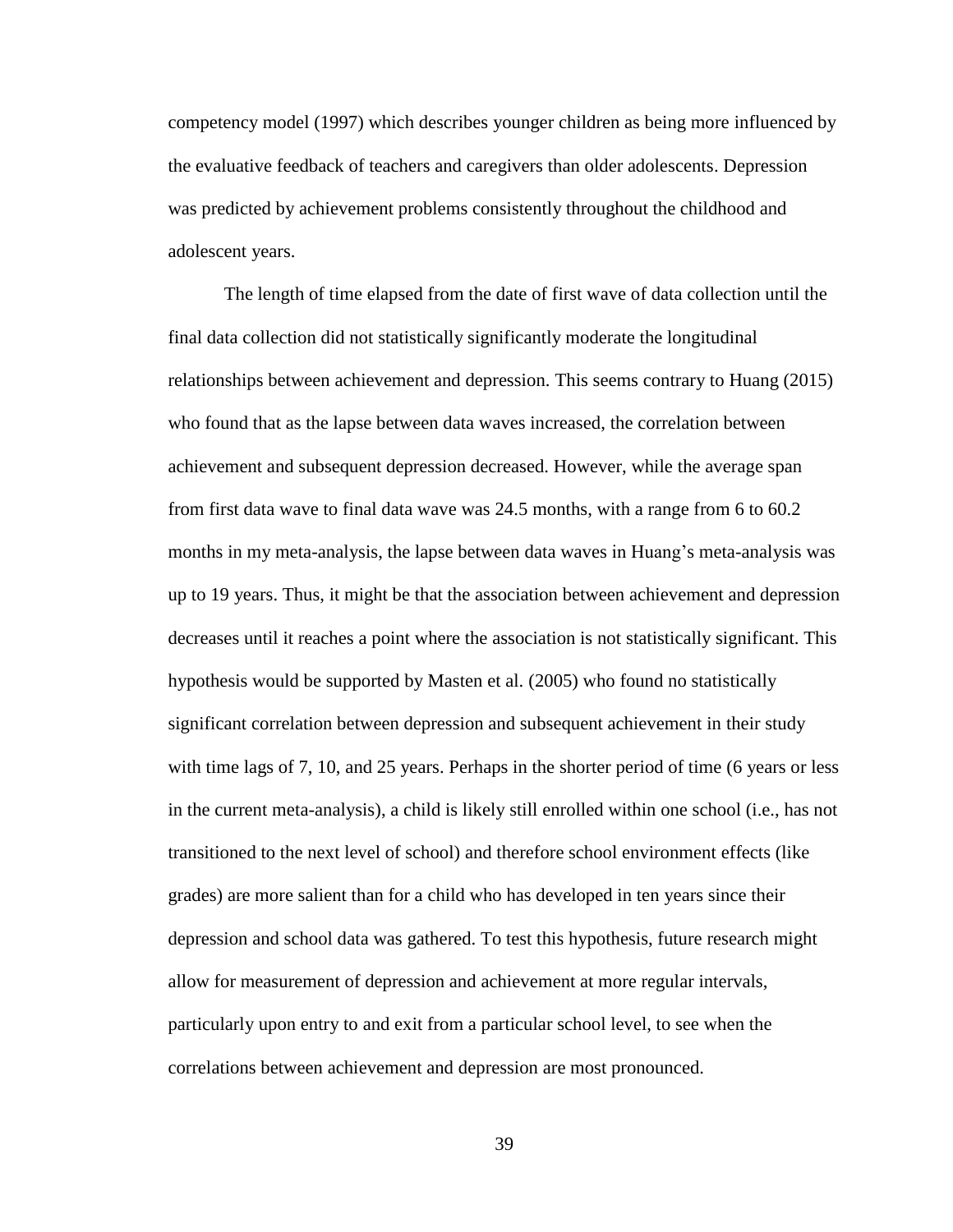competency model (1997) which describes younger children as being more influenced by the evaluative feedback of teachers and caregivers than older adolescents. Depression was predicted by achievement problems consistently throughout the childhood and adolescent years.

The length of time elapsed from the date of first wave of data collection until the final data collection did not statistically significantly moderate the longitudinal relationships between achievement and depression. This seems contrary to Huang (2015) who found that as the lapse between data waves increased, the correlation between achievement and subsequent depression decreased. However, while the average span from first data wave to final data wave was 24.5 months, with a range from 6 to 60.2 months in my meta-analysis, the lapse between data waves in Huang's meta-analysis was up to 19 years. Thus, it might be that the association between achievement and depression decreases until it reaches a point where the association is not statistically significant. This hypothesis would be supported by Masten et al. (2005) who found no statistically significant correlation between depression and subsequent achievement in their study with time lags of 7, 10, and 25 years. Perhaps in the shorter period of time (6 years or less in the current meta-analysis), a child is likely still enrolled within one school (i.e., has not transitioned to the next level of school) and therefore school environment effects (like grades) are more salient than for a child who has developed in ten years since their depression and school data was gathered. To test this hypothesis, future research might allow for measurement of depression and achievement at more regular intervals, particularly upon entry to and exit from a particular school level, to see when the correlations between achievement and depression are most pronounced.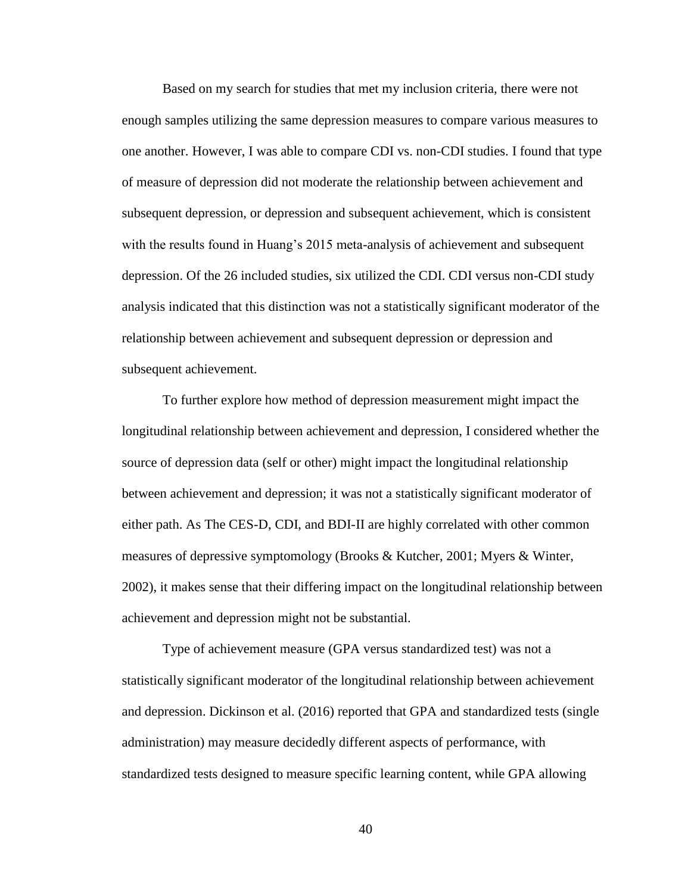Based on my search for studies that met my inclusion criteria, there were not enough samples utilizing the same depression measures to compare various measures to one another. However, I was able to compare CDI vs. non-CDI studies. I found that type of measure of depression did not moderate the relationship between achievement and subsequent depression, or depression and subsequent achievement, which is consistent with the results found in Huang's 2015 meta-analysis of achievement and subsequent depression. Of the 26 included studies, six utilized the CDI. CDI versus non-CDI study analysis indicated that this distinction was not a statistically significant moderator of the relationship between achievement and subsequent depression or depression and subsequent achievement.

To further explore how method of depression measurement might impact the longitudinal relationship between achievement and depression, I considered whether the source of depression data (self or other) might impact the longitudinal relationship between achievement and depression; it was not a statistically significant moderator of either path. As The CES-D, CDI, and BDI-II are highly correlated with other common measures of depressive symptomology (Brooks & Kutcher, 2001; Myers & Winter, 2002), it makes sense that their differing impact on the longitudinal relationship between achievement and depression might not be substantial.

Type of achievement measure (GPA versus standardized test) was not a statistically significant moderator of the longitudinal relationship between achievement and depression. Dickinson et al. (2016) reported that GPA and standardized tests (single administration) may measure decidedly different aspects of performance, with standardized tests designed to measure specific learning content, while GPA allowing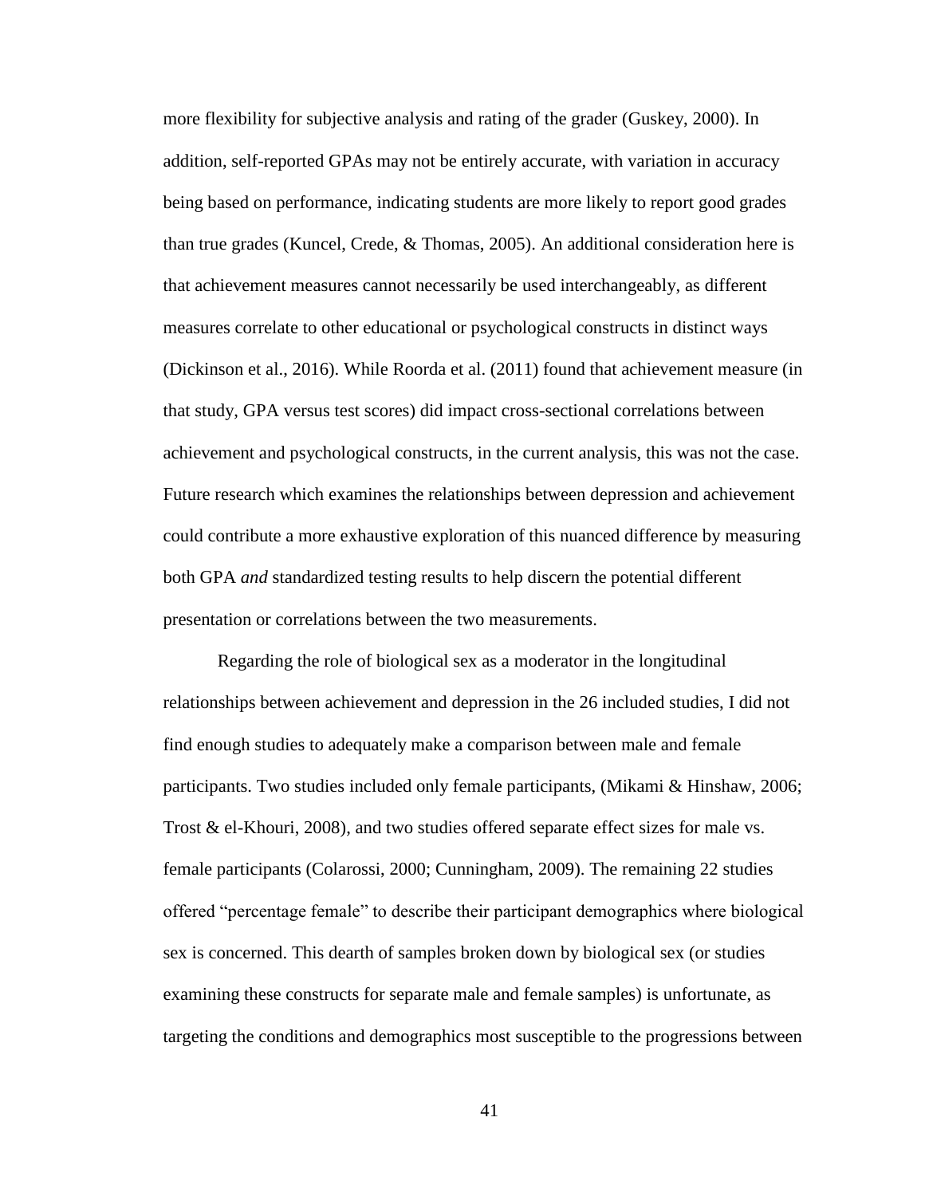more flexibility for subjective analysis and rating of the grader (Guskey, 2000). In addition, self-reported GPAs may not be entirely accurate, with variation in accuracy being based on performance, indicating students are more likely to report good grades than true grades (Kuncel, Crede, & Thomas, 2005). An additional consideration here is that achievement measures cannot necessarily be used interchangeably, as different measures correlate to other educational or psychological constructs in distinct ways (Dickinson et al., 2016). While Roorda et al. (2011) found that achievement measure (in that study, GPA versus test scores) did impact cross-sectional correlations between achievement and psychological constructs, in the current analysis, this was not the case. Future research which examines the relationships between depression and achievement could contribute a more exhaustive exploration of this nuanced difference by measuring both GPA *and* standardized testing results to help discern the potential different presentation or correlations between the two measurements.

Regarding the role of biological sex as a moderator in the longitudinal relationships between achievement and depression in the 26 included studies, I did not find enough studies to adequately make a comparison between male and female participants. Two studies included only female participants, (Mikami & Hinshaw, 2006; Trost & el-Khouri, 2008), and two studies offered separate effect sizes for male vs. female participants (Colarossi, 2000; Cunningham, 2009). The remaining 22 studies offered "percentage female" to describe their participant demographics where biological sex is concerned. This dearth of samples broken down by biological sex (or studies examining these constructs for separate male and female samples) is unfortunate, as targeting the conditions and demographics most susceptible to the progressions between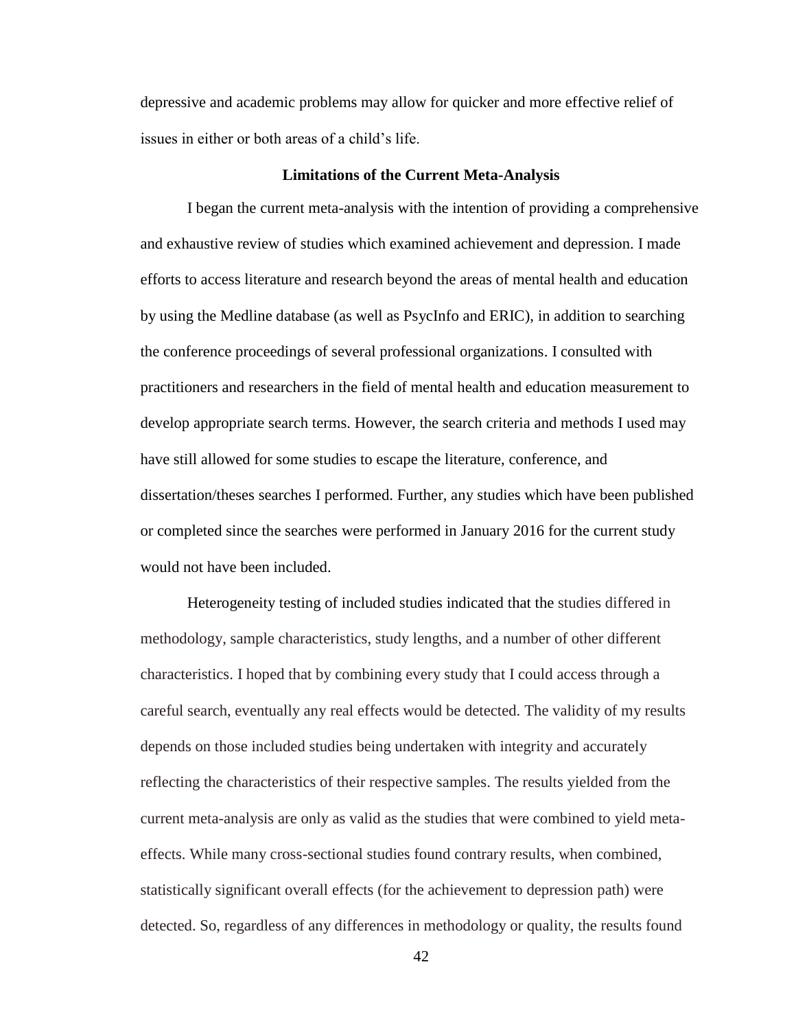depressive and academic problems may allow for quicker and more effective relief of issues in either or both areas of a child's life.

## Limitations of the Current Meta-Analysis

I began the current meta-analysis with the intention of providing a comprehensive and exhaustive review of studies which examined achievement and depression. I made efforts to access literature and research beyond the areas of mental health and education by using the Medline database (as well as PsycInfo and ERIC), in addition to searching the conference proceedings of several professional organizations. I consulted with practitioners and researchers in the field of mental health and education measurement to develop appropriate search terms. However, the search criteria and methods I used may have still allowed for some studies to escape the literature, conference, and dissertation/theses searches I performed. Further, any studies which have been published or completed since the searches were performed in January 2016 for the current study would not have been included.

Heterogeneity testing of included studies indicated that the studies differed in methodology, sample characteristics, study lengths, and a number of other different characteristics. I hoped that by combining every study that I could access through a careful search, eventually any real effects would be detected. The validity of my results depends on those included studies being undertaken with integrity and accurately reflecting the characteristics of their respective samples. The results yielded from the current meta-analysis are only as valid as the studies that were combined to yield meta-effects. While many cross-sectional studies found contrary results, when combined, statistically significant overall effects (for the achievement to depression path) were detected. So, regardless of any differences in methodology or quality, the results found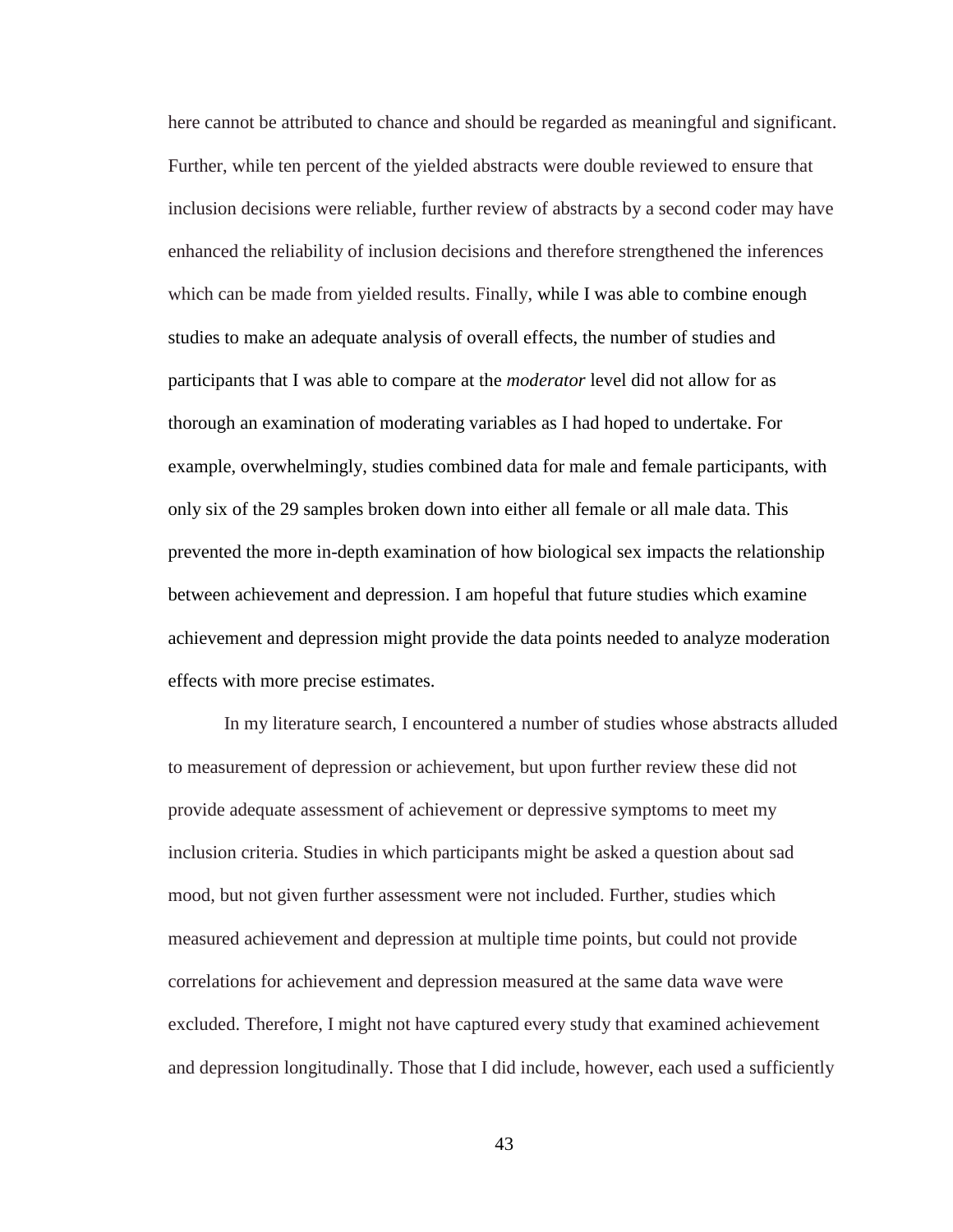here cannot be attributed to chance and should be regarded as meaningful and significant. Further, while ten percent of the yielded abstracts were double reviewed to ensure that inclusion decisions were reliable, further review of abstracts by a second coder may have enhanced the reliability of inclusion decisions and therefore strengthened the inferences which can be made from yielded results. Finally, while I was able to combine enough studies to make an adequate analysis of overall effects, the number of studies and participants that I was able to compare at the *moderator* level did not allow for as thorough an examination of moderating variables as I had hoped to undertake. For example, overwhelmingly, studies combined data for male and female participants, with only six of the 29 samples broken down into either all female or all male data. This prevented the more in-depth examination of how biological sex impacts the relationship between achievement and depression. I am hopeful that future studies which examine achievement and depression might provide the data points needed to analyze moderation effects with more precise estimates.

In my literature search, I encountered a number of studies whose abstracts alluded to measurement of depression or achievement, but upon further review these did not provide adequate assessment of achievement or depressive symptoms to meet my inclusion criteria. Studies in which participants might be asked a question about sad mood, but not given further assessment were not included. Further, studies which measured achievement and depression at multiple time points, but could not provide correlations for achievement and depression measured at the same data wave were excluded. Therefore, I might not have captured every study that examined achievement and depression longitudinally. Those that I did include, however, each used a sufficiently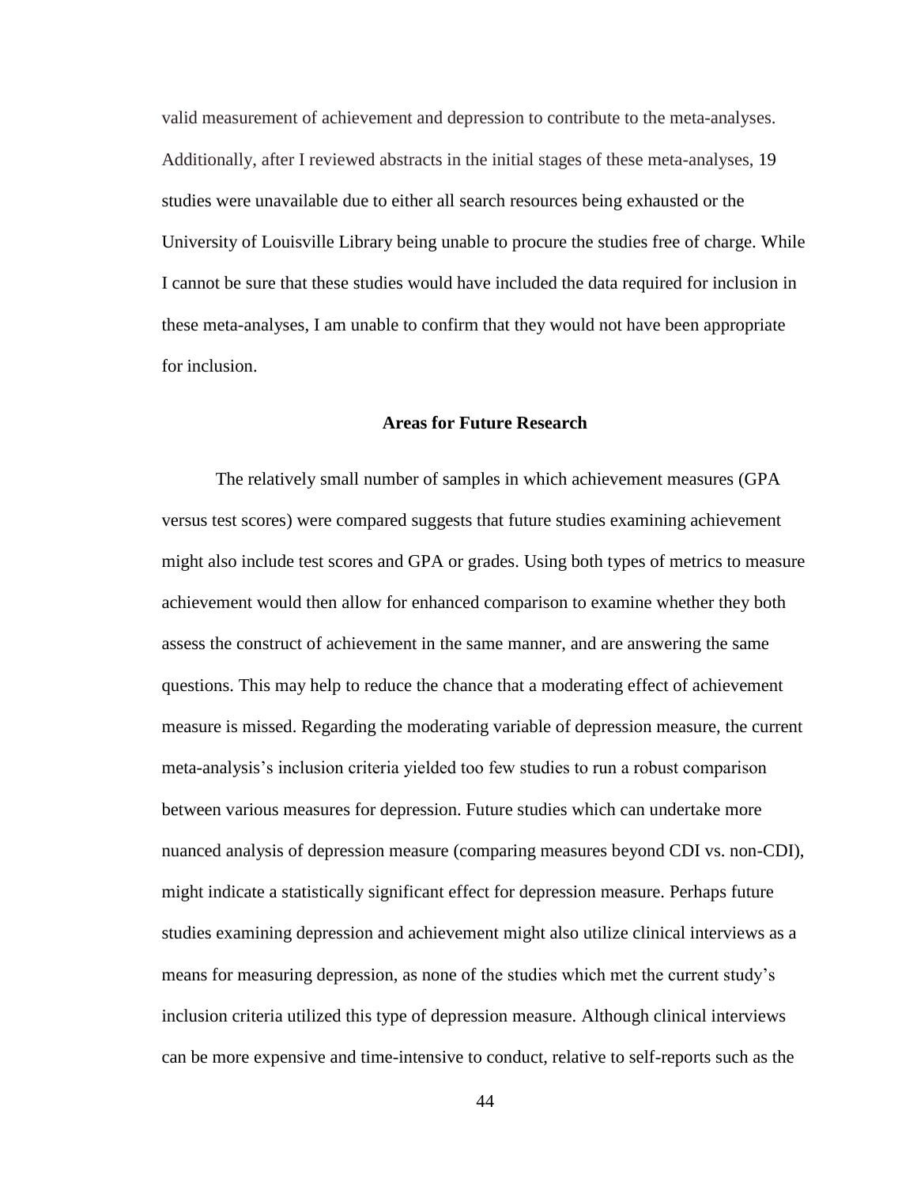valid measurement of achievement and depression to contribute to the meta-analyses. Additionally, after I reviewed abstracts in the initial stages of these meta-analyses, 19 studies were unavailable due to either all search resources being exhausted or the University of Louisville Library being unable to procure the studies free of charge. While I cannot be sure that these studies would have included the data required for inclusion in these meta-analyses, I am unable to confirm that they would not have been appropriate for inclusion.

## Areas for Future Research

The relatively small number of samples in which achievement measures (GPA versus test scores) were compared suggests that future studies examining achievement might also include test scores and GPA or grades. Using both types of metrics to measure achievement would then allow for enhanced comparison to examine whether they both assess the construct of achievement in the same manner, and are answering the same questions. This may help to reduce the chance that a moderating effect of achievement measure is missed. Regarding the moderating variable of depression measure, the current meta-analysis's inclusion criteria yielded too few studies to run a robust comparison between various measures for depression. Future studies which can undertake more nuanced analysis of depression measure (comparing measures beyond CDI vs. non-CDI), might indicate a statistically significant effect for depression measure. Perhaps future studies examining depression and achievement might also utilize clinical interviews as a means for measuring depression, as none of the studies which met the current study's inclusion criteria utilized this type of depression measure. Although clinical interviews can be more expensive and time-intensive to conduct, relative to self-reports such as the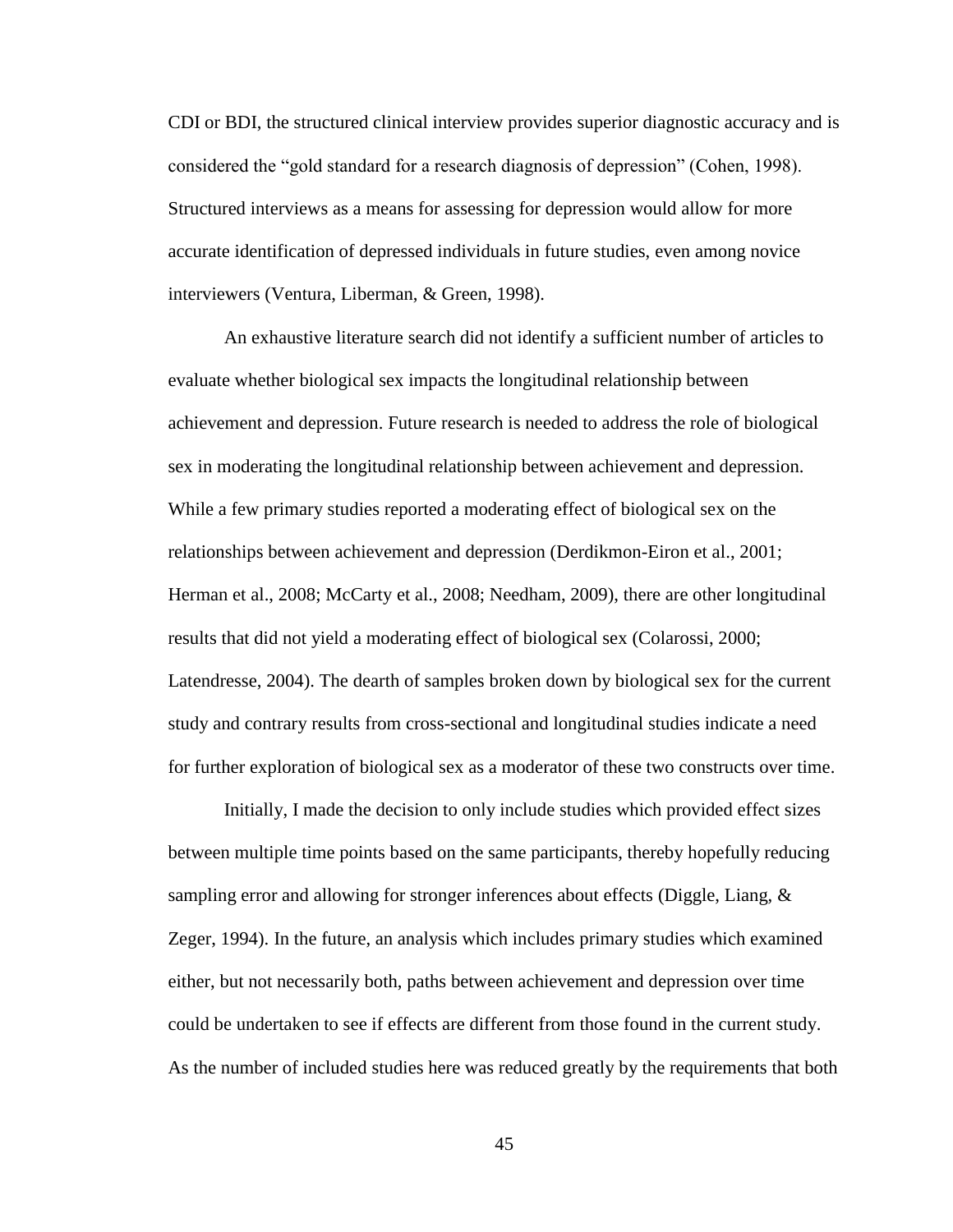CDI or BDI, the structured clinical interview provides superior diagnostic accuracy and is considered the “gold standard for a research diagnosis of depression” (Cohen, 1998). Structured interviews as a means for assessing for depression would allow for more accurate identification of depressed individuals in future studies, even among novice interviewers (Ventura, Liberman, & Green, 1998).

An exhaustive literature search did not identify a sufficient number of articles to evaluate whether biological sex impacts the longitudinal relationship between achievement and depression. Future research is needed to address the role of biological sex in moderating the longitudinal relationship between achievement and depression. While a few primary studies reported a moderating effect of biological sex on the relationships between achievement and depression (Derdikmon-Eiron et al., 2001; Herman et al., 2008; McCarty et al., 2008; Needham, 2009), there are other longitudinal results that did not yield a moderating effect of biological sex (Colarossi, 2000; Latendresse, 2004). The dearth of samples broken down by biological sex for the current study and contrary results from cross-sectional and longitudinal studies indicate a need for further exploration of biological sex as a moderator of these two constructs over time.

Initially, I made the decision to only include studies which provided effect sizes between multiple time points based on the same participants, thereby hopefully reducing sampling error and allowing for stronger inferences about effects (Diggle, Liang, & Zeger, 1994). In the future, an analysis which includes primary studies which examined either, but not necessarily both, paths between achievement and depression over time could be undertaken to see if effects are different from those found in the current study. As the number of included studies here was reduced greatly by the requirements that both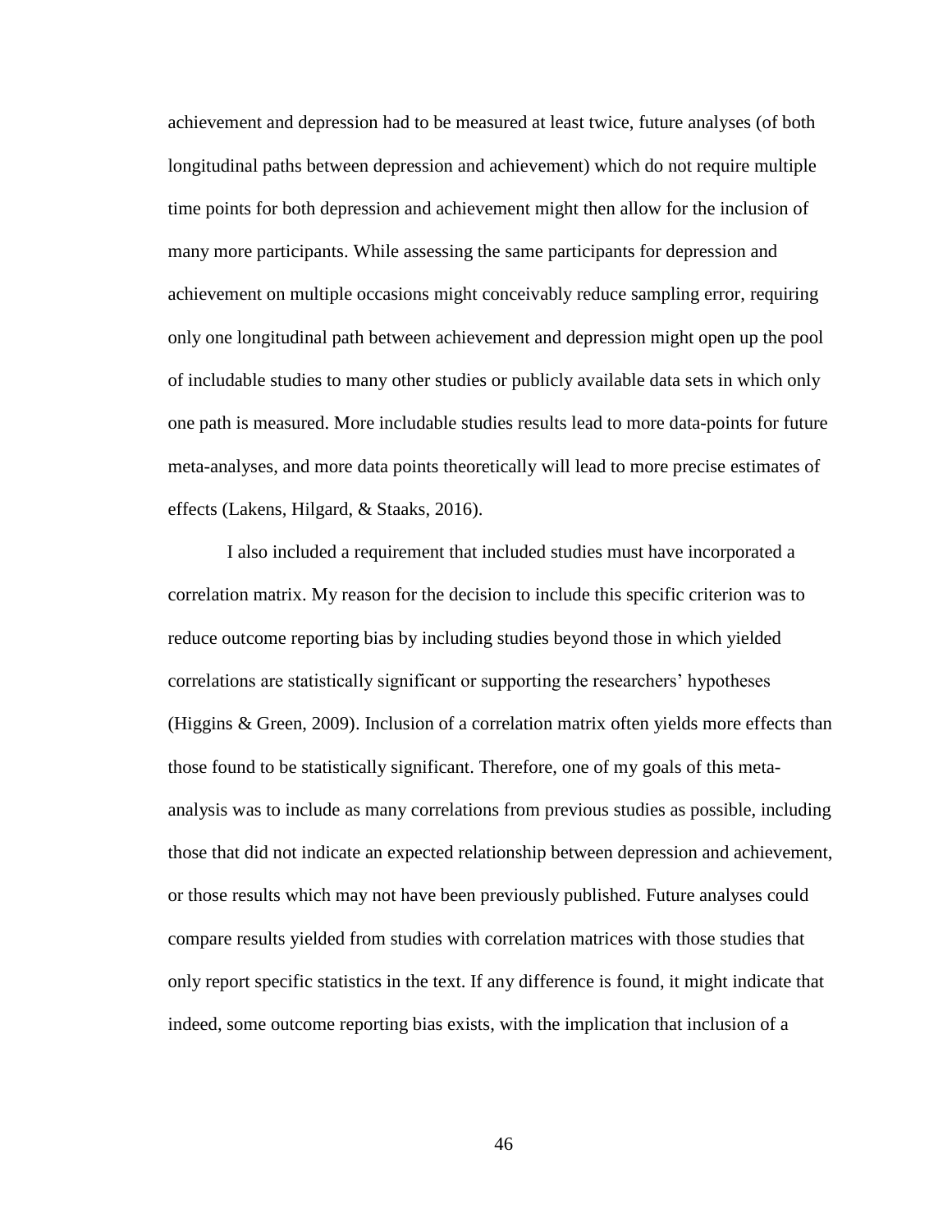achievement and depression had to be measured at least twice, future analyses (of both longitudinal paths between depression and achievement) which do not require multiple time points for both depression and achievement might then allow for the inclusion of many more participants. While assessing the same participants for depression and achievement on multiple occasions might conceivably reduce sampling error, requiring only one longitudinal path between achievement and depression might open up the pool of includable studies to many other studies or publicly available data sets in which only one path is measured. More includable studies results lead to more data-points for future meta-analyses, and more data points theoretically will lead to more precise estimates of effects (Lakens, Hilgard, & Staaks, 2016).

I also included a requirement that included studies must have incorporated a correlation matrix. My reason for the decision to include this specific criterion was to reduce outcome reporting bias by including studies beyond those in which yielded correlations are statistically significant or supporting the researchers' hypotheses (Higgins & Green, 2009). Inclusion of a correlation matrix often yields more effects than those found to be statistically significant. Therefore, one of my goals of this meta-analysis was to include as many correlations from previous studies as possible, including those that did not indicate an expected relationship between depression and achievement, or those results which may not have been previously published. Future analyses could compare results yielded from studies with correlation matrices with those studies that only report specific statistics in the text. If any difference is found, it might indicate that indeed, some outcome reporting bias exists, with the implication that inclusion of a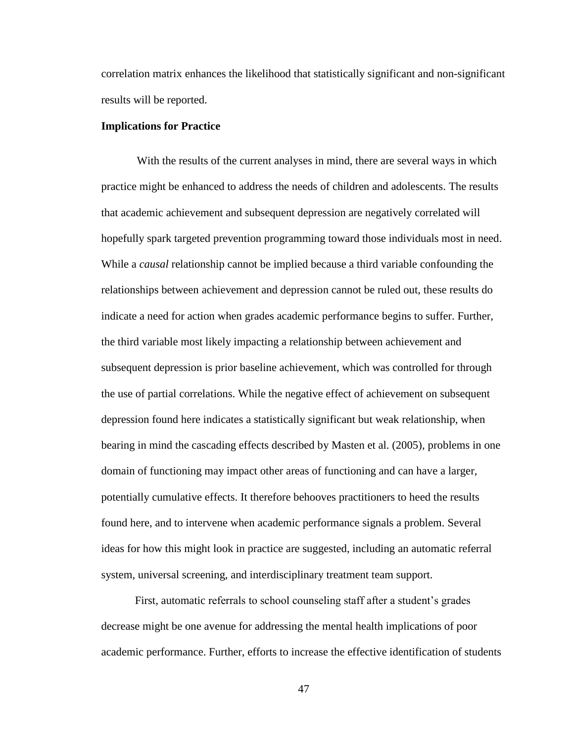correlation matrix enhances the likelihood that statistically significant and non-significant results will be reported.

**Implications for Practice**

With the results of the current analyses in mind, there are several ways in which practice might be enhanced to address the needs of children and adolescents. The results that academic achievement and subsequent depression are negatively correlated will hopefully spark targeted prevention programming toward those individuals most in need. While a *causal* relationship cannot be implied because a third variable confounding the relationships between achievement and depression cannot be ruled out, these results do indicate a need for action when grades academic performance begins to suffer. Further, the third variable most likely impacting a relationship between achievement and subsequent depression is prior baseline achievement, which was controlled for through the use of partial correlations. While the negative effect of achievement on subsequent depression found here indicates a statistically significant but weak relationship, when bearing in mind the cascading effects described by Masten et al. (2005), problems in one domain of functioning may impact other areas of functioning and can have a larger, potentially cumulative effects. It therefore behooves practitioners to heed the results found here, and to intervene when academic performance signals a problem. Several ideas for how this might look in practice are suggested, including an automatic referral system, universal screening, and interdisciplinary treatment team support.

First, automatic referrals to school counseling staff after a student's grades decrease might be one avenue for addressing the mental health implications of poor academic performance. Further, efforts to increase the effective identification of students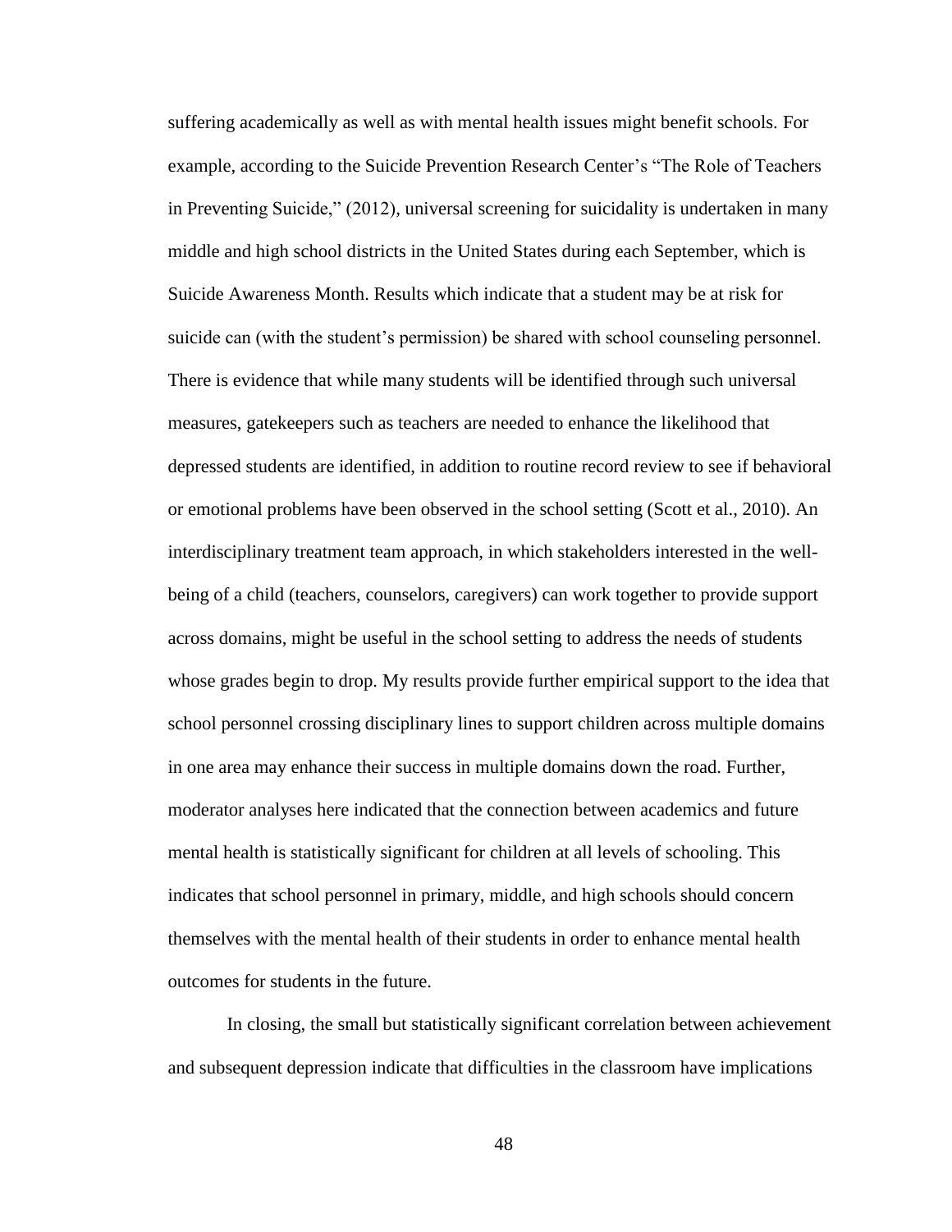suffering academically as well as with mental health issues might benefit schools. For example, according to the Suicide Prevention Research Center's "The Role of Teachers in Preventing Suicide," (2012), universal screening for suicidality is undertaken in many middle and high school districts in the United States during each September, which is Suicide Awareness Month. Results which indicate that a student may be at risk for suicide can (with the student's permission) be shared with school counseling personnel. There is evidence that while many students will be identified through such universal measures, gatekeepers such as teachers are needed to enhance the likelihood that depressed students are identified, in addition to routine record review to see if behavioral or emotional problems have been observed in the school setting (Scott et al., 2010). An interdisciplinary treatment team approach, in which stakeholders interested in the well-being of a child (teachers, counselors, caregivers) can work together to provide support across domains, might be useful in the school setting to address the needs of students whose grades begin to drop. My results provide further empirical support to the idea that school personnel crossing disciplinary lines to support children across multiple domains in one area may enhance their success in multiple domains down the road. Further, moderator analyses here indicated that the connection between academics and future mental health is statistically significant for children at all levels of schooling. This indicates that school personnel in primary, middle, and high schools should concern themselves with the mental health of their students in order to enhance mental health outcomes for students in the future.

In closing, the small but statistically significant correlation between achievement and subsequent depression indicate that difficulties in the classroom have implications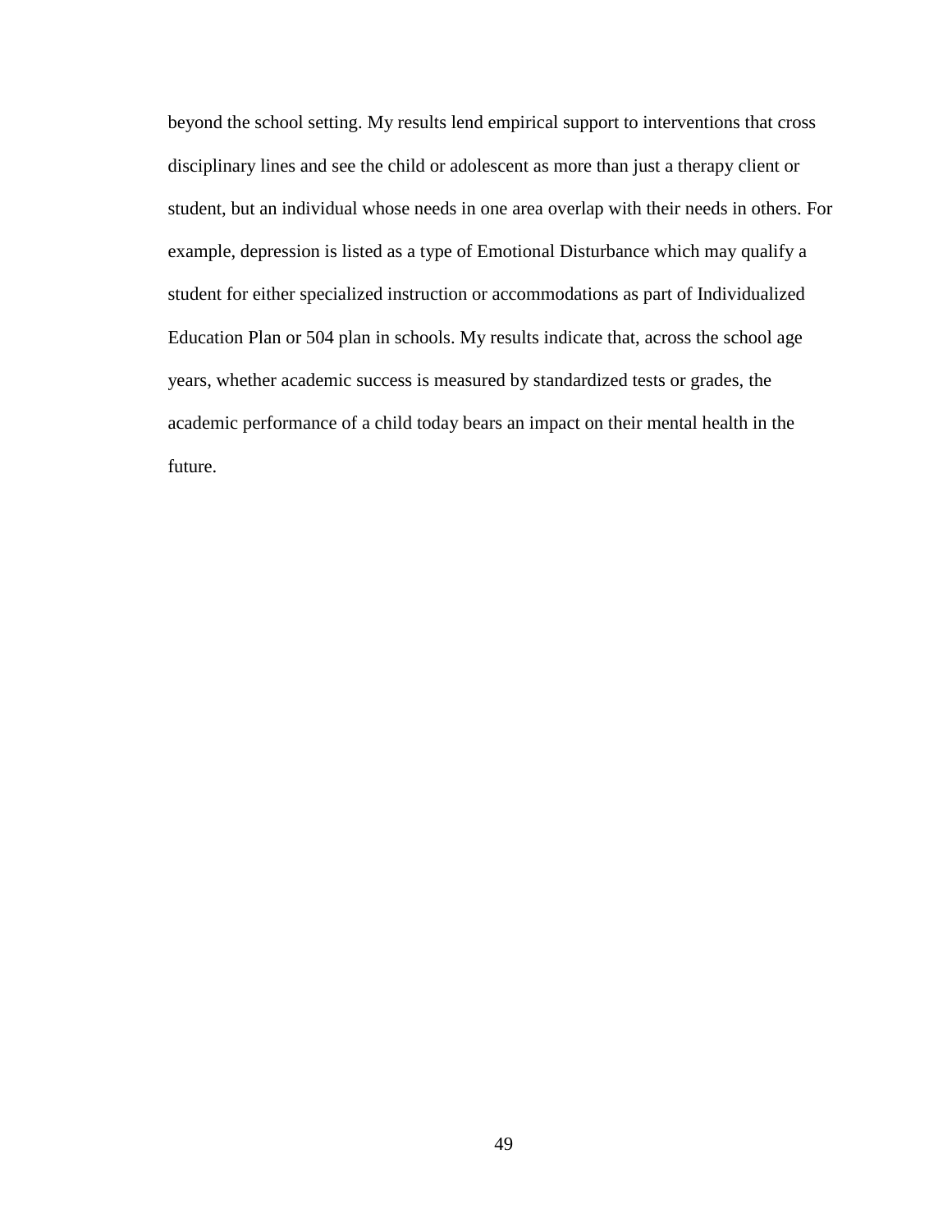beyond the school setting. My results lend empirical support to interventions that cross disciplinary lines and see the child or adolescent as more than just a therapy client or student, but an individual whose needs in one area overlap with their needs in others. For example, depression is listed as a type of Emotional Disturbance which may qualify a student for either specialized instruction or accommodations as part of Individualized Education Plan or 504 plan in schools. My results indicate that, across the school age years, whether academic success is measured by standardized tests or grades, the academic performance of a child today bears an impact on their mental health in the future.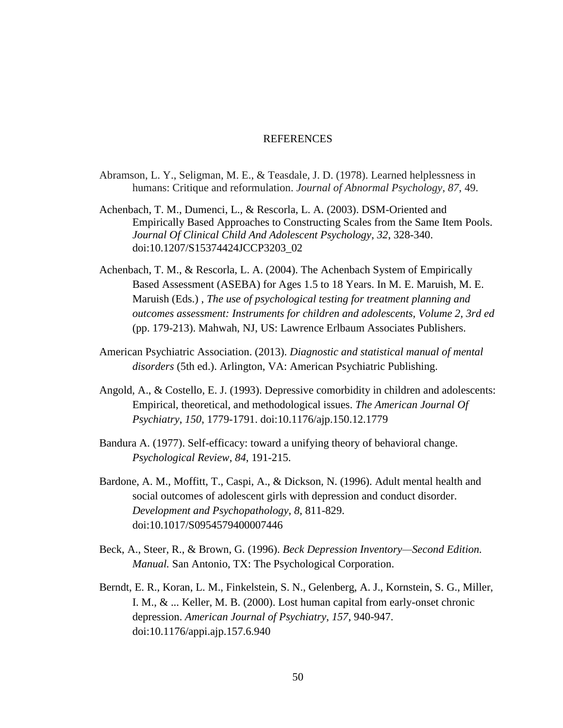# REFERENCES

Abramson, L. Y., Seligman, M. E., & Teasdale, J. D. (1978). Learned helplessness in humans: Critique and reformulation. *Journal of Abnormal Psychology*, *87*, 49.

Achenbach, T. M., Dumenci, L., & Rescorla, L. A. (2003). DSM-Oriented and Empirically Based Approaches to Constructing Scales from the Same Item Pools. *Journal Of Clinical Child And Adolescent Psychology*, *32*, 328-340. doi:10.1207/S15374424JCCP3203_02

Achenbach, T. M., & Rescorla, L. A. (2004). The Achenbach System of Empirically Based Assessment (ASEBA) for Ages 1.5 to 18 Years. In M. E. Maruish, M. E. Maruish (Eds.) , *The use of psychological testing for treatment planning and outcomes assessment: Instruments for children and adolescents, Volume 2, 3rd ed* (pp. 179-213). Mahwah, NJ, US: Lawrence Erlbaum Associates Publishers.

American Psychiatric Association. (2013). *Diagnostic and statistical manual of mental disorders* (5th ed.). Arlington, VA: American Psychiatric Publishing.

Angold, A., & Costello, E. J. (1993). Depressive comorbidity in children and adolescents: Empirical, theoretical, and methodological issues. *The American Journal Of Psychiatry*, *150*, 1779-1791. doi:10.1176/ajp.150.12.1779

Bandura A. (1977). Self-efficacy: toward a unifying theory of behavioral change. *Psychological Review*, *84*, 191-215.

Bardone, A. M., Moffitt, T., Caspi, A., & Dickson, N. (1996). Adult mental health and social outcomes of adolescent girls with depression and conduct disorder. *Development and Psychopathology*, *8*, 811-829. doi:10.1017/S0954579400007446

Beck, A., Steer, R., & Brown, G. (1996). *Beck Depression Inventory—Second Edition. Manual.* San Antonio, TX: The Psychological Corporation.

Berndt, E. R., Koran, L. M., Finkelstein, S. N., Gelenberg, A. J., Kornstein, S. G., Miller, I. M., & ... Keller, M. B. (2000). Lost human capital from early-onset chronic depression. *American Journal of Psychiatry*, *157*, 940-947. doi:10.1176/appi.ajp.157.6.940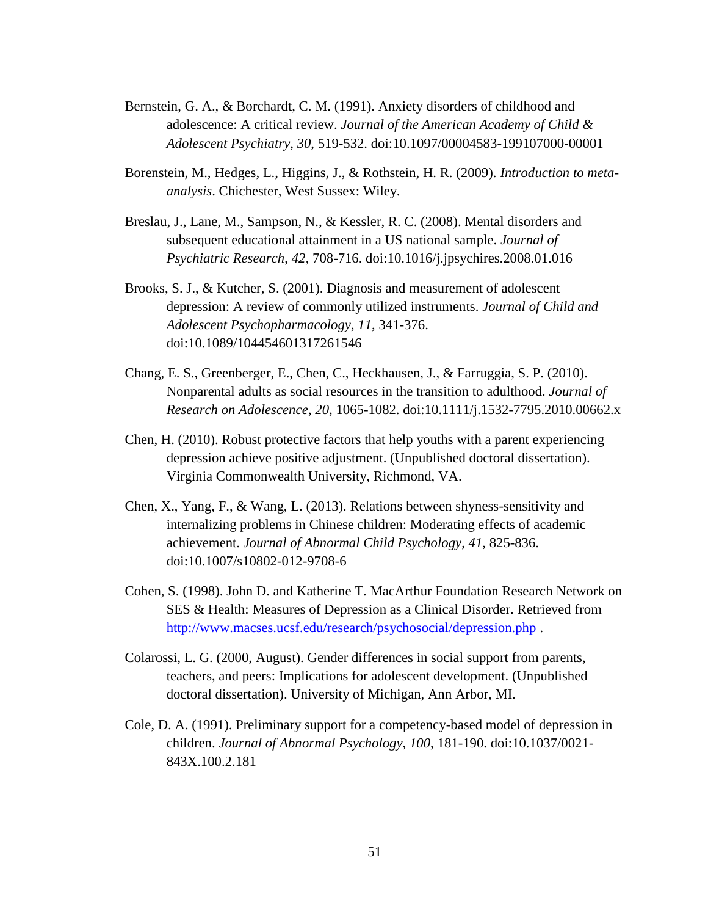Bernstein, G. A., & Borchardt, C. M. (1991). Anxiety disorders of childhood and adolescence: A critical review. *Journal of the American Academy of Child & Adolescent Psychiatry*, *30*, 519-532. doi:10.1097/00004583-199107000-00001

Borenstein, M., Hedges, L., Higgins, J., & Rothstein, H. R. (2009). *Introduction to meta-analysis*. Chichester, West Sussex: Wiley.

Breslau, J., Lane, M., Sampson, N., & Kessler, R. C. (2008). Mental disorders and subsequent educational attainment in a US national sample. *Journal of Psychiatric Research*, *42*, 708-716. doi:10.1016/j.jpsychires.2008.01.016

Brooks, S. J., & Kutcher, S. (2001). Diagnosis and measurement of adolescent depression: A review of commonly utilized instruments. *Journal of Child and Adolescent Psychopharmacology*, *11*, 341-376. doi:10.1089/104454601317261546

Chang, E. S., Greenberger, E., Chen, C., Heckhausen, J., & Farruggia, S. P. (2010). Nonparental adults as social resources in the transition to adulthood. *Journal of Research on Adolescence*, *20*, 1065-1082. doi:10.1111/j.1532-7795.2010.00662.x

Chen, H. (2010). Robust protective factors that help youths with a parent experiencing depression achieve positive adjustment. (Unpublished doctoral dissertation). Virginia Commonwealth University, Richmond, VA.

Chen, X., Yang, F., & Wang, L. (2013). Relations between shyness-sensitivity and internalizing problems in Chinese children: Moderating effects of academic achievement. *Journal of Abnormal Child Psychology*, *41*, 825-836. doi:10.1007/s10802-012-9708-6

Cohen, S. (1998). John D. and Katherine T. MacArthur Foundation Research Network on SES & Health: Measures of Depression as a Clinical Disorder. Retrieved from http://www.macses.ucsf.edu/research/psychosocial/depression.php .

Colarossi, L. G. (2000, August). Gender differences in social support from parents, teachers, and peers: Implications for adolescent development. (Unpublished doctoral dissertation). University of Michigan, Ann Arbor, MI.

Cole, D. A. (1991). Preliminary support for a competency-based model of depression in children. *Journal of Abnormal Psychology*, *100*, 181-190. doi:10.1037/0021-843X.100.2.181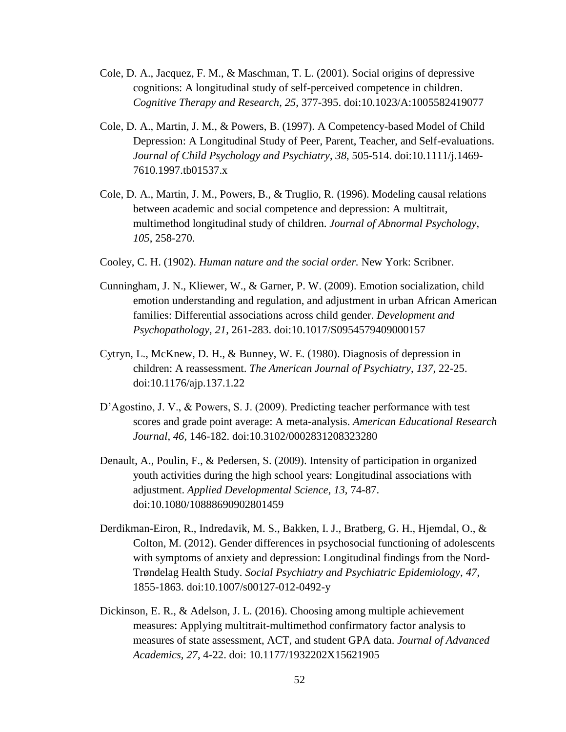Cole, D. A., Jacquez, F. M., & Maschman, T. L. (2001). Social origins of depressive cognitions: A longitudinal study of self-perceived competence in children. *Cognitive Therapy and Research*, *25*, 377-395. doi:10.1023/A:1005582419077

Cole, D. A., Martin, J. M., & Powers, B. (1997). A Competency-based Model of Child Depression: A Longitudinal Study of Peer, Parent, Teacher, and Self-evaluations. *Journal of Child Psychology and Psychiatry*, *38*, 505-514. doi:10.1111/j.1469-7610.1997.tb01537.x

Cole, D. A., Martin, J. M., Powers, B., & Truglio, R. (1996). Modeling causal relations between academic and social competence and depression: A multitrait, multimethod longitudinal study of children. *Journal of Abnormal Psychology*, *105*, 258-270.

Cooley, C. H. (1902). *Human nature and the social order.* New York: Scribner.

Cunningham, J. N., Kliewer, W., & Garner, P. W. (2009). Emotion socialization, child emotion understanding and regulation, and adjustment in urban African American families: Differential associations across child gender. *Development and Psychopathology*, *21*, 261-283. doi:10.1017/S0954579409000157

Cytryn, L., McKnew, D. H., & Bunney, W. E. (1980). Diagnosis of depression in children: A reassessment. *The American Journal of Psychiatry*, *137*, 22-25. doi:10.1176/ajp.137.1.22

D'Agostino, J. V., & Powers, S. J. (2009). Predicting teacher performance with test scores and grade point average: A meta-analysis. *American Educational Research Journal*, *46*, 146-182. doi:10.3102/0002831208323280

Denault, A., Poulin, F., & Pedersen, S. (2009). Intensity of participation in organized youth activities during the high school years: Longitudinal associations with adjustment. *Applied Developmental Science*, *13*, 74-87. doi:10.1080/10888690902801459

Derdikman-Eiron, R., Indredavik, M. S., Bakken, I. J., Bratberg, G. H., Hjemdal, O., & Colton, M. (2012). Gender differences in psychosocial functioning of adolescents with symptoms of anxiety and depression: Longitudinal findings from the Nord-Trøndelag Health Study. *Social Psychiatry and Psychiatric Epidemiology*, *47*, 1855-1863. doi:10.1007/s00127-012-0492-y

Dickinson, E. R., & Adelson, J. L. (2016). Choosing among multiple achievement measures: Applying multitrait-multimethod confirmatory factor analysis to measures of state assessment, ACT, and student GPA data. *Journal of Advanced Academics, 27*, 4-22. doi: 10.1177/1932202X15621905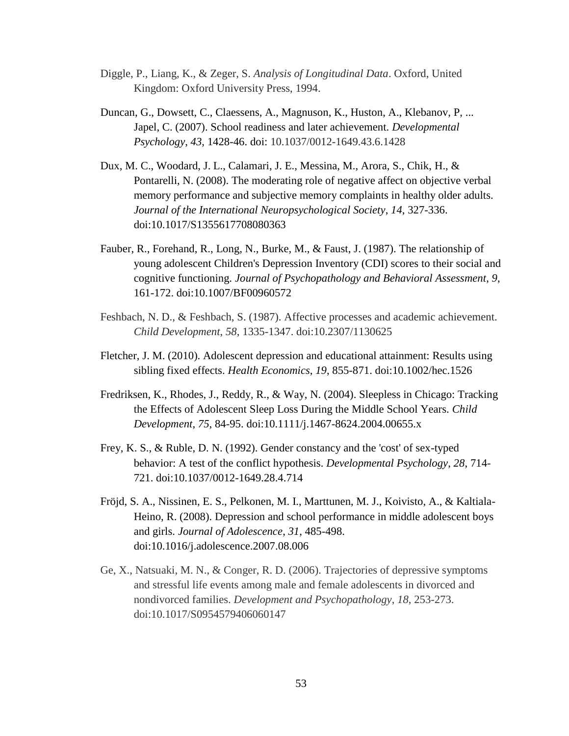Diggle, P., Liang, K., & Zeger, S. *Analysis of Longitudinal Data*. Oxford, United Kingdom: Oxford University Press, 1994.

Duncan, G., Dowsett, C., Claessens, A., Magnuson, K., Huston, A., Klebanov, P, ... Japel, C. (2007). School readiness and later achievement. *Developmental Psychology*, *43*, 1428-46. doi: 10.1037/0012-1649.43.6.1428

Dux, M. C., Woodard, J. L., Calamari, J. E., Messina, M., Arora, S., Chik, H., & Pontarelli, N. (2008). The moderating role of negative affect on objective verbal memory performance and subjective memory complaints in healthy older adults. *Journal of the International Neuropsychological Society*, *14*, 327-336. doi:10.1017/S1355617708080363

Fauber, R., Forehand, R., Long, N., Burke, M., & Faust, J. (1987). The relationship of young adolescent Children's Depression Inventory (CDI) scores to their social and cognitive functioning. *Journal of Psychopathology and Behavioral Assessment*, *9*, 161-172. doi:10.1007/BF00960572

Feshbach, N. D., & Feshbach, S. (1987). Affective processes and academic achievement. *Child Development*, *58*, 1335-1347. doi:10.2307/1130625

Fletcher, J. M. (2010). Adolescent depression and educational attainment: Results using sibling fixed effects. *Health Economics*, *19*, 855-871. doi:10.1002/hec.1526

Fredriksen, K., Rhodes, J., Reddy, R., & Way, N. (2004). Sleepless in Chicago: Tracking the Effects of Adolescent Sleep Loss During the Middle School Years. *Child Development*, *75*, 84-95. doi:10.1111/j.1467-8624.2004.00655.x

Frey, K. S., & Ruble, D. N. (1992). Gender constancy and the 'cost' of sex-typed behavior: A test of the conflict hypothesis. *Developmental Psychology*, *28*, 714-721. doi:10.1037/0012-1649.28.4.714

Fröjd, S. A., Nissinen, E. S., Pelkonen, M. I., Marttunen, M. J., Koivisto, A., & Kaltiala-Heino, R. (2008). Depression and school performance in middle adolescent boys and girls. *Journal of Adolescence*, *31*, 485-498. doi:10.1016/j.adolescence.2007.08.006

Ge, X., Natsuaki, M. N., & Conger, R. D. (2006). Trajectories of depressive symptoms and stressful life events among male and female adolescents in divorced and nondivorced families. *Development and Psychopathology*, *18*, 253-273. doi:10.1017/S0954579406060147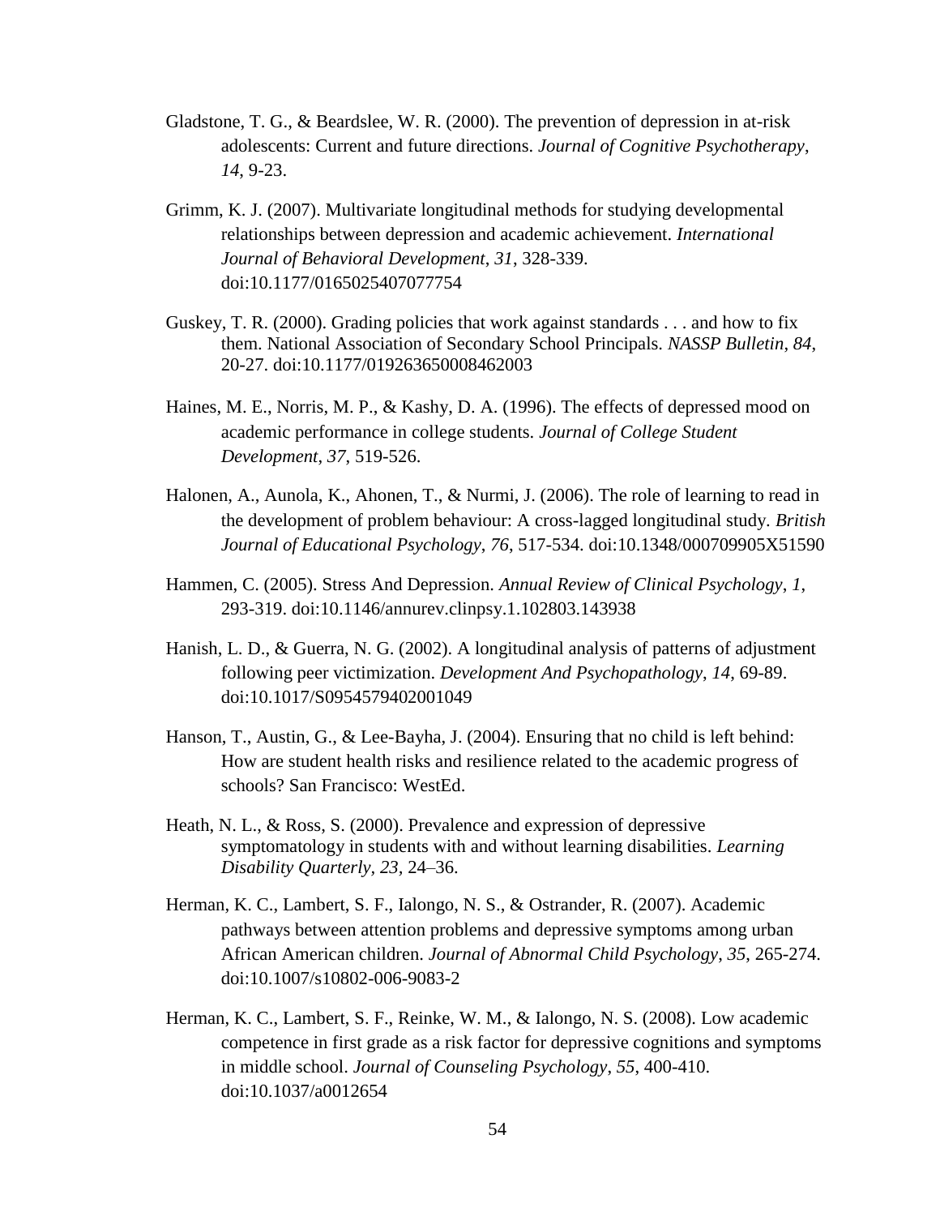Gladstone, T. G., & Beardslee, W. R. (2000). The prevention of depression in at-risk adolescents: Current and future directions. *Journal of Cognitive Psychotherapy*, *14*, 9-23.

Grimm, K. J. (2007). Multivariate longitudinal methods for studying developmental relationships between depression and academic achievement. *International Journal of Behavioral Development*, *31*, 328-339. doi:10.1177/0165025407077754

Guskey, T. R. (2000). Grading policies that work against standards . . . and how to fix them. National Association of Secondary School Principals. *NASSP Bulletin*, *84*, 20-27. doi:10.1177/019263650008462003

Haines, M. E., Norris, M. P., & Kashy, D. A. (1996). The effects of depressed mood on academic performance in college students. *Journal of College Student Development*, *37*, 519-526.

Halonen, A., Aunola, K., Ahonen, T., & Nurmi, J. (2006). The role of learning to read in the development of problem behaviour: A cross-lagged longitudinal study. *British Journal of Educational Psychology*, *76*, 517-534. doi:10.1348/000709905X51590

Hammen, C. (2005). Stress And Depression. *Annual Review of Clinical Psychology*, *1*, 293-319. doi:10.1146/annurev.clinpsy.1.102803.143938

Hanish, L. D., & Guerra, N. G. (2002). A longitudinal analysis of patterns of adjustment following peer victimization. *Development And Psychopathology*, *14*, 69-89. doi:10.1017/S0954579402001049

Hanson, T., Austin, G., & Lee-Bayha, J. (2004). Ensuring that no child is left behind: How are student health risks and resilience related to the academic progress of schools? San Francisco: WestEd.

Heath, N. L., & Ross, S. (2000). Prevalence and expression of depressive symptomatology in students with and without learning disabilities. *Learning Disability Quarterly, 23,* 24–36.

Herman, K. C., Lambert, S. F., Ialongo, N. S., & Ostrander, R. (2007). Academic pathways between attention problems and depressive symptoms among urban African American children. *Journal of Abnormal Child Psychology*, *35*, 265-274. doi:10.1007/s10802-006-9083-2

Herman, K. C., Lambert, S. F., Reinke, W. M., & Ialongo, N. S. (2008). Low academic competence in first grade as a risk factor for depressive cognitions and symptoms in middle school. *Journal of Counseling Psychology*, *55*, 400-410. doi:10.1037/a0012654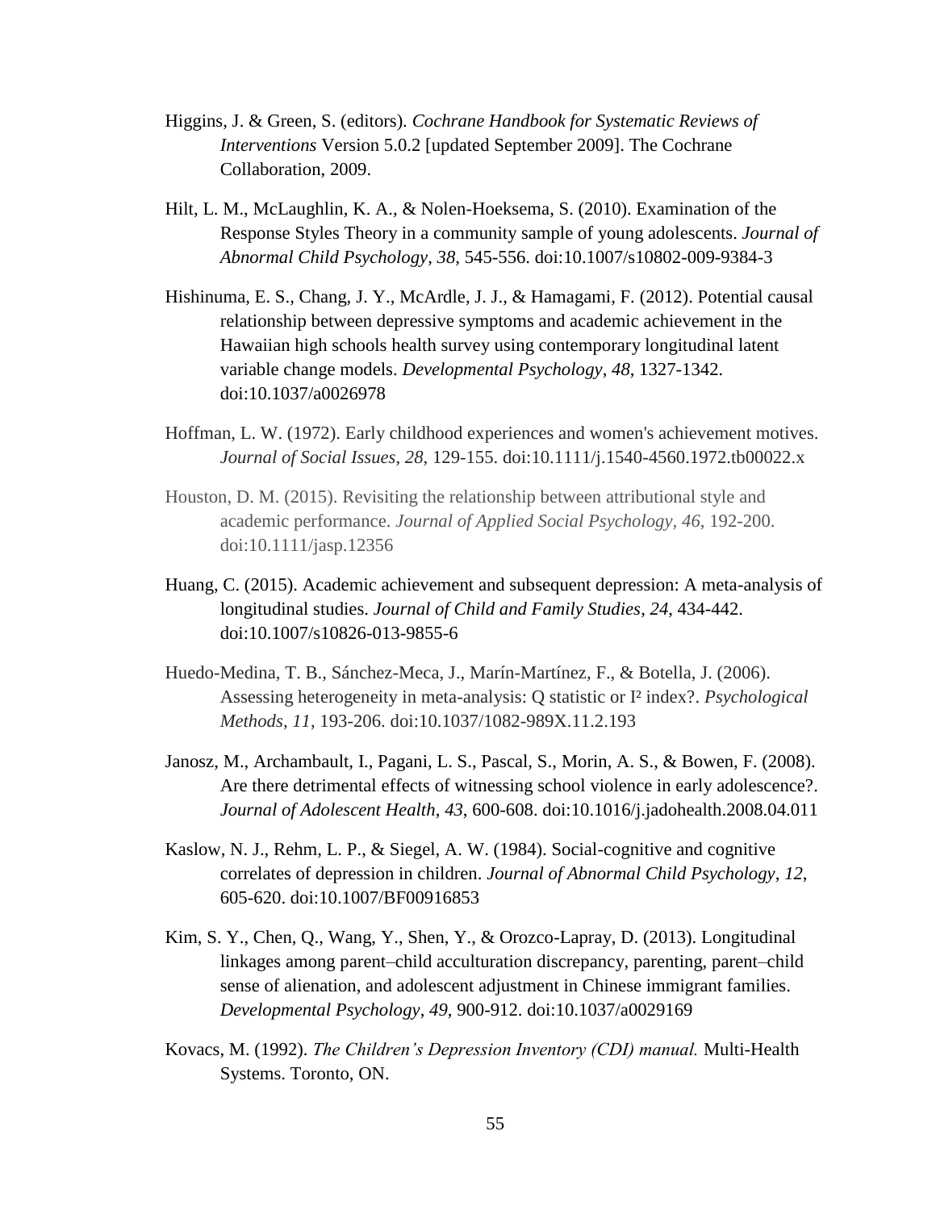Higgins, J. & Green, S. (editors). *Cochrane Handbook for Systematic Reviews of Interventions* Version 5.0.2 [updated September 2009]. The Cochrane Collaboration, 2009.

Hilt, L. M., McLaughlin, K. A., & Nolen-Hoeksema, S. (2010). Examination of the Response Styles Theory in a community sample of young adolescents. *Journal of Abnormal Child Psychology*, *38*, 545-556. doi:10.1007/s10802-009-9384-3

Hishinuma, E. S., Chang, J. Y., McArdle, J. J., & Hamagami, F. (2012). Potential causal relationship between depressive symptoms and academic achievement in the Hawaiian high schools health survey using contemporary longitudinal latent variable change models. *Developmental Psychology*, *48*, 1327-1342. doi:10.1037/a0026978

Hoffman, L. W. (1972). Early childhood experiences and women's achievement motives. *Journal of Social Issues*, *28*, 129-155. doi:10.1111/j.1540-4560.1972.tb00022.x

Houston, D. M. (2015). Revisiting the relationship between attributional style and academic performance. *Journal of Applied Social Psychology*, *46*, 192-200. doi:10.1111/jasp.12356

Huang, C. (2015). Academic achievement and subsequent depression: A meta-analysis of longitudinal studies. *Journal of Child and Family Studies*, *24*, 434-442. doi:10.1007/s10826-013-9855-6

Huedo-Medina, T. B., Sánchez-Meca, J., Marín-Martínez, F., & Botella, J. (2006). Assessing heterogeneity in meta-analysis: Q statistic or I² index?. *Psychological Methods*, *11*, 193-206. doi:10.1037/1082-989X.11.2.193

Janosz, M., Archambault, I., Pagani, L. S., Pascal, S., Morin, A. S., & Bowen, F. (2008). Are there detrimental effects of witnessing school violence in early adolescence?. *Journal of Adolescent Health*, *43*, 600-608. doi:10.1016/j.jadohealth.2008.04.011

Kaslow, N. J., Rehm, L. P., & Siegel, A. W. (1984). Social-cognitive and cognitive correlates of depression in children. *Journal of Abnormal Child Psychology*, *12*, 605-620. doi:10.1007/BF00916853

Kim, S. Y., Chen, Q., Wang, Y., Shen, Y., & Orozco-Lapray, D. (2013). Longitudinal linkages among parent–child acculturation discrepancy, parenting, parent–child sense of alienation, and adolescent adjustment in Chinese immigrant families. *Developmental Psychology*, *49*, 900-912. doi:10.1037/a0029169

Kovacs, M. (1992). *The Children's Depression Inventory (CDI) manual.* Multi-Health Systems. Toronto, ON.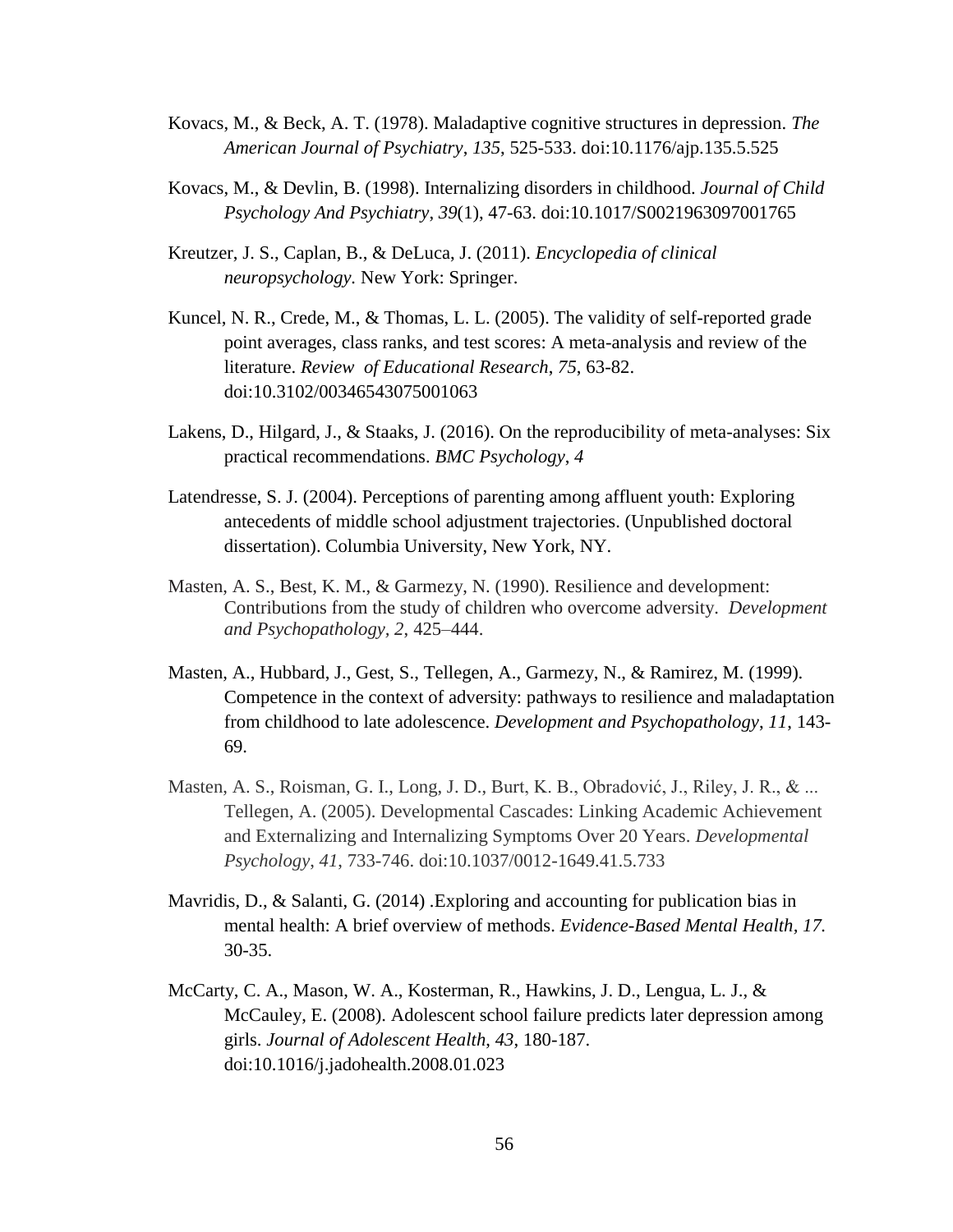Kovacs, M., & Beck, A. T. (1978). Maladaptive cognitive structures in depression. *The American Journal of Psychiatry*, *135*, 525-533. doi:10.1176/ajp.135.5.525

Kovacs, M., & Devlin, B. (1998). Internalizing disorders in childhood. *Journal of Child Psychology And Psychiatry*, *39*(1), 47-63. doi:10.1017/S0021963097001765

Kreutzer, J. S., Caplan, B., & DeLuca, J. (2011). *Encyclopedia of clinical neuropsychology*. New York: Springer.

Kuncel, N. R., Crede, M., & Thomas, L. L. (2005). The validity of self-reported grade point averages, class ranks, and test scores: A meta-analysis and review of the literature. *Review of Educational Research*, *75*, 63-82. doi:10.3102/00346543075001063

Lakens, D., Hilgard, J., & Staaks, J. (2016). On the reproducibility of meta-analyses: Six practical recommendations. *BMC Psychology*, *4*

Latendresse, S. J. (2004). Perceptions of parenting among affluent youth: Exploring antecedents of middle school adjustment trajectories. (Unpublished doctoral dissertation). Columbia University, New York, NY.

Masten, A. S., Best, K. M., & Garmezy, N. (1990). Resilience and development: Contributions from the study of children who overcome adversity. *Development and Psychopathology*, *2*, 425–444.

Masten, A., Hubbard, J., Gest, S., Tellegen, A., Garmezy, N., & Ramirez, M. (1999). Competence in the context of adversity: pathways to resilience and maladaptation from childhood to late adolescence. *Development and Psychopathology*, *11*, 143-69.

Masten, A. S., Roisman, G. I., Long, J. D., Burt, K. B., Obradović, J., Riley, J. R., & ... Tellegen, A. (2005). Developmental Cascades: Linking Academic Achievement and Externalizing and Internalizing Symptoms Over 20 Years. *Developmental Psychology*, *41*, 733-746. doi:10.1037/0012-1649.41.5.733

Mavridis, D., & Salanti, G. (2014) .Exploring and accounting for publication bias in mental health: A brief overview of methods. *Evidence-Based Mental Health*, *17*. 30-35.

McCarty, C. A., Mason, W. A., Kosterman, R., Hawkins, J. D., Lengua, L. J., & McCauley, E. (2008). Adolescent school failure predicts later depression among girls. *Journal of Adolescent Health*, *43*, 180-187. doi:10.1016/j.jadohealth.2008.01.023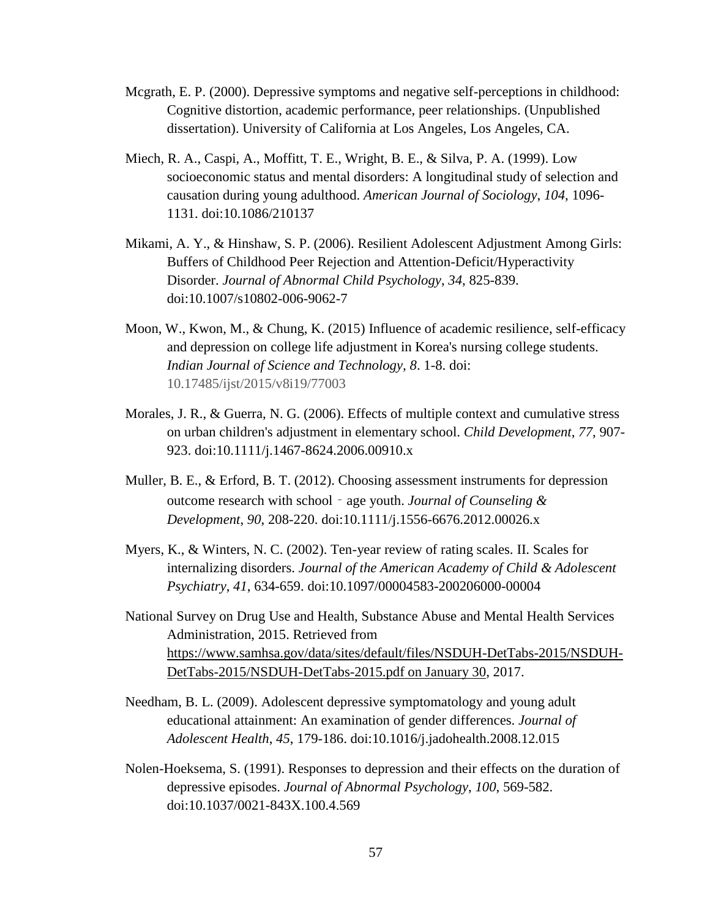Mcgrath, E. P. (2000). Depressive symptoms and negative self-perceptions in childhood: Cognitive distortion, academic performance, peer relationships. (Unpublished dissertation). University of California at Los Angeles, Los Angeles, CA.

Miech, R. A., Caspi, A., Moffitt, T. E., Wright, B. E., & Silva, P. A. (1999). Low socioeconomic status and mental disorders: A longitudinal study of selection and causation during young adulthood. *American Journal of Sociology*, *104*, 1096-1131. doi:10.1086/210137

Mikami, A. Y., & Hinshaw, S. P. (2006). Resilient Adolescent Adjustment Among Girls: Buffers of Childhood Peer Rejection and Attention-Deficit/Hyperactivity Disorder. *Journal of Abnormal Child Psychology*, *34*, 825-839. doi:10.1007/s10802-006-9062-7

Moon, W., Kwon, M., & Chung, K. (2015) Influence of academic resilience, self-efficacy and depression on college life adjustment in Korea's nursing college students. *Indian Journal of Science and Technology, 8*. 1-8. doi: 10.17485/ijst/2015/v8i19/77003

Morales, J. R., & Guerra, N. G. (2006). Effects of multiple context and cumulative stress on urban children's adjustment in elementary school. *Child Development*, *77*, 907-923. doi:10.1111/j.1467-8624.2006.00910.x

Muller, B. E., & Erford, B. T. (2012). Choosing assessment instruments for depression outcome research with school‐age youth. *Journal of Counseling & Development*, *90*, 208-220. doi:10.1111/j.1556-6676.2012.00026.x

Myers, K., & Winters, N. C. (2002). Ten-year review of rating scales. II. Scales for internalizing disorders. *Journal of the American Academy of Child & Adolescent Psychiatry*, *41*, 634-659. doi:10.1097/00004583-200206000-00004

National Survey on Drug Use and Health, Substance Abuse and Mental Health Services Administration, 2015. Retrieved from https://www.samhsa.gov/data/sites/default/files/NSDUH-DetTabs-2015/NSDUH-DetTabs-2015/NSDUH-DetTabs-2015.pdf on January 30, 2017.

Needham, B. L. (2009). Adolescent depressive symptomatology and young adult educational attainment: An examination of gender differences. *Journal of Adolescent Health*, *45*, 179-186. doi:10.1016/j.jadohealth.2008.12.015

Nolen-Hoeksema, S. (1991). Responses to depression and their effects on the duration of depressive episodes. *Journal of Abnormal Psychology*, *100*, 569-582. doi:10.1037/0021-843X.100.4.569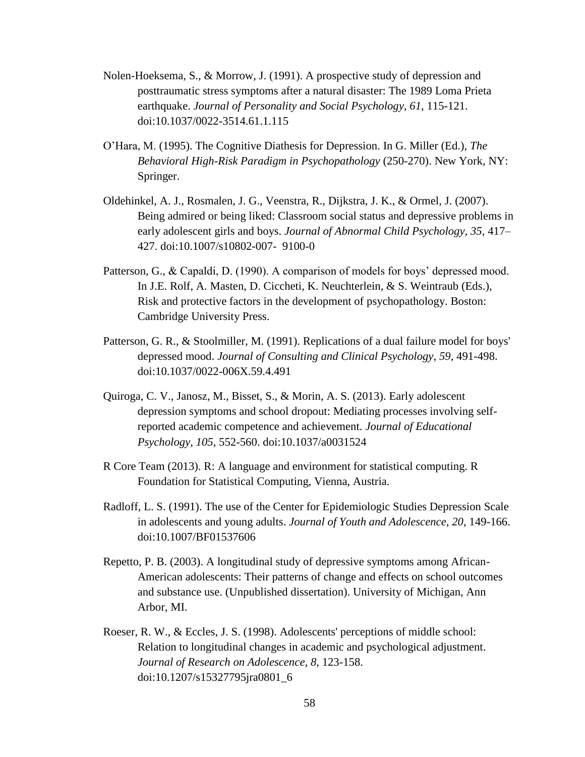Nolen-Hoeksema, S., & Morrow, J. (1991). A prospective study of depression and posttraumatic stress symptoms after a natural disaster: The 1989 Loma Prieta earthquake. *Journal of Personality and Social Psychology*, *61*, 115-121. doi:10.1037/0022-3514.61.1.115

O'Hara, M. (1995). The Cognitive Diathesis for Depression. In G. Miller (Ed.), *The Behavioral High-Risk Paradigm in Psychopathology* (250-270). New York, NY: Springer.

Oldehinkel, A. J., Rosmalen, J. G., Veenstra, R., Dijkstra, J. K., & Ormel, J. (2007). Being admired or being liked: Classroom social status and depressive problems in early adolescent girls and boys. *Journal of Abnormal Child Psychology*, *35*, 417–427. doi:10.1007/s10802-007- 9100-0

Patterson, G., & Capaldi, D. (1990). A comparison of models for boys' depressed mood. In J.E. Rolf, A. Masten, D. Ciccheti, K. Neuchterlein, & S. Weintraub (Eds.), Risk and protective factors in the development of psychopathology. Boston: Cambridge University Press.

Patterson, G. R., & Stoolmiller, M. (1991). Replications of a dual failure model for boys' depressed mood. *Journal of Consulting and Clinical Psychology*, *59*, 491-498. doi:10.1037/0022-006X.59.4.491

Quiroga, C. V., Janosz, M., Bisset, S., & Morin, A. S. (2013). Early adolescent depression symptoms and school dropout: Mediating processes involving self-reported academic competence and achievement. *Journal of Educational Psychology*, *105*, 552-560. doi:10.1037/a0031524

R Core Team (2013). R: A language and environment for statistical computing. R Foundation for Statistical Computing, Vienna, Austria.

Radloff, L. S. (1991). The use of the Center for Epidemiologic Studies Depression Scale in adolescents and young adults. *Journal of Youth and Adolescence*, *20*, 149-166. doi:10.1007/BF01537606

Repetto, P. B. (2003). A longitudinal study of depressive symptoms among African-American adolescents: Their patterns of change and effects on school outcomes and substance use. (Unpublished dissertation). University of Michigan, Ann Arbor, MI.

Roeser, R. W., & Eccles, J. S. (1998). Adolescents' perceptions of middle school: Relation to longitudinal changes in academic and psychological adjustment. *Journal of Research on Adolescence*, *8*, 123-158. doi:10.1207/s15327795jra0801_6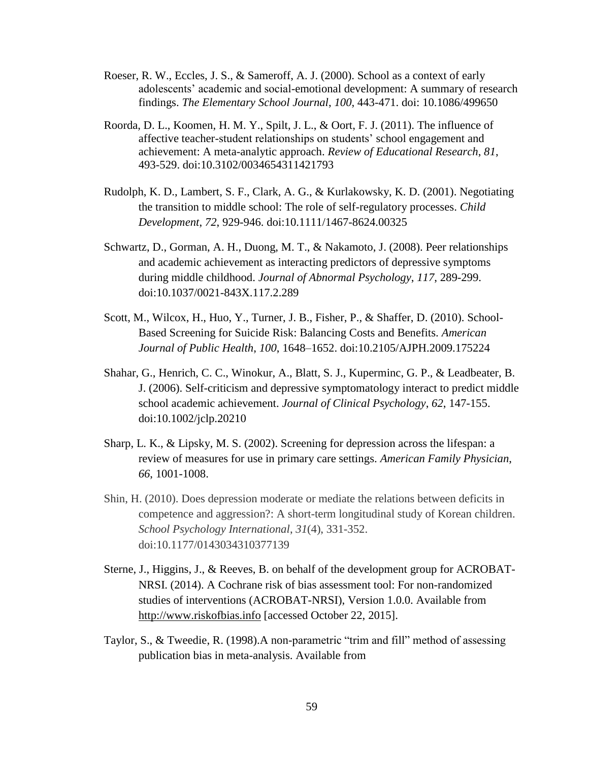Roeser, R. W., Eccles, J. S., & Sameroff, A. J. (2000). School as a context of early adolescents' academic and social-emotional development: A summary of research findings. *The Elementary School Journal*, *100*, 443-471. doi: 10.1086/499650

Roorda, D. L., Koomen, H. M. Y., Spilt, J. L., & Oort, F. J. (2011). The influence of affective teacher-student relationships on students' school engagement and achievement: A meta-analytic approach. *Review of Educational Research*, *81*, 493-529. doi:10.3102/0034654311421793

Rudolph, K. D., Lambert, S. F., Clark, A. G., & Kurlakowsky, K. D. (2001). Negotiating the transition to middle school: The role of self-regulatory processes. *Child Development*, *72*, 929-946. doi:10.1111/1467-8624.00325

Schwartz, D., Gorman, A. H., Duong, M. T., & Nakamoto, J. (2008). Peer relationships and academic achievement as interacting predictors of depressive symptoms during middle childhood. *Journal of Abnormal Psychology*, *117*, 289-299. doi:10.1037/0021-843X.117.2.289

Scott, M., Wilcox, H., Huo, Y., Turner, J. B., Fisher, P., & Shaffer, D. (2010). School-Based Screening for Suicide Risk: Balancing Costs and Benefits. *American Journal of Public Health*, *100*, 1648–1652. doi:10.2105/AJPH.2009.175224

Shahar, G., Henrich, C. C., Winokur, A., Blatt, S. J., Kuperminc, G. P., & Leadbeater, B. J. (2006). Self-criticism and depressive symptomatology interact to predict middle school academic achievement. *Journal of Clinical Psychology*, *62*, 147-155. doi:10.1002/jclp.20210

Sharp, L. K., & Lipsky, M. S. (2002). Screening for depression across the lifespan: a review of measures for use in primary care settings. *American Family Physician*, *66*, 1001-1008.

Shin, H. (2010). Does depression moderate or mediate the relations between deficits in competence and aggression?: A short-term longitudinal study of Korean children. *School Psychology International*, *31*(4), 331-352. doi:10.1177/0143034310377139

Sterne, J., Higgins, J., & Reeves, B. on behalf of the development group for ACROBAT-NRSI. (2014). A Cochrane risk of bias assessment tool: For non-randomized studies of interventions (ACROBAT-NRSI), Version 1.0.0. Available from http://www.riskofbias.info [accessed October 22, 2015].

Taylor, S., & Tweedie, R. (1998).A non-parametric "trim and fill" method of assessing publication bias in meta-analysis. Available from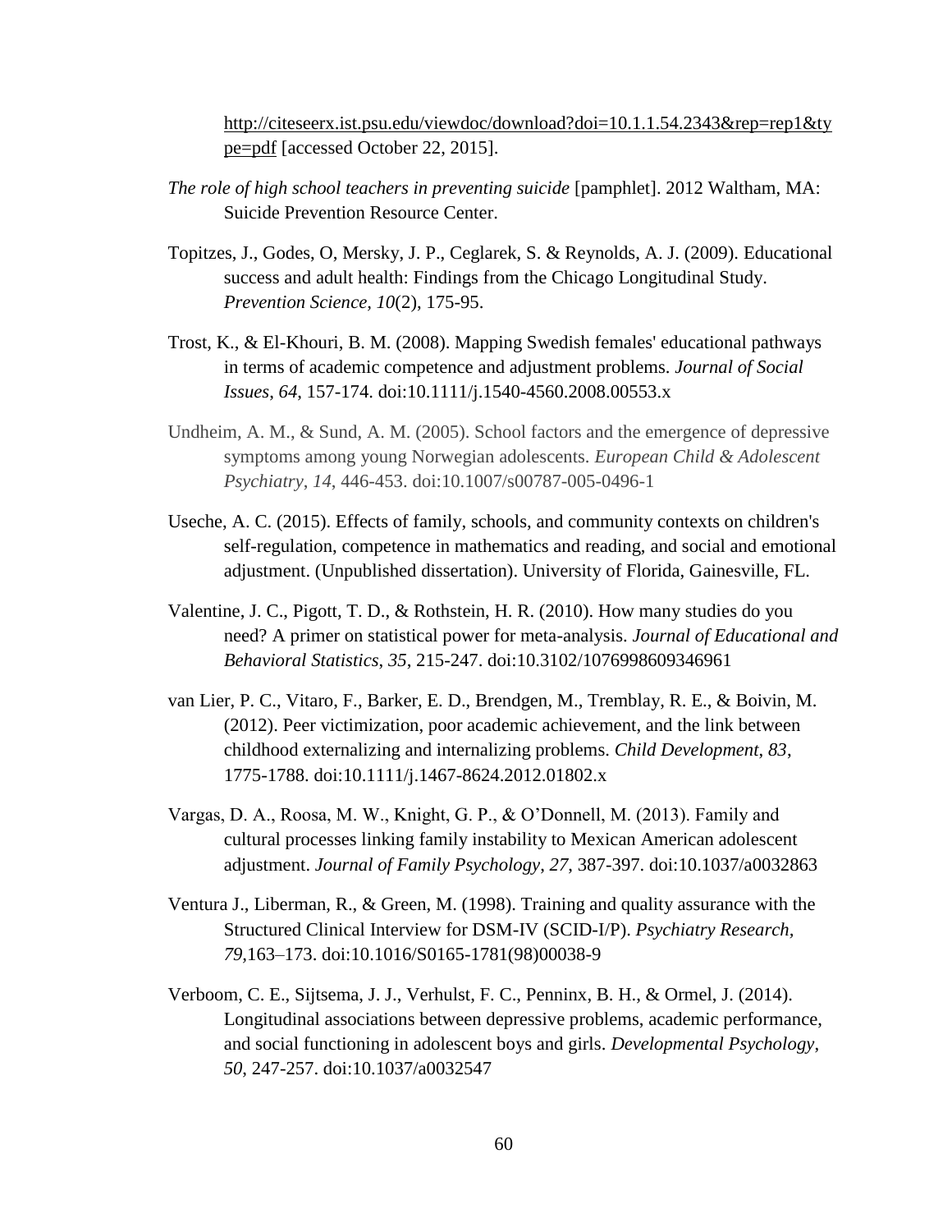http://citeseerx.ist.psu.edu/viewdoc/download?doi=10.1.1.54.2343&rep=rep1&type=pdf [accessed October 22, 2015].

*The role of high school teachers in preventing suicide* [pamphlet]. 2012 Waltham, MA: Suicide Prevention Resource Center.

Topitzes, J., Godes, O, Mersky, J. P., Ceglarek, S. & Reynolds, A. J. (2009). Educational success and adult health: Findings from the Chicago Longitudinal Study. *Prevention Science*, *10*(2), 175-95.

Trost, K., & El-Khouri, B. M. (2008). Mapping Swedish females' educational pathways in terms of academic competence and adjustment problems. *Journal of Social Issues*, *64*, 157-174. doi:10.1111/j.1540-4560.2008.00553.x

Undheim, A. M., & Sund, A. M. (2005). School factors and the emergence of depressive symptoms among young Norwegian adolescents. *European Child & Adolescent Psychiatry*, *14*, 446-453. doi:10.1007/s00787-005-0496-1

Useche, A. C. (2015). Effects of family, schools, and community contexts on children's self-regulation, competence in mathematics and reading, and social and emotional adjustment. (Unpublished dissertation). University of Florida, Gainesville, FL.

Valentine, J. C., Pigott, T. D., & Rothstein, H. R. (2010). How many studies do you need? A primer on statistical power for meta-analysis. *Journal of Educational and Behavioral Statistics*, *35*, 215-247. doi:10.3102/1076998609346961

van Lier, P. C., Vitaro, F., Barker, E. D., Brendgen, M., Tremblay, R. E., & Boivin, M. (2012). Peer victimization, poor academic achievement, and the link between childhood externalizing and internalizing problems. *Child Development*, *83*, 1775-1788. doi:10.1111/j.1467-8624.2012.01802.x

Vargas, D. A., Roosa, M. W., Knight, G. P., & O'Donnell, M. (2013). Family and cultural processes linking family instability to Mexican American adolescent adjustment. *Journal of Family Psychology*, *27*, 387-397. doi:10.1037/a0032863

Ventura J., Liberman, R., & Green, M. (1998). Training and quality assurance with the Structured Clinical Interview for DSM-IV (SCID-I/P). *Psychiatry Research*, *79*,163–173. doi:10.1016/S0165-1781(98)00038-9

Verboom, C. E., Sijtsema, J. J., Verhulst, F. C., Penninx, B. H., & Ormel, J. (2014). Longitudinal associations between depressive problems, academic performance, and social functioning in adolescent boys and girls. *Developmental Psychology*, *50*, 247-257. doi:10.1037/a0032547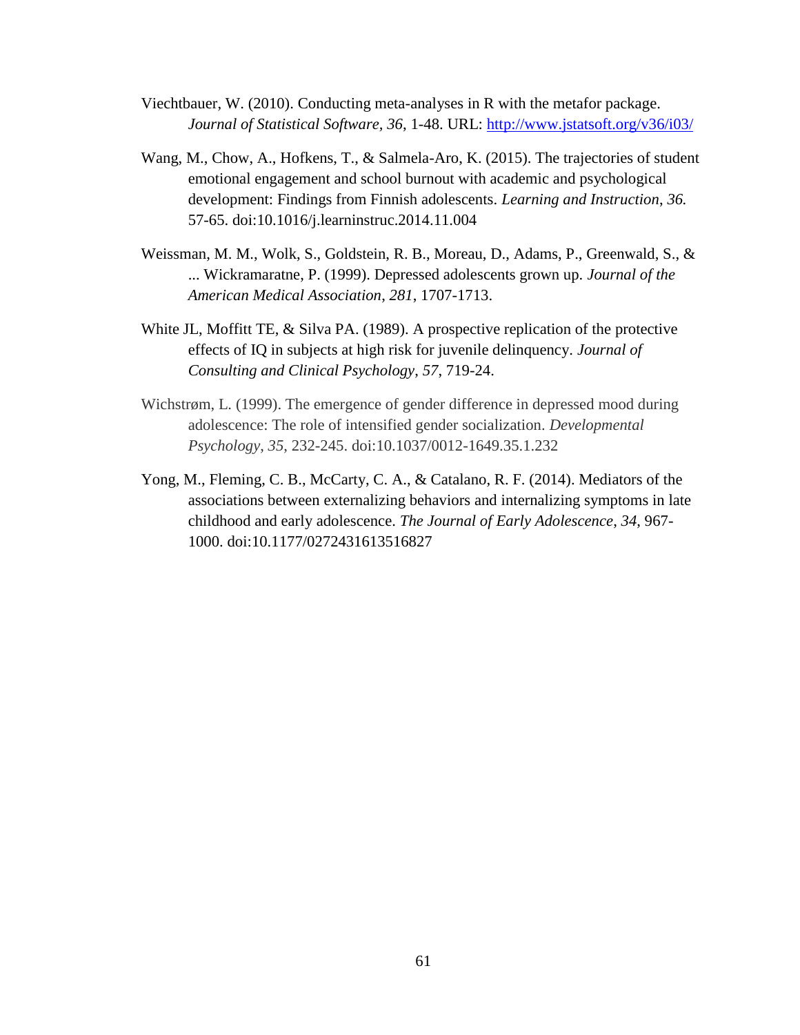Viechtbauer, W. (2010). Conducting meta-analyses in R with the metafor package. *Journal of Statistical Software*, *36*, 1-48. URL: http://www.jstatsoft.org/v36/i03/

Wang, M., Chow, A., Hofkens, T., & Salmela-Aro, K. (2015). The trajectories of student emotional engagement and school burnout with academic and psychological development: Findings from Finnish adolescents. *Learning and Instruction*, *36.* 57-65. doi:10.1016/j.learninstruc.2014.11.004

Weissman, M. M., Wolk, S., Goldstein, R. B., Moreau, D., Adams, P., Greenwald, S., & ... Wickramaratne, P. (1999). Depressed adolescents grown up. *Journal of the American Medical Association*, *281*, 1707-1713.

White JL, Moffitt TE, & Silva PA. (1989). A prospective replication of the protective effects of IQ in subjects at high risk for juvenile delinquency. *Journal of Consulting and Clinical Psychology*, *57*, 719-24.

Wichstrøm, L. (1999). The emergence of gender difference in depressed mood during adolescence: The role of intensified gender socialization. *Developmental Psychology*, *35*, 232-245. doi:10.1037/0012-1649.35.1.232

Yong, M., Fleming, C. B., McCarty, C. A., & Catalano, R. F. (2014). Mediators of the associations between externalizing behaviors and internalizing symptoms in late childhood and early adolescence. *The Journal of Early Adolescence*, *34*, 967-1000. doi:10.1177/0272431613516827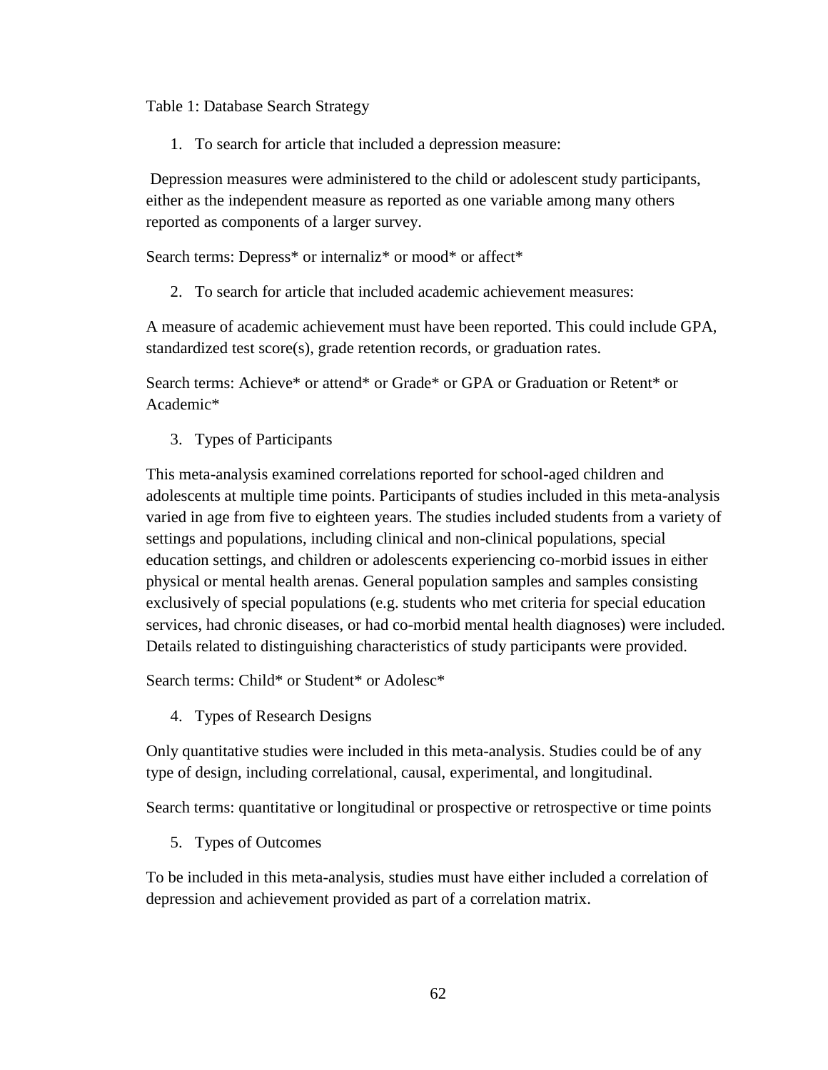Table 1: Database Search Strategy

1. To search for article that included a depression measure:

Depression measures were administered to the child or adolescent study participants, either as the independent measure as reported as one variable among many others reported as components of a larger survey.

Search terms: Depress* or internaliz* or mood* or affect*

2. To search for article that included academic achievement measures:

A measure of academic achievement must have been reported. This could include GPA, standardized test score(s), grade retention records, or graduation rates.

Search terms: Achieve* or attend* or Grade* or GPA or Graduation or Retent* or Academic*

3. Types of Participants

This meta-analysis examined correlations reported for school-aged children and adolescents at multiple time points. Participants of studies included in this meta-analysis varied in age from five to eighteen years. The studies included students from a variety of settings and populations, including clinical and non-clinical populations, special education settings, and children or adolescents experiencing co-morbid issues in either physical or mental health arenas. General population samples and samples consisting exclusively of special populations (e.g. students who met criteria for special education services, had chronic diseases, or had co-morbid mental health diagnoses) were included. Details related to distinguishing characteristics of study participants were provided.

Search terms: Child* or Student* or Adolesc*

4. Types of Research Designs

Only quantitative studies were included in this meta-analysis. Studies could be of any type of design, including correlational, causal, experimental, and longitudinal.

Search terms: quantitative or longitudinal or prospective or retrospective or time points

5. Types of Outcomes

To be included in this meta-analysis, studies must have either included a correlation of depression and achievement provided as part of a correlation matrix.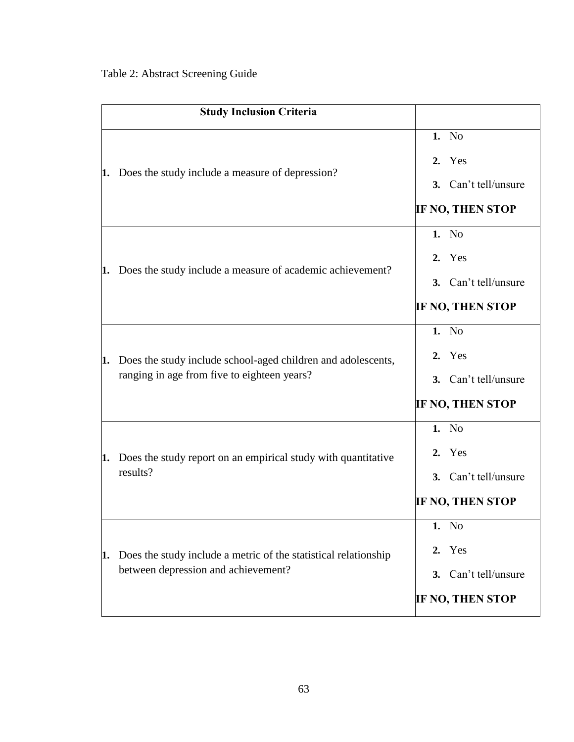Table 2: Abstract Screening Guide

| Study Inclusion Criteria | |
|---|---|
| 1. Does the study include a measure of depression? | 1. No<br>2. Yes<br>3. Can't tell/unsure<br>**IF NO, THEN STOP** |
| 1. Does the study include a measure of academic achievement? | 1. No<br>2. Yes<br>3. Can't tell/unsure<br>**IF NO, THEN STOP** |
| 1. Does the study include school-aged children and adolescents, ranging in age from five to eighteen years? | 1. No<br>2. Yes<br>3. Can't tell/unsure<br>**IF NO, THEN STOP** |
| 1. Does the study report on an empirical study with quantitative results? | 1. No<br>2. Yes<br>3. Can't tell/unsure<br>**IF NO, THEN STOP** |
| 1. Does the study include a metric of the statistical relationship between depression and achievement? | 1. No<br>2. Yes<br>3. Can't tell/unsure<br>**IF NO, THEN STOP** |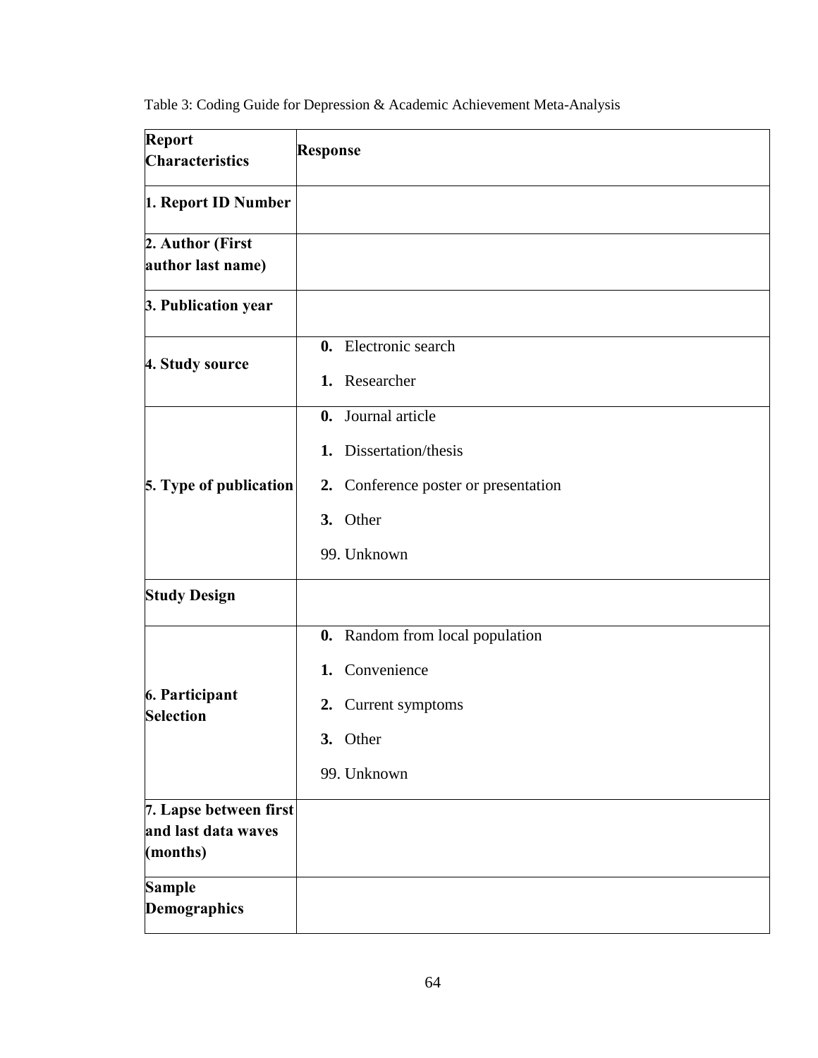Table 3: Coding Guide for Depression & Academic Achievement Meta-Analysis

| **Report Characteristics** | **Response** |
| --- | --- |
| **1. Report ID Number** | |
| **2. Author (First author last name)** | |
| **3. Publication year** | |
| **4. Study source** | **0.** Electronic search<br>**1.** Researcher |
| **5. Type of publication** | **0.** Journal article<br>**1.** Dissertation/thesis<br>**2.** Conference poster or presentation<br>**3.** Other<br>99. Unknown |
| **Study Design** | |
| **6. Participant Selection** | **0.** Random from local population<br>**1.** Convenience<br>**2.** Current symptoms<br>**3.** Other<br>99. Unknown |
| **7. Lapse between first and last data waves (months)** | |
| **Sample Demographics** | |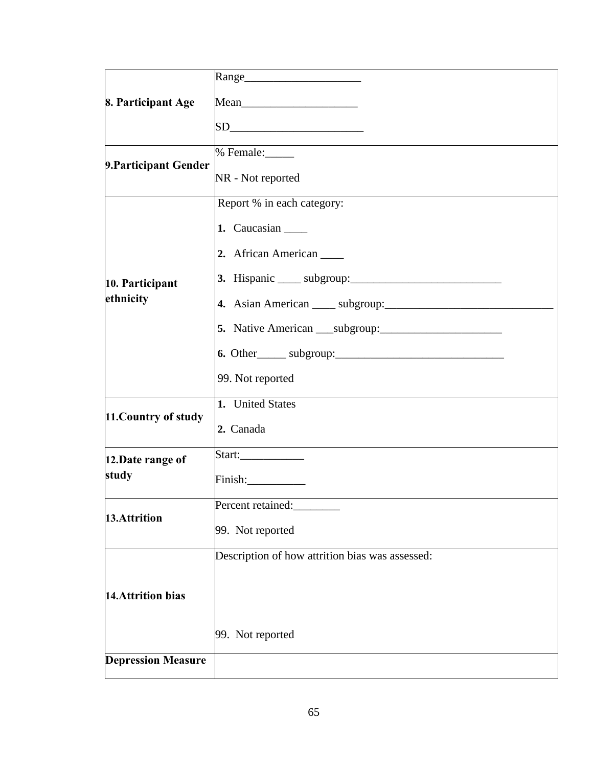| | |
|---|---|
| **8. Participant Age** | Range____________________<br><br>Mean____________________<br><br>SD_______________________ |
| **9.Participant Gender** | % Female:_____<br><br>NR - Not reported |
| **10. Participant ethnicity** | Report % in each category:<br><br>**1.** Caucasian ____<br><br>**2.** African American ____<br><br>**3.** Hispanic ____ subgroup:__________________________<br><br>**4.** Asian American ____ subgroup:______________________________<br><br>**5.** Native American ___subgroup:_____________________<br><br>**6.** Other_____ subgroup:_____________________________<br><br>99. Not reported |
| **11.Country of study** | **1.** United States<br><br>**2.** Canada |
| **12.Date range of study** | Start:___________<br><br>Finish:__________ |
| **13.Attrition** | Percent retained:________<br><br>99. Not reported |
| **14.Attrition bias** | Description of how attrition bias was assessed:<br><br><br><br>99. Not reported |
| **Depression Measure** | |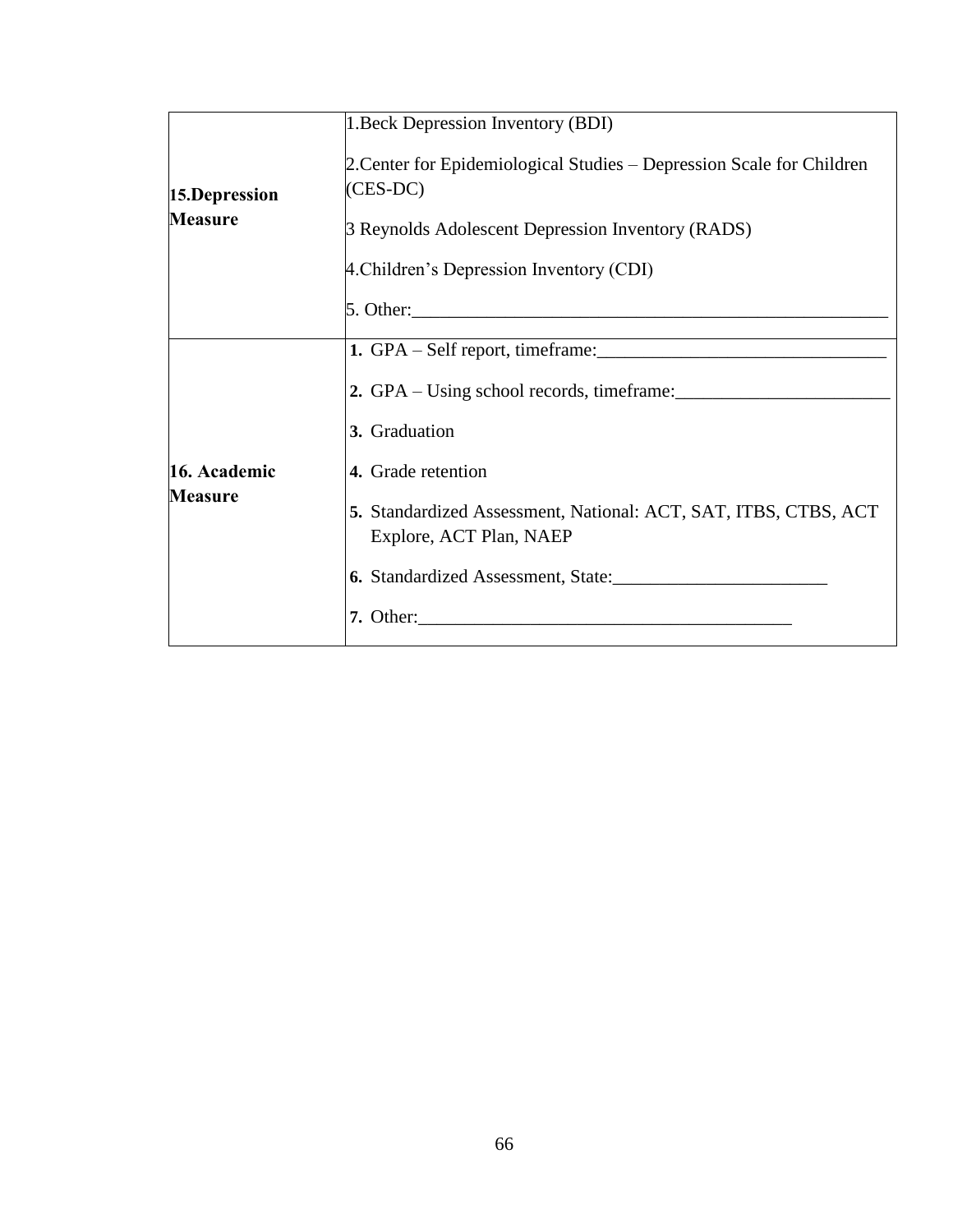| | |
|---|---|
| **15.Depression Measure** | 1.Beck Depression Inventory (BDI)<br><br>2.Center for Epidemiological Studies – Depression Scale for Children (CES-DC)<br><br>3 Reynolds Adolescent Depression Inventory (RADS)<br><br>4.Children's Depression Inventory (CDI)<br><br>5. Other:___________________________________________________ |
| **16. Academic Measure** | **1.** GPA – Self report, timeframe:_______________________________<br><br>**2.** GPA – Using school records, timeframe:_______________________<br><br>**3.** Graduation<br><br>**4.** Grade retention<br><br>**5.** Standardized Assessment, National: ACT, SAT, ITBS, CTBS, ACT Explore, ACT Plan, NAEP<br><br>**6.** Standardized Assessment, State:_______________________<br><br>**7.** Other:________________________________________ |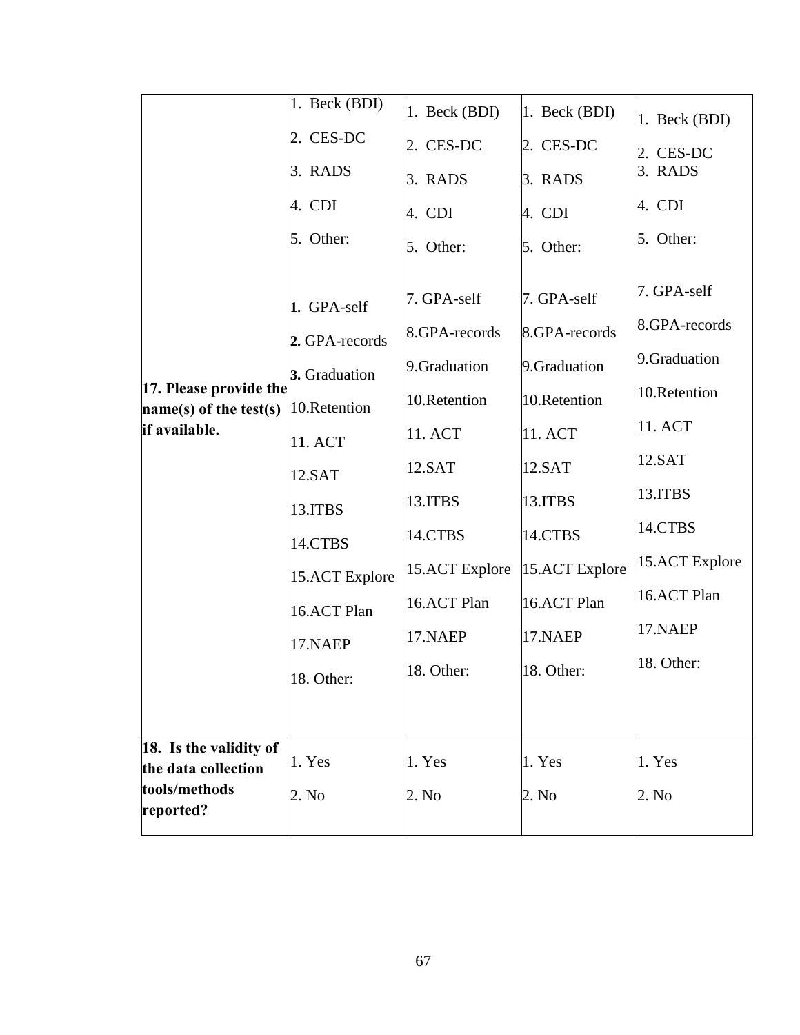| 17. Please provide the name(s) of the test(s) if available. | 1. Beck (BDI)<br>2. CES-DC<br>3. RADS<br>4. CDI<br>5. Other:<br><br>1. GPA-self<br>2. GPA-records<br>3. Graduation<br>10.Retention<br>11. ACT<br>12.SAT<br>13.ITBS<br>14.CTBS<br>15.ACT Explore<br>16.ACT Plan<br>17.NAEP<br>18. Other: | 1. Beck (BDI)<br>2. CES-DC<br>3. RADS<br>4. CDI<br>5. Other:<br><br>7. GPA-self<br>8.GPA-records<br>9.Graduation<br>10.Retention<br>11. ACT<br>12.SAT<br>13.ITBS<br>14.CTBS<br>15.ACT Explore<br>16.ACT Plan<br>17.NAEP<br>18. Other: | 1. Beck (BDI)<br>2. CES-DC<br>3. RADS<br>4. CDI<br>5. Other:<br><br>7. GPA-self<br>8.GPA-records<br>9.Graduation<br>10.Retention<br>11. ACT<br>12.SAT<br>13.ITBS<br>14.CTBS<br>15.ACT Explore<br>16.ACT Plan<br>17.NAEP<br>18. Other: | 1. Beck (BDI)<br>2. CES-DC<br>3. RADS<br>4. CDI<br>5. Other:<br><br>7. GPA-self<br>8.GPA-records<br>9.Graduation<br>10.Retention<br>11. ACT<br>12.SAT<br>13.ITBS<br>14.CTBS<br>15.ACT Explore<br>16.ACT Plan<br>17.NAEP<br>18. Other: |
|---|---|---|---|---|
| **18. Is the validity of the data collection tools/methods reported?** | 1. Yes<br>2. No | 1. Yes<br>2. No | 1. Yes<br>2. No | 1. Yes<br>2. No |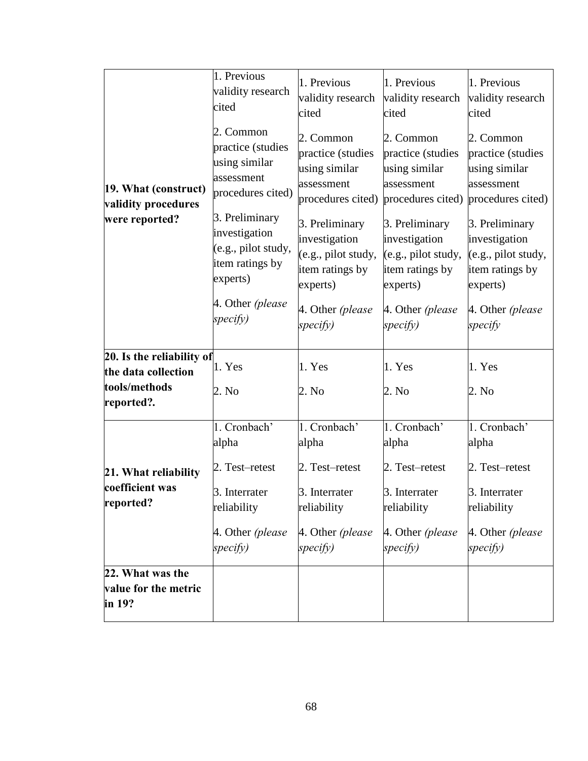| **19. What (construct) validity procedures were reported?** | 1. Previous validity research cited<br>2. Common practice (studies using similar assessment procedures cited)<br>3. Preliminary investigation (e.g., pilot study, item ratings by experts)<br>4. Other *(please specify)* | 1. Previous validity research cited<br>2. Common practice (studies using similar assessment procedures cited)<br>3. Preliminary investigation (e.g., pilot study, item ratings by experts)<br>4. Other *(please specify)* | 1. Previous validity research cited<br>2. Common practice (studies using similar assessment procedures cited)<br>3. Preliminary investigation (e.g., pilot study, item ratings by experts)<br>4. Other *(please specify)* | 1. Previous validity research cited<br>2. Common practice (studies using similar assessment procedures cited)<br>3. Preliminary investigation (e.g., pilot study, item ratings by experts)<br>4. Other *(please specify* |
|---|---|---|---|---|
| **20. Is the reliability of the data collection tools/methods reported?.** | 1. Yes<br>2. No | 1. Yes<br>2. No | 1. Yes<br>2. No | 1. Yes<br>2. No |
| **21. What reliability coefficient was reported?** | 1. Cronbach' alpha<br>2. Test–retest<br>3. Interrater reliability<br>4. Other *(please specify)* | 1. Cronbach' alpha<br>2. Test–retest<br>3. Interrater reliability<br>4. Other *(please specify)* | 1. Cronbach' alpha<br>2. Test–retest<br>3. Interrater reliability<br>4. Other *(please specify)* | 1. Cronbach' alpha<br>2. Test–retest<br>3. Interrater reliability<br>4. Other *(please specify)* |
| **22. What was the value for the metric in 19?** | | | | |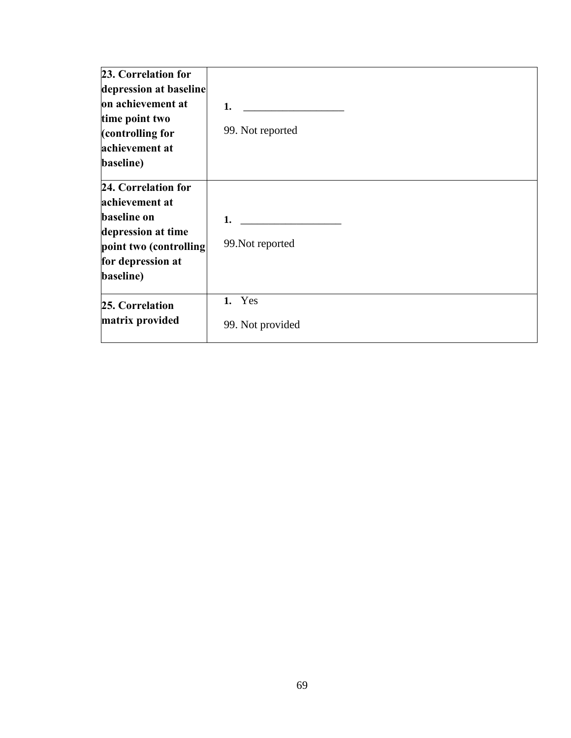| | |
|---|---|
| **23. Correlation for depression at baseline on achievement at time point two (controlling for achievement at baseline)** | **1.** __________________<br><br>99. Not reported |
| **24. Correlation for achievement at baseline on depression at time point two (controlling for depression at baseline)** | **1.** __________________<br><br>99.Not reported |
| **25. Correlation matrix provided** | **1.** Yes<br><br>99. Not provided |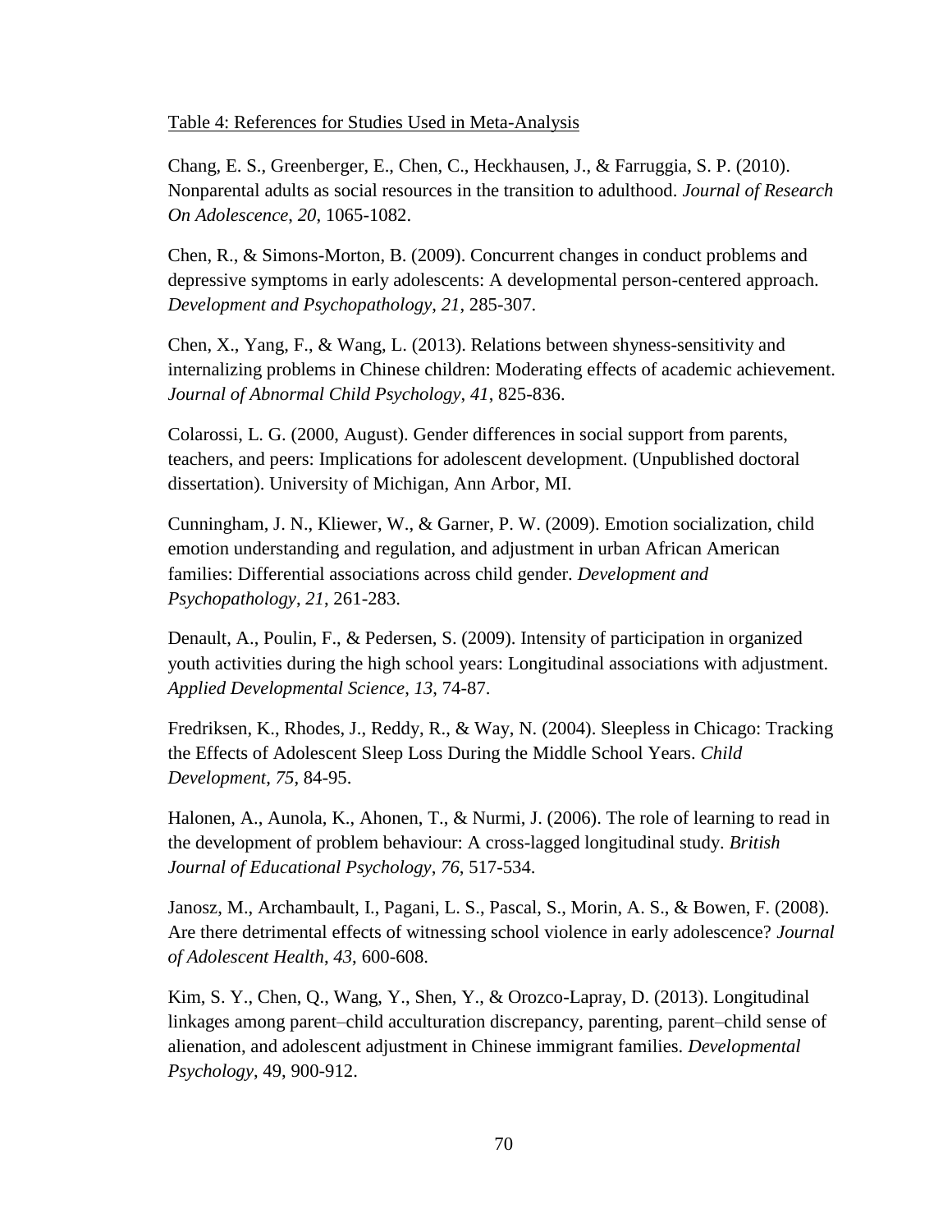Table 4: References for Studies Used in Meta-Analysis

Chang, E. S., Greenberger, E., Chen, C., Heckhausen, J., & Farruggia, S. P. (2010). Nonparental adults as social resources in the transition to adulthood. *Journal of Research On Adolescence*, *20*, 1065-1082.

Chen, R., & Simons-Morton, B. (2009). Concurrent changes in conduct problems and depressive symptoms in early adolescents: A developmental person-centered approach. *Development and Psychopathology*, *21*, 285-307.

Chen, X., Yang, F., & Wang, L. (2013). Relations between shyness-sensitivity and internalizing problems in Chinese children: Moderating effects of academic achievement. *Journal of Abnormal Child Psychology*, *41*, 825-836.

Colarossi, L. G. (2000, August). Gender differences in social support from parents, teachers, and peers: Implications for adolescent development. (Unpublished doctoral dissertation). University of Michigan, Ann Arbor, MI.

Cunningham, J. N., Kliewer, W., & Garner, P. W. (2009). Emotion socialization, child emotion understanding and regulation, and adjustment in urban African American families: Differential associations across child gender. *Development and Psychopathology*, *21*, 261-283.

Denault, A., Poulin, F., & Pedersen, S. (2009). Intensity of participation in organized youth activities during the high school years: Longitudinal associations with adjustment. *Applied Developmental Science*, *13*, 74-87.

Fredriksen, K., Rhodes, J., Reddy, R., & Way, N. (2004). Sleepless in Chicago: Tracking the Effects of Adolescent Sleep Loss During the Middle School Years. *Child Development*, *75*, 84-95.

Halonen, A., Aunola, K., Ahonen, T., & Nurmi, J. (2006). The role of learning to read in the development of problem behaviour: A cross-lagged longitudinal study. *British Journal of Educational Psychology*, *76*, 517-534.

Janosz, M., Archambault, I., Pagani, L. S., Pascal, S., Morin, A. S., & Bowen, F. (2008). Are there detrimental effects of witnessing school violence in early adolescence? *Journal of Adolescent Health*, *43*, 600-608.

Kim, S. Y., Chen, Q., Wang, Y., Shen, Y., & Orozco-Lapray, D. (2013). Longitudinal linkages among parent–child acculturation discrepancy, parenting, parent–child sense of alienation, and adolescent adjustment in Chinese immigrant families. *Developmental Psychology*, 49, 900-912.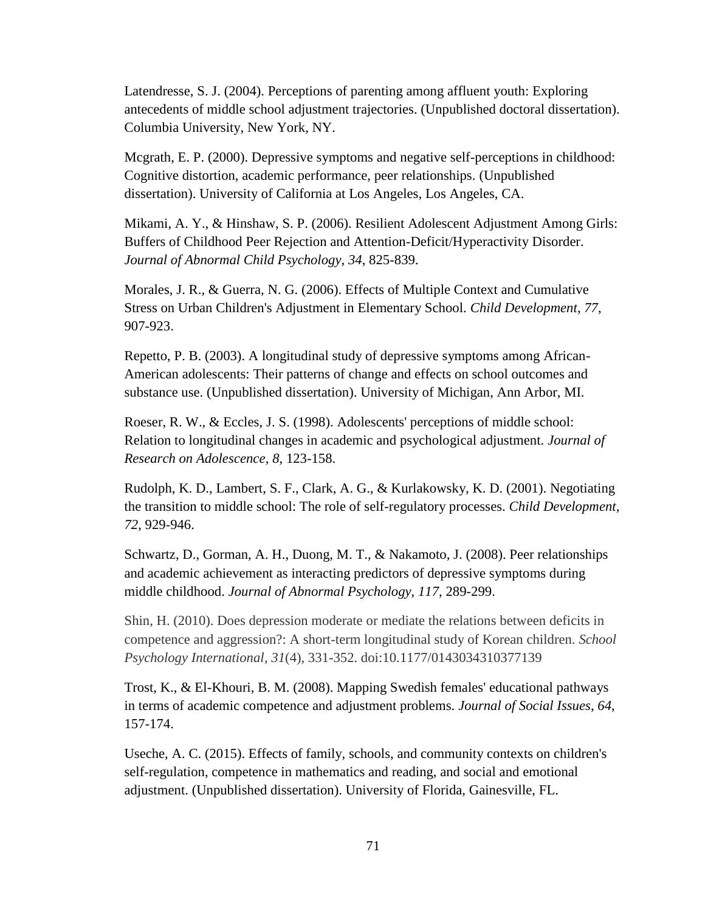Latendresse, S. J. (2004). Perceptions of parenting among affluent youth: Exploring antecedents of middle school adjustment trajectories. (Unpublished doctoral dissertation). Columbia University, New York, NY.

Mcgrath, E. P. (2000). Depressive symptoms and negative self-perceptions in childhood: Cognitive distortion, academic performance, peer relationships. (Unpublished dissertation). University of California at Los Angeles, Los Angeles, CA.

Mikami, A. Y., & Hinshaw, S. P. (2006). Resilient Adolescent Adjustment Among Girls: Buffers of Childhood Peer Rejection and Attention-Deficit/Hyperactivity Disorder. *Journal of Abnormal Child Psychology*, *34*, 825-839.

Morales, J. R., & Guerra, N. G. (2006). Effects of Multiple Context and Cumulative Stress on Urban Children's Adjustment in Elementary School. *Child Development*, *77*, 907-923.

Repetto, P. B. (2003). A longitudinal study of depressive symptoms among African-American adolescents: Their patterns of change and effects on school outcomes and substance use. (Unpublished dissertation). University of Michigan, Ann Arbor, MI.

Roeser, R. W., & Eccles, J. S. (1998). Adolescents' perceptions of middle school: Relation to longitudinal changes in academic and psychological adjustment. *Journal of Research on Adolescence*, *8*, 123-158.

Rudolph, K. D., Lambert, S. F., Clark, A. G., & Kurlakowsky, K. D. (2001). Negotiating the transition to middle school: The role of self-regulatory processes. *Child Development*, *72*, 929-946.

Schwartz, D., Gorman, A. H., Duong, M. T., & Nakamoto, J. (2008). Peer relationships and academic achievement as interacting predictors of depressive symptoms during middle childhood. *Journal of Abnormal Psychology*, *117*, 289-299.

Shin, H. (2010). Does depression moderate or mediate the relations between deficits in competence and aggression?: A short-term longitudinal study of Korean children. *School Psychology International*, *31*(4), 331-352. doi:10.1177/0143034310377139

Trost, K., & El-Khouri, B. M. (2008). Mapping Swedish females' educational pathways in terms of academic competence and adjustment problems. *Journal of Social Issues*, *64*, 157-174.

Useche, A. C. (2015). Effects of family, schools, and community contexts on children's self-regulation, competence in mathematics and reading, and social and emotional adjustment. (Unpublished dissertation). University of Florida, Gainesville, FL.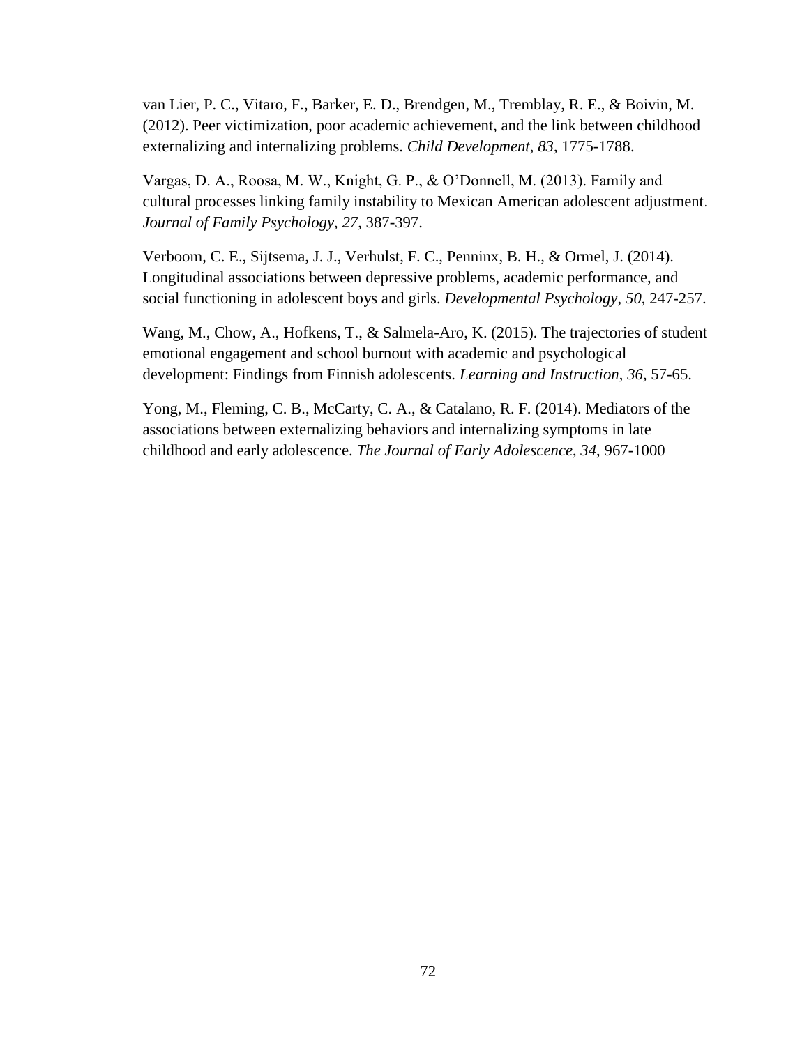van Lier, P. C., Vitaro, F., Barker, E. D., Brendgen, M., Tremblay, R. E., & Boivin, M. (2012). Peer victimization, poor academic achievement, and the link between childhood externalizing and internalizing problems. *Child Development*, *83*, 1775-1788.

Vargas, D. A., Roosa, M. W., Knight, G. P., & O'Donnell, M. (2013). Family and cultural processes linking family instability to Mexican American adolescent adjustment. *Journal of Family Psychology*, *27*, 387-397.

Verboom, C. E., Sijtsema, J. J., Verhulst, F. C., Penninx, B. H., & Ormel, J. (2014). Longitudinal associations between depressive problems, academic performance, and social functioning in adolescent boys and girls. *Developmental Psychology*, *50*, 247-257.

Wang, M., Chow, A., Hofkens, T., & Salmela-Aro, K. (2015). The trajectories of student emotional engagement and school burnout with academic and psychological development: Findings from Finnish adolescents. *Learning and Instruction*, *36*, 57-65.

Yong, M., Fleming, C. B., McCarty, C. A., & Catalano, R. F. (2014). Mediators of the associations between externalizing behaviors and internalizing symptoms in late childhood and early adolescence. *The Journal of Early Adolescence*, *34*, 967-1000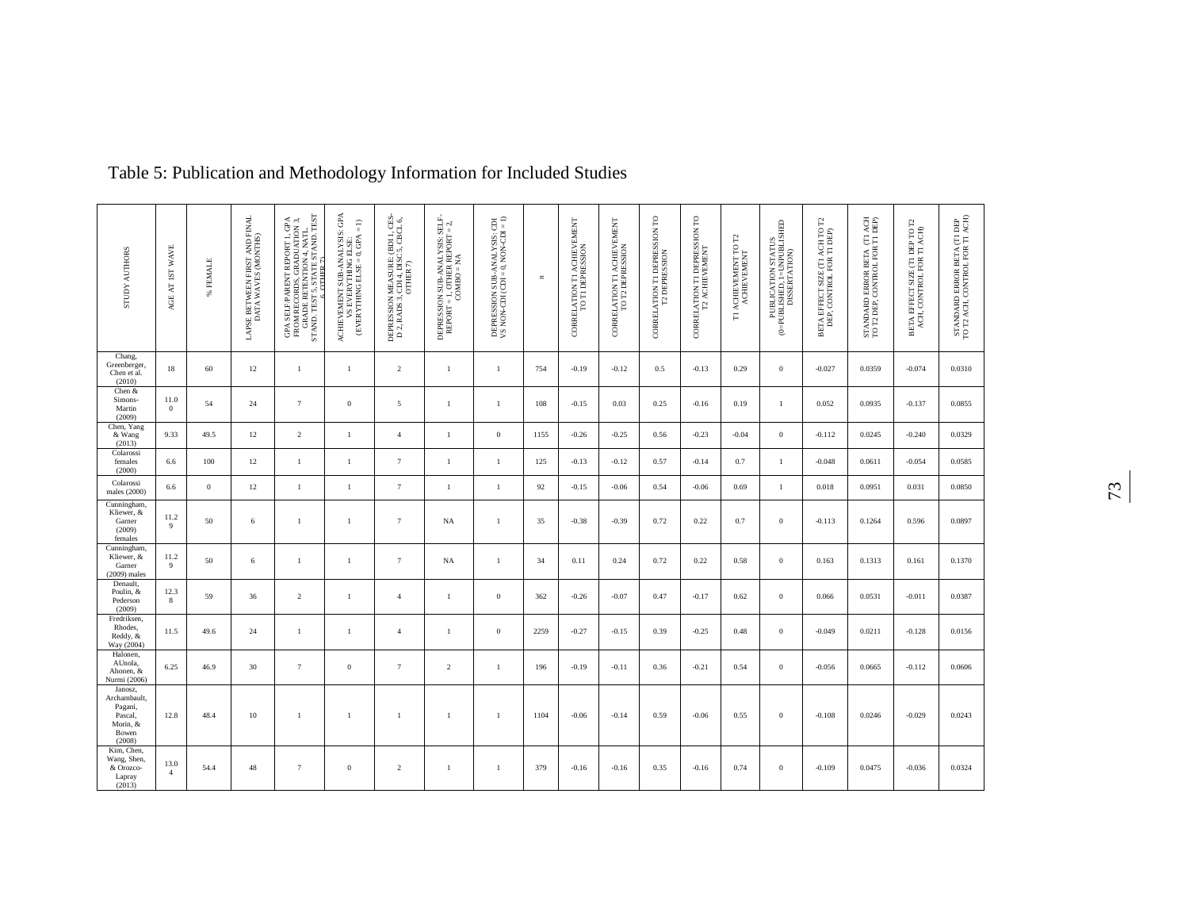# Table 5: Publication and Methodology Information for Included Studies

| STUDY AUTHORS | AGE AT 1ST WAVE | % FEMALE | LAPSE BETWEEN FIRST AND FINAL DATA WAVES (MONTHS) | GPA SELF/PARENT REPORT 1, GPA FROM RECORDS, GRADUATION 3, GRADE RETENTION 4, NATL. STAND. TEST 5, STATE STAND. TEST 6, OTHER 7) | ACHIEVEMENT SUB-ANALYSIS: GPA VS EVERYTHING ELSE: (EVERYTHING ELSE = 0, GPA = 1) | DEPRESSION MEASURE: (BDI 1, CES-D 2, RADS 3, CDI 4, RSCS 5, CBCL 6, OTHER 7) | DEPRESSION SUB-ANALYSIS: SELF-REPORT = 1, OTHER REPORT = 2, COMBO = NA | DEPRESSION SUB-ANALYSIS: CDI VS NON-CDI (CDI = 0, NON-CDI = 1) | n | CORRELATION T1 ACHIEVEMENT TO T1 DEPRESSION | CORRELATION T1 ACHIEVEMENT TO T2 DEPRESSION | CORRELATION T1 DEPRESSION TO T2 DEPRESSION | CORRELATION T1 DEPRESSION TO T2 ACHIEVEMENT | T1 ACHIEVEMENT TO T2 ACHIEVEMENT | PUBLICATION STATUS (0=PUBLISHED, 1=UNPUBLISHED DISSERTATION) | BETA EFFECT SIZE (T1 ACH TO T2 DEP, CONTROL FOR T1 DEP) | STANDARD ERROR BETA (T1 ACH TO T2 DEP, CONTROL FOR T1 DEP) | BETA EFFECT SIZE (T1 DEP TO T2 ACH, CONTROL FOR T1 ACH) | STANDARD ERROR BETA (T1 DEP TO T2 ACH, CONTROL FOR T1 ACH) |
|---|---|---|---|---|---|---|---|---|---|---|---|---|---|---|---|---|---|---|---|
| Chang, Greenberger, Chen et al. (2010) | 18 | 60 | 12 | 1 | 1 | 2 | 1 | 1 | 754 | -0.19 | -0.12 | 0.5 | -0.13 | 0.29 | 0 | -0.027 | 0.0359 | -0.074 | 0.0310 |
| Chen & Simons-Martin (2009) | 11.00 | 54 | 24 | 7 | 0 | 5 | 1 | 1 | 108 | -0.15 | 0.03 | 0.25 | -0.16 | 0.19 | 1 | 0.052 | 0.0935 | -0.137 | 0.0855 |
| Chen, Yang & Wang (2013) | 9.33 | 49.5 | 12 | 2 | 1 | 4 | 1 | 0 | 1155 | -0.26 | -0.25 | 0.56 | -0.23 | -0.04 | 0 | -0.112 | 0.0245 | -0.240 | 0.0329 |
| Colarossi females (2000) | 6.6 | 100 | 12 | 1 | 1 | 7 | 1 | 1 | 125 | -0.13 | -0.12 | 0.57 | -0.14 | 0.7 | 1 | -0.048 | 0.0611 | -0.054 | 0.0585 |
| Colarossi males (2000) | 6.6 | 0 | 12 | 1 | 1 | 7 | 1 | 1 | 92 | -0.15 | -0.06 | 0.54 | -0.06 | 0.69 | 1 | 0.018 | 0.0951 | 0.031 | 0.0850 |
| Cunningham, Kliewer, & Garner (2009) females | 11.29 | 50 | 6 | 1 | 1 | 7 | NA | 1 | 35 | -0.38 | -0.39 | 0.72 | 0.22 | 0.7 | 0 | -0.113 | 0.1264 | 0.596 | 0.0897 |
| Cunningham, Kliewer, & Garner (2009) males | 11.29 | 50 | 6 | 1 | 1 | 7 | NA | 1 | 34 | 0.11 | 0.24 | 0.72 | 0.22 | 0.58 | 0 | 0.163 | 0.1313 | 0.161 | 0.1370 |
| Denault, Poulin, & Pederson (2009) | 12.38 | 59 | 36 | 2 | 1 | 4 | 1 | 0 | 362 | -0.26 | -0.07 | 0.47 | -0.17 | 0.62 | 0 | 0.066 | 0.0531 | -0.011 | 0.0387 |
| Fredriksen, Rhodes, Reddy, & Way (2004) | 11.5 | 49.6 | 24 | 1 | 1 | 4 | 1 | 0 | 2259 | -0.27 | -0.15 | 0.39 | -0.25 | 0.48 | 0 | -0.049 | 0.0211 | -0.128 | 0.0156 |
| Halonen, AUnola, Ahonen, & Nurmi (2006) | 6.25 | 46.9 | 30 | 7 | 0 | 7 | 2 | 1 | 196 | -0.19 | -0.11 | 0.36 | -0.21 | 0.54 | 0 | -0.056 | 0.0665 | -0.112 | 0.0606 |
| Janosz, Archambault, Pagani, Pascal, Morin, & Bowen (2008) | 12.8 | 48.4 | 10 | 1 | 1 | 1 | 1 | 1 | 1104 | -0.06 | -0.14 | 0.59 | -0.06 | 0.55 | 0 | -0.108 | 0.0246 | -0.029 | 0.0243 |
| Kim, Chen, Wang, Shen, & Orozco-Lapray (2013) | 13.04 | 54.4 | 48 | 7 | 0 | 2 | 1 | 1 | 379 | -0.16 | -0.16 | 0.35 | -0.16 | 0.74 | 0 | -0.109 | 0.0475 | -0.036 | 0.0324 |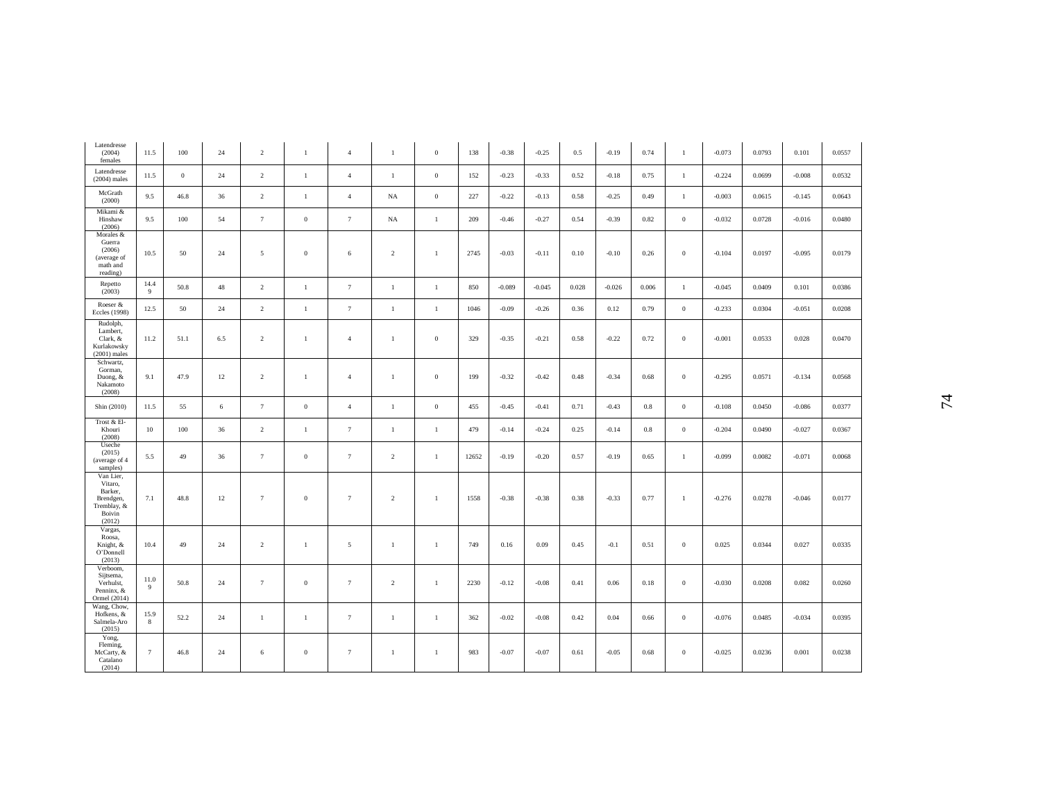| | | | | | | | | | | | | | | | | | | | |
|---|---|---|---|---|---|---|---|---|---|---|---|---|---|---|---|---|---|---|---|
| Latendresse (2004) females | 11.5 | 100 | 24 | 2 | 1 | 4 | 1 | 0 | 138 | -0.38 | -0.25 | 0.5 | -0.19 | 0.74 | 1 | -0.073 | 0.0793 | 0.101 | 0.0557 |
| Latendresse (2004) males | 11.5 | 0 | 24 | 2 | 1 | 4 | 1 | 0 | 152 | -0.23 | -0.33 | 0.52 | -0.18 | 0.75 | 1 | -0.224 | 0.0699 | -0.008 | 0.0532 |
| McGrath (2000) | 9.5 | 46.8 | 36 | 2 | 1 | 4 | NA | 0 | 227 | -0.22 | -0.13 | 0.58 | -0.25 | 0.49 | 1 | -0.003 | 0.0615 | -0.145 | 0.0643 |
| Mikami & Hinshaw (2006) | 9.5 | 100 | 54 | 7 | 0 | 7 | NA | 1 | 209 | -0.46 | -0.27 | 0.54 | -0.39 | 0.82 | 0 | -0.032 | 0.0728 | -0.016 | 0.0480 |
| Morales & Guerra (2006) (average of math and reading) | 10.5 | 50 | 24 | 5 | 0 | 6 | 2 | 1 | 2745 | -0.03 | -0.11 | 0.10 | -0.10 | 0.26 | 0 | -0.104 | 0.0197 | -0.095 | 0.0179 |
| Repetto (2003) | 14.49 | 50.8 | 48 | 2 | 1 | 7 | 1 | 1 | 850 | -0.089 | -0.045 | 0.028 | -0.026 | 0.006 | 1 | -0.045 | 0.0409 | 0.101 | 0.0386 |
| Roeser & Eccles (1998) | 12.5 | 50 | 24 | 2 | 1 | 7 | 1 | 1 | 1046 | -0.09 | -0.26 | 0.36 | 0.12 | 0.79 | 0 | -0.233 | 0.0304 | -0.051 | 0.0208 |
| Rudolph, Lambert, Clark, & Kurlakowsky (2001) males | 11.2 | 51.1 | 6.5 | 2 | 1 | 4 | 1 | 0 | 329 | -0.35 | -0.21 | 0.58 | -0.22 | 0.72 | 0 | -0.001 | 0.0533 | 0.028 | 0.0470 |
| Schwartz, Gorman, Duong, & Nakamoto (2008) | 9.1 | 47.9 | 12 | 2 | 1 | 4 | 1 | 0 | 199 | -0.32 | -0.42 | 0.48 | -0.34 | 0.68 | 0 | -0.295 | 0.0571 | -0.134 | 0.0568 |
| Shin (2010) | 11.5 | 55 | 6 | 7 | 0 | 4 | 1 | 0 | 455 | -0.45 | -0.41 | 0.71 | -0.43 | 0.8 | 0 | -0.108 | 0.0450 | -0.086 | 0.0377 |
| Trost & El-Khouri (2008) | 10 | 100 | 36 | 2 | 1 | 7 | 1 | 1 | 479 | -0.14 | -0.24 | 0.25 | -0.14 | 0.8 | 0 | -0.204 | 0.0490 | -0.027 | 0.0367 |
| Useche (2015) (average of 4 samples) | 5.5 | 49 | 36 | 7 | 0 | 7 | 2 | 1 | 12652 | -0.19 | -0.20 | 0.57 | -0.19 | 0.65 | 1 | -0.099 | 0.0082 | -0.071 | 0.0068 |
| Van Lier, Vitaro, Barker, Brendgen, Tremblay, & Boivin (2012) | 7.1 | 48.8 | 12 | 7 | 0 | 7 | 2 | 1 | 1558 | -0.38 | -0.38 | 0.38 | -0.33 | 0.77 | 1 | -0.276 | 0.0278 | -0.046 | 0.0177 |
| Vargas, Roosa, Knight, & O'Donnell (2013) | 10.4 | 49 | 24 | 2 | 1 | 5 | 1 | 1 | 749 | 0.16 | 0.09 | 0.45 | -0.1 | 0.51 | 0 | 0.025 | 0.0344 | 0.027 | 0.0335 |
| Verboom, Sijtsema, Verhulst, Penninx, & Ormel (2014) | 11.09 | 50.8 | 24 | 7 | 0 | 7 | 2 | 1 | 2230 | -0.12 | -0.08 | 0.41 | 0.06 | 0.18 | 0 | -0.030 | 0.0208 | 0.082 | 0.0260 |
| Wang, Chow, Hofkens, & Salmela-Aro (2015) | 15.98 | 52.2 | 24 | 1 | 1 | 7 | 1 | 1 | 362 | -0.02 | -0.08 | 0.42 | 0.04 | 0.66 | 0 | -0.076 | 0.0485 | -0.034 | 0.0395 |
| Yong, Fleming, McCarty, & Catalano (2014) | 7 | 46.8 | 24 | 6 | 0 | 7 | 1 | 1 | 983 | -0.07 | -0.07 | 0.61 | -0.05 | 0.68 | 0 | -0.025 | 0.0236 | 0.001 | 0.0238 |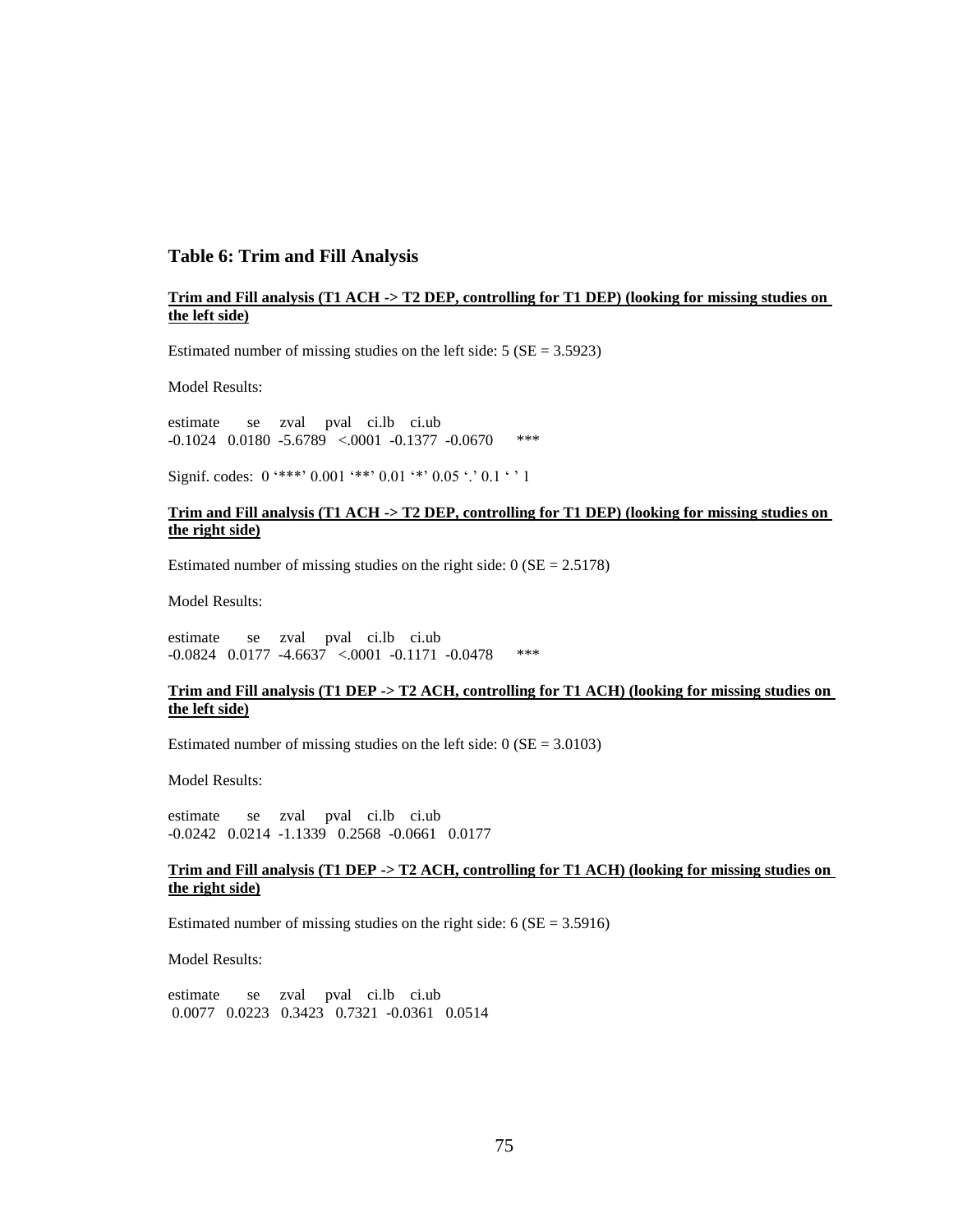## Table 6: Trim and Fill Analysis

**Trim and Fill analysis (T1 ACH -> T2 DEP, controlling for T1 DEP) (looking for missing studies on the left side)**

Estimated number of missing studies on the left side: 5 (SE = 3.5923)

Model Results:

```
estimate      se     zval     pval    ci.lb    ci.ub
-0.1024   0.0180  -5.6789   <.0001  -0.1377  -0.0670     ***
```

Signif. codes: 0 '***' 0.001 '**' 0.01 '*' 0.05 '.' 0.1 ' ' 1

**Trim and Fill analysis (T1 ACH -> T2 DEP, controlling for T1 DEP) (looking for missing studies on the right side)**

Estimated number of missing studies on the right side: 0 (SE = 2.5178)

Model Results:

```
estimate      se     zval     pval    ci.lb    ci.ub
-0.0824   0.0177  -4.6637   <.0001  -0.1171  -0.0478     ***
```

**Trim and Fill analysis (T1 DEP -> T2 ACH, controlling for T1 ACH) (looking for missing studies on the left side)**

Estimated number of missing studies on the left side: 0 (SE = 3.0103)

Model Results:

```
estimate      se     zval     pval    ci.lb    ci.ub
-0.0242   0.0214  -1.1339   0.2568  -0.0661   0.0177
```

**Trim and Fill analysis (T1 DEP -> T2 ACH, controlling for T1 ACH) (looking for missing studies on the right side)**

Estimated number of missing studies on the right side: 6 (SE = 3.5916)

Model Results:

```
estimate      se     zval     pval    ci.lb    ci.ub
 0.0077   0.0223   0.3423   0.7321  -0.0361   0.0514
```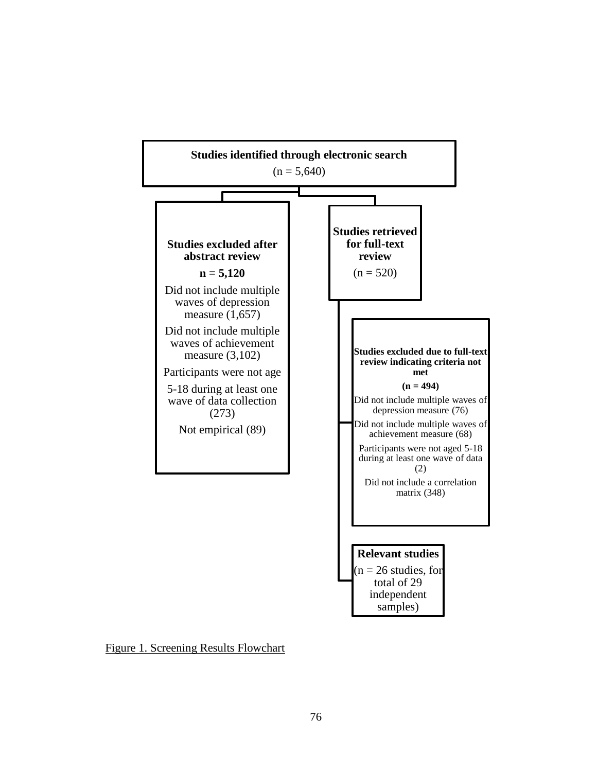**Studies identified through electronic search**
(n = 5,640)

**Studies excluded after abstract review**
**n = 5,120**

Did not include multiple waves of depression measure (1,657)

Did not include multiple waves of achievement measure (3,102)

Participants were not age 5-18 during at least one wave of data collection (273)

Not empirical (89)

**Studies retrieved for full-text review**
(n = 520)

**Studies excluded due to full-text review indicating criteria not met**
**(n = 494)**

Did not include multiple waves of depression measure (76)

Did not include multiple waves of achievement measure (68)

Participants were not aged 5-18 during at least one wave of data (2)

Did not include a correlation matrix (348)

**Relevant studies**
(n = 26 studies, for total of 29 independent samples)

Figure 1. Screening Results Flowchart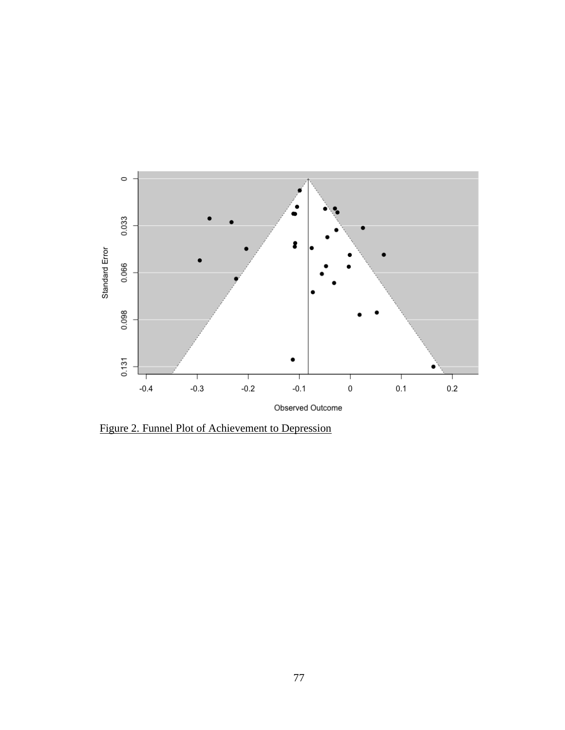Figure 2. Funnel Plot of Achievement to Depression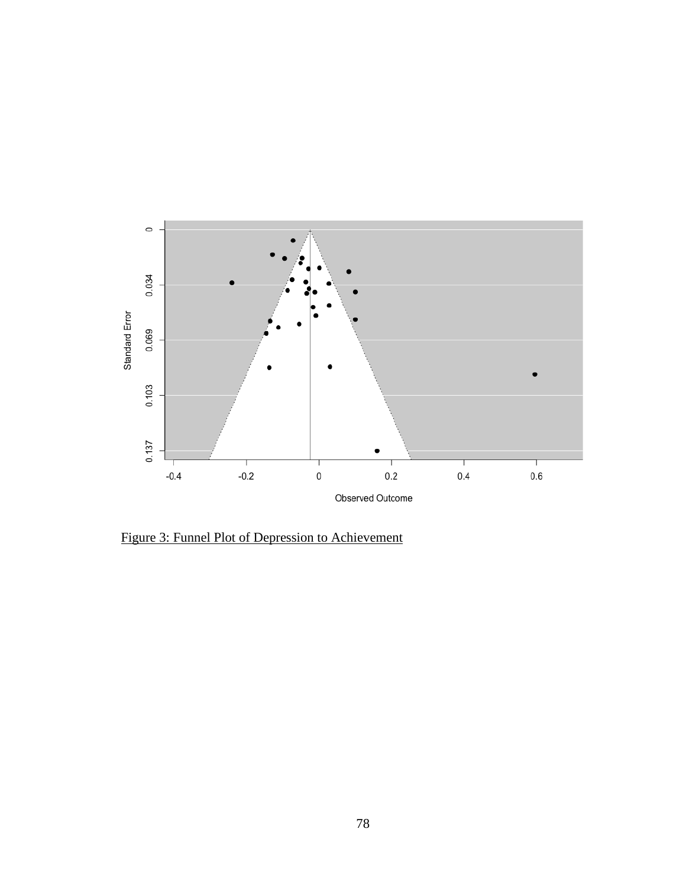Figure 3: Funnel Plot of Depression to Achievement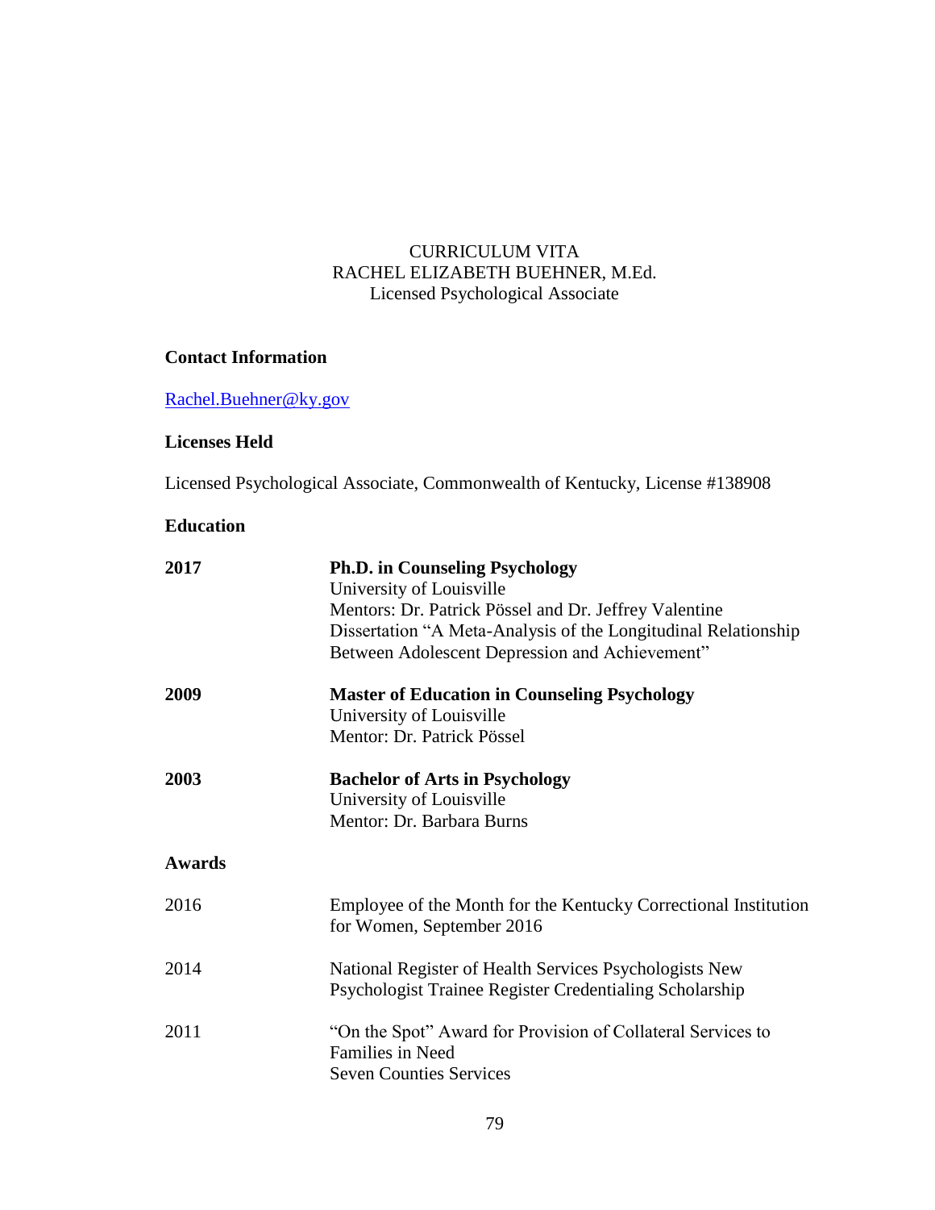CURRICULUM VITA
RACHEL ELIZABETH BUEHNER, M.Ed.
Licensed Psychological Associate

**Contact Information**

Rachel.Buehner@ky.gov

**Licenses Held**

Licensed Psychological Associate, Commonwealth of Kentucky, License #138908

**Education**

**2017** — **Ph.D. in Counseling Psychology**
University of Louisville
Mentors: Dr. Patrick Pössel and Dr. Jeffrey Valentine
Dissertation "A Meta-Analysis of the Longitudinal Relationship Between Adolescent Depression and Achievement"

**2009** — **Master of Education in Counseling Psychology**
University of Louisville
Mentor: Dr. Patrick Pössel

**2003** — **Bachelor of Arts in Psychology**
University of Louisville
Mentor: Dr. Barbara Burns

**Awards**

2016 — Employee of the Month for the Kentucky Correctional Institution for Women, September 2016

2014 — National Register of Health Services Psychologists New Psychologist Trainee Register Credentialing Scholarship

2011 — "On the Spot" Award for Provision of Collateral Services to Families in Need
Seven Counties Services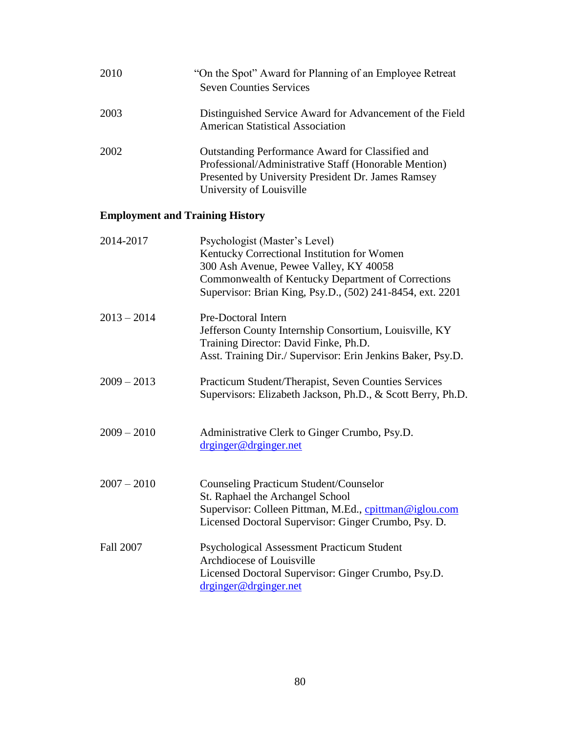2010 "On the Spot" Award for Planning of an Employee Retreat
Seven Counties Services

2003 Distinguished Service Award for Advancement of the Field
American Statistical Association

2002 Outstanding Performance Award for Classified and Professional/Administrative Staff (Honorable Mention)
Presented by University President Dr. James Ramsey
University of Louisville

**Employment and Training History**

2014-2017 Psychologist (Master's Level)
Kentucky Correctional Institution for Women
300 Ash Avenue, Pewee Valley, KY 40058
Commonwealth of Kentucky Department of Corrections
Supervisor: Brian King, Psy.D., (502) 241-8454, ext. 2201

2013 – 2014 Pre-Doctoral Intern
Jefferson County Internship Consortium, Louisville, KY
Training Director: David Finke, Ph.D.
Asst. Training Dir./ Supervisor: Erin Jenkins Baker, Psy.D.

2009 – 2013 Practicum Student/Therapist, Seven Counties Services
Supervisors: Elizabeth Jackson, Ph.D., & Scott Berry, Ph.D.

2009 – 2010 Administrative Clerk to Ginger Crumbo, Psy.D.
drginger@drginger.net

2007 – 2010 Counseling Practicum Student/Counselor
St. Raphael the Archangel School
Supervisor: Colleen Pittman, M.Ed., cpittman@iglou.com
Licensed Doctoral Supervisor: Ginger Crumbo, Psy. D.

Fall 2007 Psychological Assessment Practicum Student
Archdiocese of Louisville
Licensed Doctoral Supervisor: Ginger Crumbo, Psy.D.
drginger@drginger.net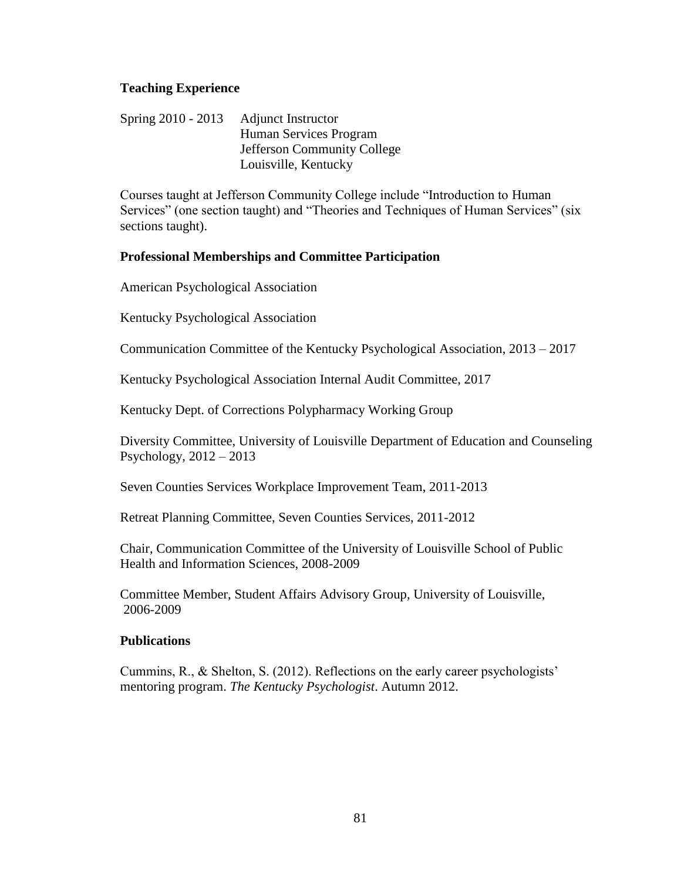**Teaching Experience**

Spring 2010 - 2013 Adjunct Instructor
Human Services Program
Jefferson Community College
Louisville, Kentucky

Courses taught at Jefferson Community College include "Introduction to Human Services" (one section taught) and "Theories and Techniques of Human Services" (six sections taught).

**Professional Memberships and Committee Participation**

American Psychological Association

Kentucky Psychological Association

Communication Committee of the Kentucky Psychological Association, 2013 – 2017

Kentucky Psychological Association Internal Audit Committee, 2017

Kentucky Dept. of Corrections Polypharmacy Working Group

Diversity Committee, University of Louisville Department of Education and Counseling Psychology, 2012 – 2013

Seven Counties Services Workplace Improvement Team, 2011-2013

Retreat Planning Committee, Seven Counties Services, 2011-2012

Chair, Communication Committee of the University of Louisville School of Public Health and Information Sciences, 2008-2009

Committee Member, Student Affairs Advisory Group, University of Louisville, 2006-2009

**Publications**

Cummins, R., & Shelton, S. (2012). Reflections on the early career psychologists' mentoring program. *The Kentucky Psychologist*. Autumn 2012.